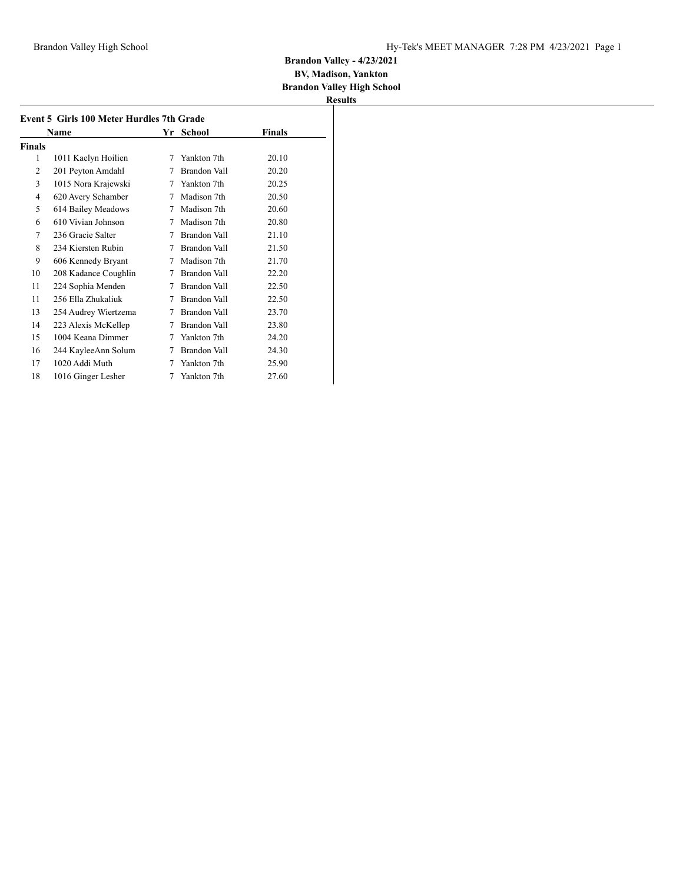**Brandon Valley - 4/23/2021**

**BV, Madison, Yankton**

**Brandon Valley High School**

**Results**

### Event 5 Girls 100 Meter Hurdles 7th Grade

| | Name | Yr | School | Finals |
|---|---|---|---|---|
| **Finals** | | | | |
| 1 | 1011 Kaelyn Hoilien | 7 | Yankton 7th | 20.10 |
| 2 | 201 Peyton Amdahl | 7 | Brandon Vall | 20.20 |
| 3 | 1015 Nora Krajewski | 7 | Yankton 7th | 20.25 |
| 4 | 620 Avery Schamber | 7 | Madison 7th | 20.50 |
| 5 | 614 Bailey Meadows | 7 | Madison 7th | 20.60 |
| 6 | 610 Vivian Johnson | 7 | Madison 7th | 20.80 |
| 7 | 236 Gracie Salter | 7 | Brandon Vall | 21.10 |
| 8 | 234 Kiersten Rubin | 7 | Brandon Vall | 21.50 |
| 9 | 606 Kennedy Bryant | 7 | Madison 7th | 21.70 |
| 10 | 208 Kadance Coughlin | 7 | Brandon Vall | 22.20 |
| 11 | 224 Sophia Menden | 7 | Brandon Vall | 22.50 |
| 11 | 256 Ella Zhukaliuk | 7 | Brandon Vall | 22.50 |
| 13 | 254 Audrey Wiertzema | 7 | Brandon Vall | 23.70 |
| 14 | 223 Alexis McKellep | 7 | Brandon Vall | 23.80 |
| 15 | 1004 Keana Dimmer | 7 | Yankton 7th | 24.20 |
| 16 | 244 KayleeAnn Solum | 7 | Brandon Vall | 24.30 |
| 17 | 1020 Addi Muth | 7 | Yankton 7th | 25.90 |
| 18 | 1016 Ginger Lesher | 7 | Yankton 7th | 27.60 |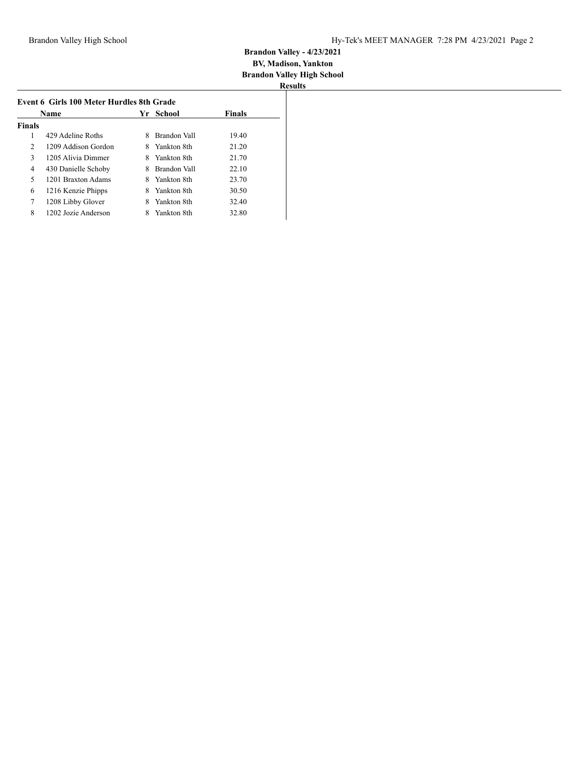**Brandon Valley - 4/23/2021**
**BV, Madison, Yankton**
**Brandon Valley High School**
**Results**

### Event 6 Girls 100 Meter Hurdles 8th Grade

| | Name | Yr | School | Finals |
|---|---|---|---|---|
| **Finals** | | | | |
| 1 | 429 Adeline Roths | 8 | Brandon Vall | 19.40 |
| 2 | 1209 Addison Gordon | 8 | Yankton 8th | 21.20 |
| 3 | 1205 Alivia Dimmer | 8 | Yankton 8th | 21.70 |
| 4 | 430 Danielle Schoby | 8 | Brandon Vall | 22.10 |
| 5 | 1201 Braxton Adams | 8 | Yankton 8th | 23.70 |
| 6 | 1216 Kenzie Phipps | 8 | Yankton 8th | 30.50 |
| 7 | 1208 Libby Glover | 8 | Yankton 8th | 32.40 |
| 8 | 1202 Jozie Anderson | 8 | Yankton 8th | 32.80 |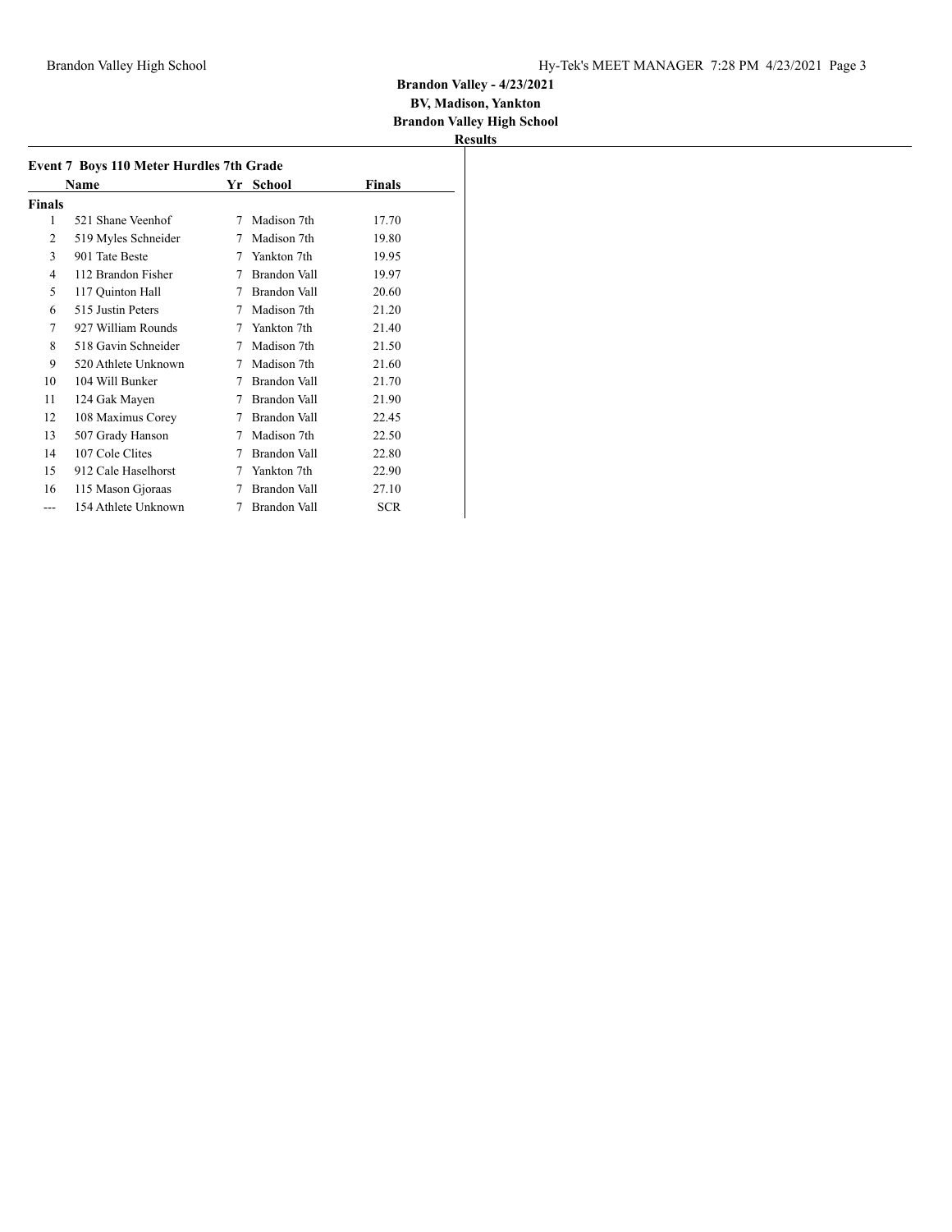**Brandon Valley - 4/23/2021**
**BV, Madison, Yankton**
**Brandon Valley High School**
**Results**

### Event 7 Boys 110 Meter Hurdles 7th Grade

| | Name | Yr | School | Finals |
|---|---|---|---|---|
| **Finals** | | | | |
| 1 | 521 Shane Veenhof | 7 | Madison 7th | 17.70 |
| 2 | 519 Myles Schneider | 7 | Madison 7th | 19.80 |
| 3 | 901 Tate Beste | 7 | Yankton 7th | 19.95 |
| 4 | 112 Brandon Fisher | 7 | Brandon Vall | 19.97 |
| 5 | 117 Quinton Hall | 7 | Brandon Vall | 20.60 |
| 6 | 515 Justin Peters | 7 | Madison 7th | 21.20 |
| 7 | 927 William Rounds | 7 | Yankton 7th | 21.40 |
| 8 | 518 Gavin Schneider | 7 | Madison 7th | 21.50 |
| 9 | 520 Athlete Unknown | 7 | Madison 7th | 21.60 |
| 10 | 104 Will Bunker | 7 | Brandon Vall | 21.70 |
| 11 | 124 Gak Mayen | 7 | Brandon Vall | 21.90 |
| 12 | 108 Maximus Corey | 7 | Brandon Vall | 22.45 |
| 13 | 507 Grady Hanson | 7 | Madison 7th | 22.50 |
| 14 | 107 Cole Clites | 7 | Brandon Vall | 22.80 |
| 15 | 912 Cale Haselhorst | 7 | Yankton 7th | 22.90 |
| 16 | 115 Mason Gjoraas | 7 | Brandon Vall | 27.10 |
| --- | 154 Athlete Unknown | 7 | Brandon Vall | SCR |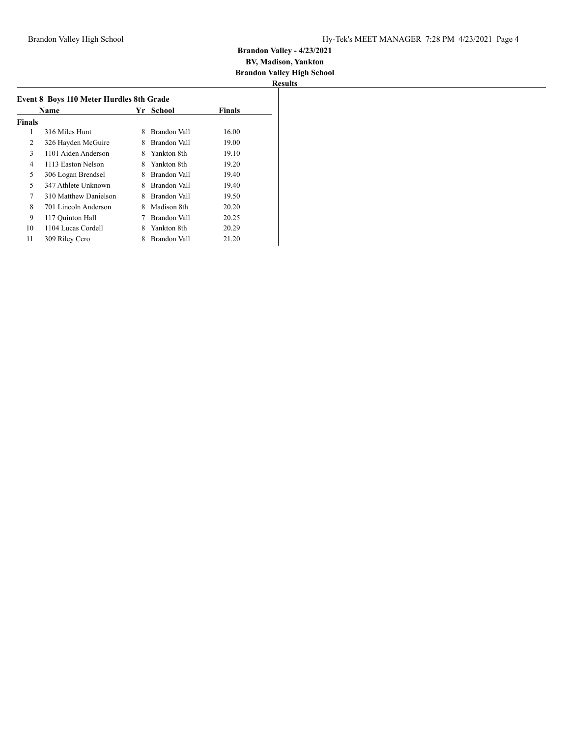**Brandon Valley - 4/23/2021**
**BV, Madison, Yankton**
**Brandon Valley High School**
**Results**

### Event 8 Boys 110 Meter Hurdles 8th Grade

| | Name | Yr | School | Finals |
|---|---|---|---|---|
| **Finals** | | | | |
| 1 | 316 Miles Hunt | 8 | Brandon Vall | 16.00 |
| 2 | 326 Hayden McGuire | 8 | Brandon Vall | 19.00 |
| 3 | 1101 Aiden Anderson | 8 | Yankton 8th | 19.10 |
| 4 | 1113 Easton Nelson | 8 | Yankton 8th | 19.20 |
| 5 | 306 Logan Brendsel | 8 | Brandon Vall | 19.40 |
| 5 | 347 Athlete Unknown | 8 | Brandon Vall | 19.40 |
| 7 | 310 Matthew Danielson | 8 | Brandon Vall | 19.50 |
| 8 | 701 Lincoln Anderson | 8 | Madison 8th | 20.20 |
| 9 | 117 Quinton Hall | 7 | Brandon Vall | 20.25 |
| 10 | 1104 Lucas Cordell | 8 | Yankton 8th | 20.29 |
| 11 | 309 Riley Cero | 8 | Brandon Vall | 21.20 |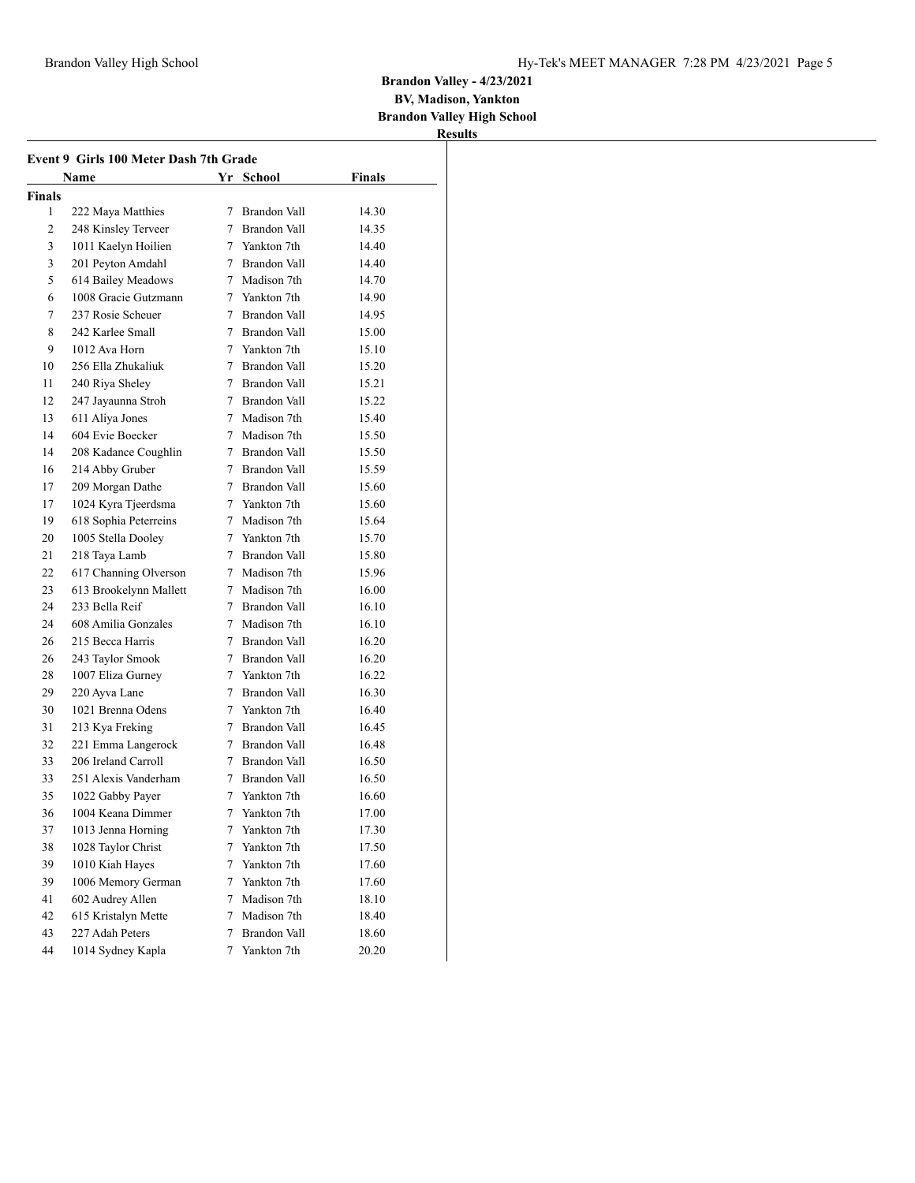**Brandon Valley - 4/23/2021**
**BV, Madison, Yankton**
**Brandon Valley High School**
**Results**

### Event 9 Girls 100 Meter Dash 7th Grade

| | Name | Yr | School | Finals |
|---|---|---|---|---|
| **Finals** | | | | |
| 1 | 222 Maya Matthies | 7 | Brandon Vall | 14.30 |
| 2 | 248 Kinsley Terveer | 7 | Brandon Vall | 14.35 |
| 3 | 1011 Kaelyn Hoilien | 7 | Yankton 7th | 14.40 |
| 3 | 201 Peyton Amdahl | 7 | Brandon Vall | 14.40 |
| 5 | 614 Bailey Meadows | 7 | Madison 7th | 14.70 |
| 6 | 1008 Gracie Gutzmann | 7 | Yankton 7th | 14.90 |
| 7 | 237 Rosie Scheuer | 7 | Brandon Vall | 14.95 |
| 8 | 242 Karlee Small | 7 | Brandon Vall | 15.00 |
| 9 | 1012 Ava Horn | 7 | Yankton 7th | 15.10 |
| 10 | 256 Ella Zhukaliuk | 7 | Brandon Vall | 15.20 |
| 11 | 240 Riya Sheley | 7 | Brandon Vall | 15.21 |
| 12 | 247 Jayaunna Stroh | 7 | Brandon Vall | 15.22 |
| 13 | 611 Aliya Jones | 7 | Madison 7th | 15.40 |
| 14 | 604 Evie Boecker | 7 | Madison 7th | 15.50 |
| 14 | 208 Kadance Coughlin | 7 | Brandon Vall | 15.50 |
| 16 | 214 Abby Gruber | 7 | Brandon Vall | 15.59 |
| 17 | 209 Morgan Dathe | 7 | Brandon Vall | 15.60 |
| 17 | 1024 Kyra Tjeerdsma | 7 | Yankton 7th | 15.60 |
| 19 | 618 Sophia Peterreins | 7 | Madison 7th | 15.64 |
| 20 | 1005 Stella Dooley | 7 | Yankton 7th | 15.70 |
| 21 | 218 Taya Lamb | 7 | Brandon Vall | 15.80 |
| 22 | 617 Channing Olverson | 7 | Madison 7th | 15.96 |
| 23 | 613 Brookelynn Mallett | 7 | Madison 7th | 16.00 |
| 24 | 233 Bella Reif | 7 | Brandon Vall | 16.10 |
| 24 | 608 Amilia Gonzales | 7 | Madison 7th | 16.10 |
| 26 | 215 Becca Harris | 7 | Brandon Vall | 16.20 |
| 26 | 243 Taylor Smook | 7 | Brandon Vall | 16.20 |
| 28 | 1007 Eliza Gurney | 7 | Yankton 7th | 16.22 |
| 29 | 220 Ayva Lane | 7 | Brandon Vall | 16.30 |
| 30 | 1021 Brenna Odens | 7 | Yankton 7th | 16.40 |
| 31 | 213 Kya Freking | 7 | Brandon Vall | 16.45 |
| 32 | 221 Emma Langerock | 7 | Brandon Vall | 16.48 |
| 33 | 206 Ireland Carroll | 7 | Brandon Vall | 16.50 |
| 33 | 251 Alexis Vanderham | 7 | Brandon Vall | 16.50 |
| 35 | 1022 Gabby Payer | 7 | Yankton 7th | 16.60 |
| 36 | 1004 Keana Dimmer | 7 | Yankton 7th | 17.00 |
| 37 | 1013 Jenna Horning | 7 | Yankton 7th | 17.30 |
| 38 | 1028 Taylor Christ | 7 | Yankton 7th | 17.50 |
| 39 | 1010 Kiah Hayes | 7 | Yankton 7th | 17.60 |
| 39 | 1006 Memory German | 7 | Yankton 7th | 17.60 |
| 41 | 602 Audrey Allen | 7 | Madison 7th | 18.10 |
| 42 | 615 Kristalyn Mette | 7 | Madison 7th | 18.40 |
| 43 | 227 Adah Peters | 7 | Brandon Vall | 18.60 |
| 44 | 1014 Sydney Kapla | 7 | Yankton 7th | 20.20 |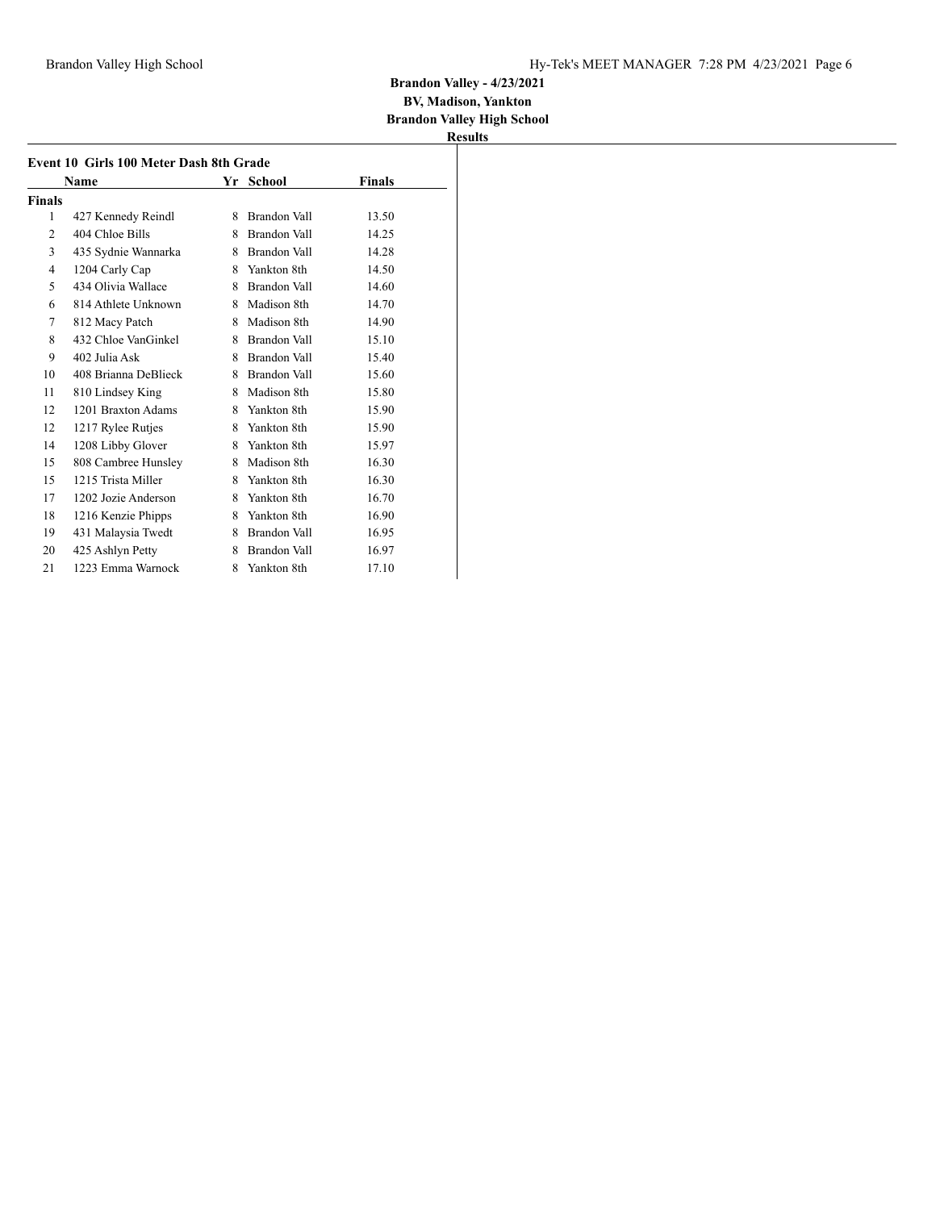**Brandon Valley - 4/23/2021**
**BV, Madison, Yankton**
**Brandon Valley High School**
**Results**

### Event 10 Girls 100 Meter Dash 8th Grade

| | Name | Yr | School | Finals |
|---|---|---|---|---|
| **Finals** | | | | |
| 1 | 427 Kennedy Reindl | 8 | Brandon Vall | 13.50 |
| 2 | 404 Chloe Bills | 8 | Brandon Vall | 14.25 |
| 3 | 435 Sydnie Wannarka | 8 | Brandon Vall | 14.28 |
| 4 | 1204 Carly Cap | 8 | Yankton 8th | 14.50 |
| 5 | 434 Olivia Wallace | 8 | Brandon Vall | 14.60 |
| 6 | 814 Athlete Unknown | 8 | Madison 8th | 14.70 |
| 7 | 812 Macy Patch | 8 | Madison 8th | 14.90 |
| 8 | 432 Chloe VanGinkel | 8 | Brandon Vall | 15.10 |
| 9 | 402 Julia Ask | 8 | Brandon Vall | 15.40 |
| 10 | 408 Brianna DeBlieck | 8 | Brandon Vall | 15.60 |
| 11 | 810 Lindsey King | 8 | Madison 8th | 15.80 |
| 12 | 1201 Braxton Adams | 8 | Yankton 8th | 15.90 |
| 12 | 1217 Rylee Rutjes | 8 | Yankton 8th | 15.90 |
| 14 | 1208 Libby Glover | 8 | Yankton 8th | 15.97 |
| 15 | 808 Cambree Hunsley | 8 | Madison 8th | 16.30 |
| 15 | 1215 Trista Miller | 8 | Yankton 8th | 16.30 |
| 17 | 1202 Jozie Anderson | 8 | Yankton 8th | 16.70 |
| 18 | 1216 Kenzie Phipps | 8 | Yankton 8th | 16.90 |
| 19 | 431 Malaysia Twedt | 8 | Brandon Vall | 16.95 |
| 20 | 425 Ashlyn Petty | 8 | Brandon Vall | 16.97 |
| 21 | 1223 Emma Warnock | 8 | Yankton 8th | 17.10 |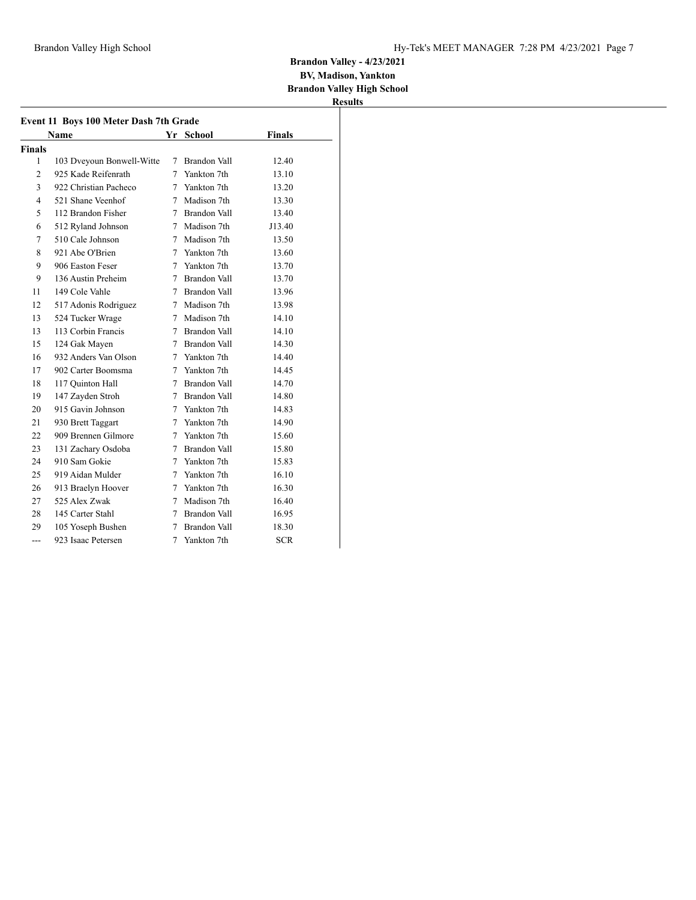**Brandon Valley - 4/23/2021**
**BV, Madison, Yankton**
**Brandon Valley High School**
**Results**

### Event 11 Boys 100 Meter Dash 7th Grade

| | Name | Yr | School | Finals |
|---|---|---|---|---|
| **Finals** | | | | |
| 1 | 103 Dveyoun Bonwell-Witte | 7 | Brandon Vall | 12.40 |
| 2 | 925 Kade Reifenrath | 7 | Yankton 7th | 13.10 |
| 3 | 922 Christian Pacheco | 7 | Yankton 7th | 13.20 |
| 4 | 521 Shane Veenhof | 7 | Madison 7th | 13.30 |
| 5 | 112 Brandon Fisher | 7 | Brandon Vall | 13.40 |
| 6 | 512 Ryland Johnson | 7 | Madison 7th | J13.40 |
| 7 | 510 Cale Johnson | 7 | Madison 7th | 13.50 |
| 8 | 921 Abe O'Brien | 7 | Yankton 7th | 13.60 |
| 9 | 906 Easton Feser | 7 | Yankton 7th | 13.70 |
| 9 | 136 Austin Preheim | 7 | Brandon Vall | 13.70 |
| 11 | 149 Cole Vahle | 7 | Brandon Vall | 13.96 |
| 12 | 517 Adonis Rodriguez | 7 | Madison 7th | 13.98 |
| 13 | 524 Tucker Wrage | 7 | Madison 7th | 14.10 |
| 13 | 113 Corbin Francis | 7 | Brandon Vall | 14.10 |
| 15 | 124 Gak Mayen | 7 | Brandon Vall | 14.30 |
| 16 | 932 Anders Van Olson | 7 | Yankton 7th | 14.40 |
| 17 | 902 Carter Boomsma | 7 | Yankton 7th | 14.45 |
| 18 | 117 Quinton Hall | 7 | Brandon Vall | 14.70 |
| 19 | 147 Zayden Stroh | 7 | Brandon Vall | 14.80 |
| 20 | 915 Gavin Johnson | 7 | Yankton 7th | 14.83 |
| 21 | 930 Brett Taggart | 7 | Yankton 7th | 14.90 |
| 22 | 909 Brennen Gilmore | 7 | Yankton 7th | 15.60 |
| 23 | 131 Zachary Osdoba | 7 | Brandon Vall | 15.80 |
| 24 | 910 Sam Gokie | 7 | Yankton 7th | 15.83 |
| 25 | 919 Aidan Mulder | 7 | Yankton 7th | 16.10 |
| 26 | 913 Braelyn Hoover | 7 | Yankton 7th | 16.30 |
| 27 | 525 Alex Zwak | 7 | Madison 7th | 16.40 |
| 28 | 145 Carter Stahl | 7 | Brandon Vall | 16.95 |
| 29 | 105 Yoseph Bushen | 7 | Brandon Vall | 18.30 |
| --- | 923 Isaac Petersen | 7 | Yankton 7th | SCR |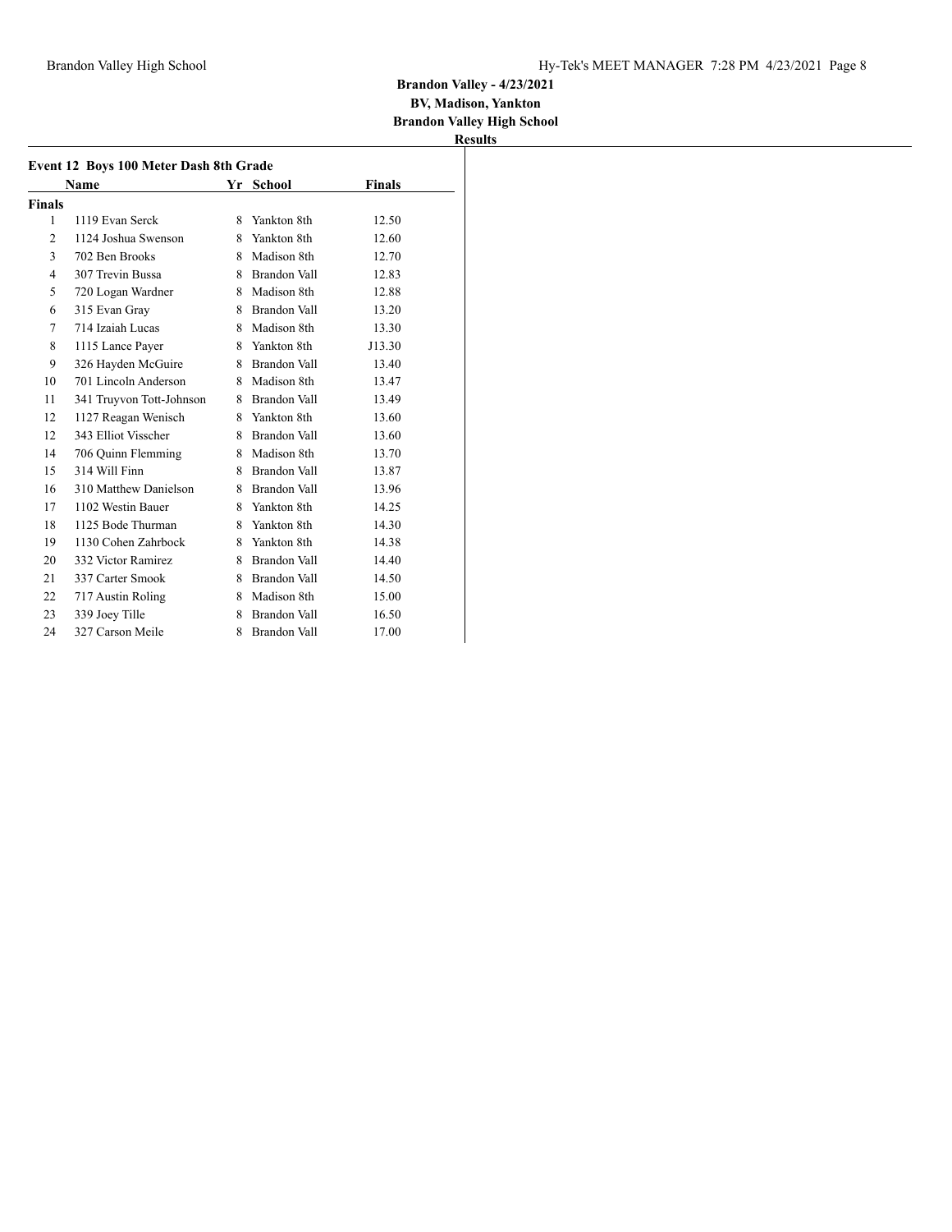**Brandon Valley - 4/23/2021**
**BV, Madison, Yankton**
**Brandon Valley High School**
**Results**

### Event 12 Boys 100 Meter Dash 8th Grade

| | Name | Yr | School | Finals |
|---|---|---|---|---|
| **Finals** | | | | |
| 1 | 1119 Evan Serck | 8 | Yankton 8th | 12.50 |
| 2 | 1124 Joshua Swenson | 8 | Yankton 8th | 12.60 |
| 3 | 702 Ben Brooks | 8 | Madison 8th | 12.70 |
| 4 | 307 Trevin Bussa | 8 | Brandon Vall | 12.83 |
| 5 | 720 Logan Wardner | 8 | Madison 8th | 12.88 |
| 6 | 315 Evan Gray | 8 | Brandon Vall | 13.20 |
| 7 | 714 Izaiah Lucas | 8 | Madison 8th | 13.30 |
| 8 | 1115 Lance Payer | 8 | Yankton 8th | J13.30 |
| 9 | 326 Hayden McGuire | 8 | Brandon Vall | 13.40 |
| 10 | 701 Lincoln Anderson | 8 | Madison 8th | 13.47 |
| 11 | 341 Truyvon Tott-Johnson | 8 | Brandon Vall | 13.49 |
| 12 | 1127 Reagan Wenisch | 8 | Yankton 8th | 13.60 |
| 12 | 343 Elliot Visscher | 8 | Brandon Vall | 13.60 |
| 14 | 706 Quinn Flemming | 8 | Madison 8th | 13.70 |
| 15 | 314 Will Finn | 8 | Brandon Vall | 13.87 |
| 16 | 310 Matthew Danielson | 8 | Brandon Vall | 13.96 |
| 17 | 1102 Westin Bauer | 8 | Yankton 8th | 14.25 |
| 18 | 1125 Bode Thurman | 8 | Yankton 8th | 14.30 |
| 19 | 1130 Cohen Zahrbock | 8 | Yankton 8th | 14.38 |
| 20 | 332 Victor Ramirez | 8 | Brandon Vall | 14.40 |
| 21 | 337 Carter Smook | 8 | Brandon Vall | 14.50 |
| 22 | 717 Austin Roling | 8 | Madison 8th | 15.00 |
| 23 | 339 Joey Tille | 8 | Brandon Vall | 16.50 |
| 24 | 327 Carson Meile | 8 | Brandon Vall | 17.00 |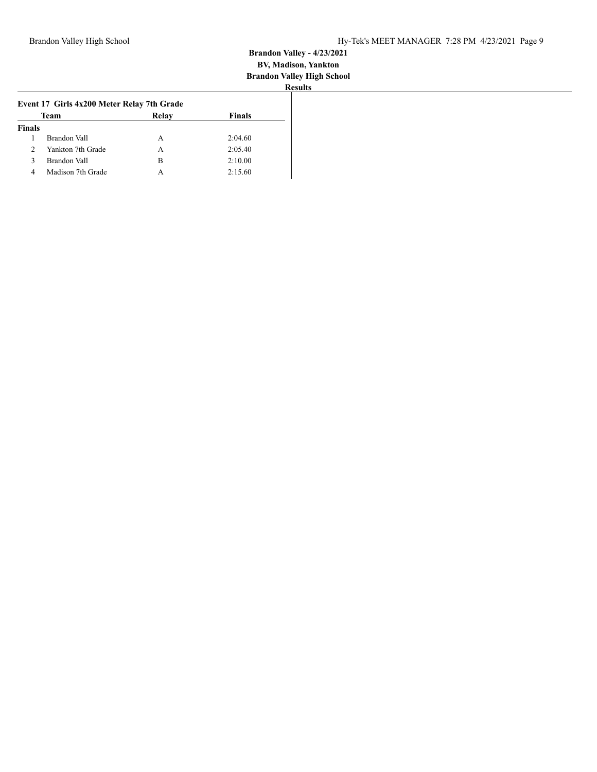**Brandon Valley - 4/23/2021**
**BV, Madison, Yankton**
**Brandon Valley High School**
**Results**

### Event 17 Girls 4x200 Meter Relay 7th Grade

| | Team | Relay | Finals |
|---|---|---|---|
| **Finals** | | | |
| 1 | Brandon Vall | A | 2:04.60 |
| 2 | Yankton 7th Grade | A | 2:05.40 |
| 3 | Brandon Vall | B | 2:10.00 |
| 4 | Madison 7th Grade | A | 2:15.60 |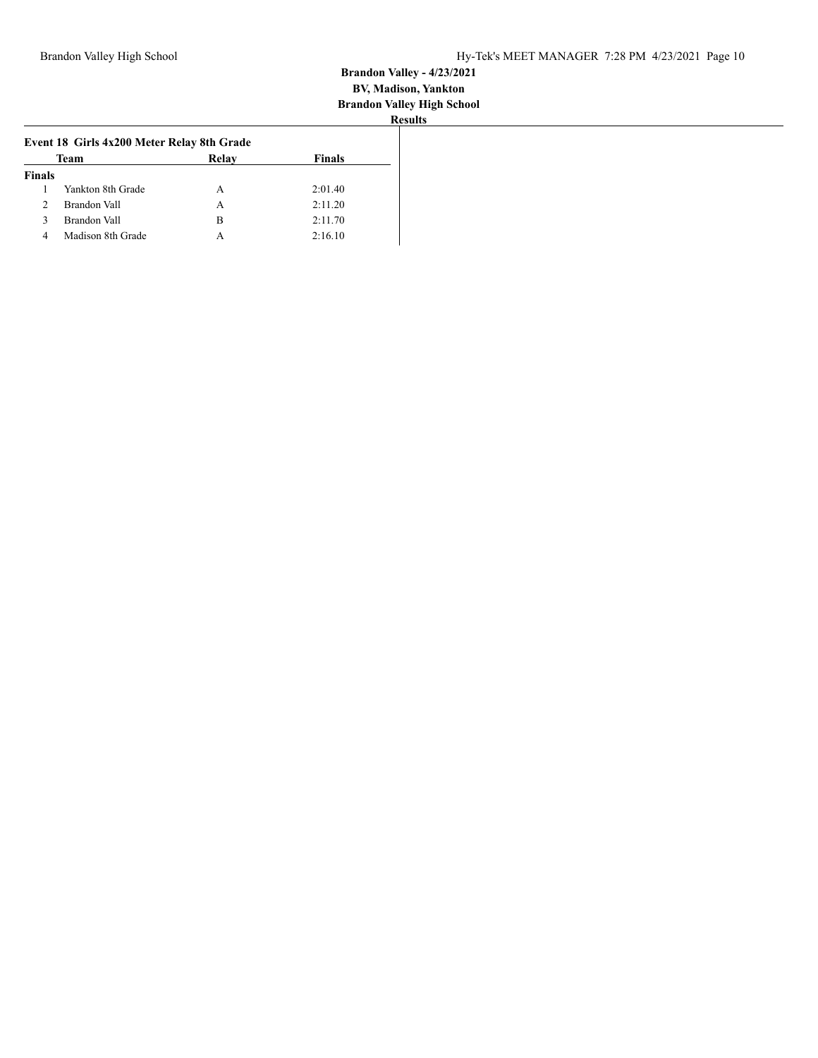**Brandon Valley - 4/23/2021**
**BV, Madison, Yankton**
**Brandon Valley High School**
**Results**

### Event 18 Girls 4x200 Meter Relay 8th Grade

| | Team | Relay | Finals |
|---|---|---|---|
| **Finals** | | | |
| 1 | Yankton 8th Grade | A | 2:01.40 |
| 2 | Brandon Vall | A | 2:11.20 |
| 3 | Brandon Vall | B | 2:11.70 |
| 4 | Madison 8th Grade | A | 2:16.10 |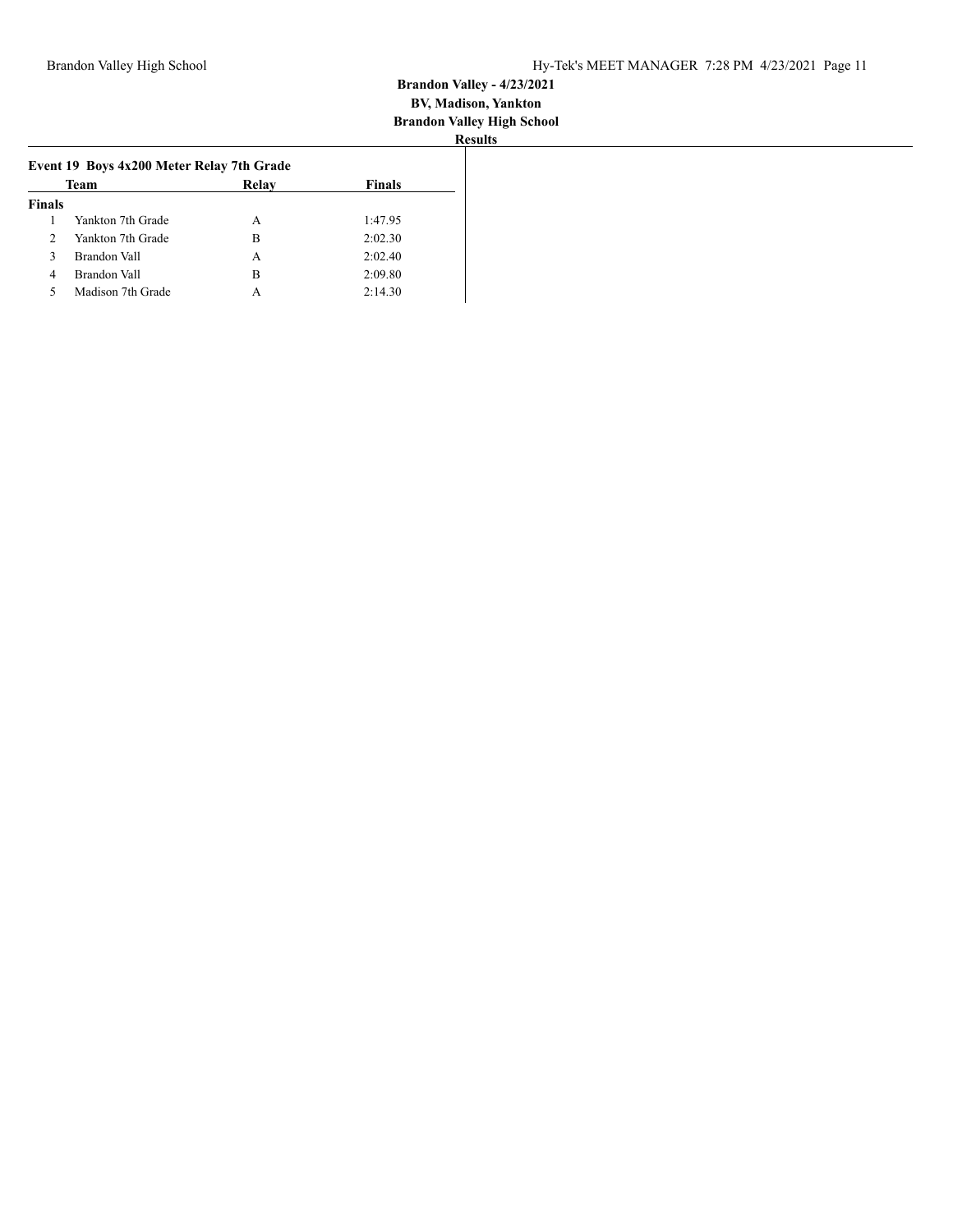**Brandon Valley - 4/23/2021**
**BV, Madison, Yankton**
**Brandon Valley High School**
**Results**

### Event 19 Boys 4x200 Meter Relay 7th Grade

| | Team | Relay | Finals |
|---|---|---|---|
| **Finals** | | | |
| 1 | Yankton 7th Grade | A | 1:47.95 |
| 2 | Yankton 7th Grade | B | 2:02.30 |
| 3 | Brandon Vall | A | 2:02.40 |
| 4 | Brandon Vall | B | 2:09.80 |
| 5 | Madison 7th Grade | A | 2:14.30 |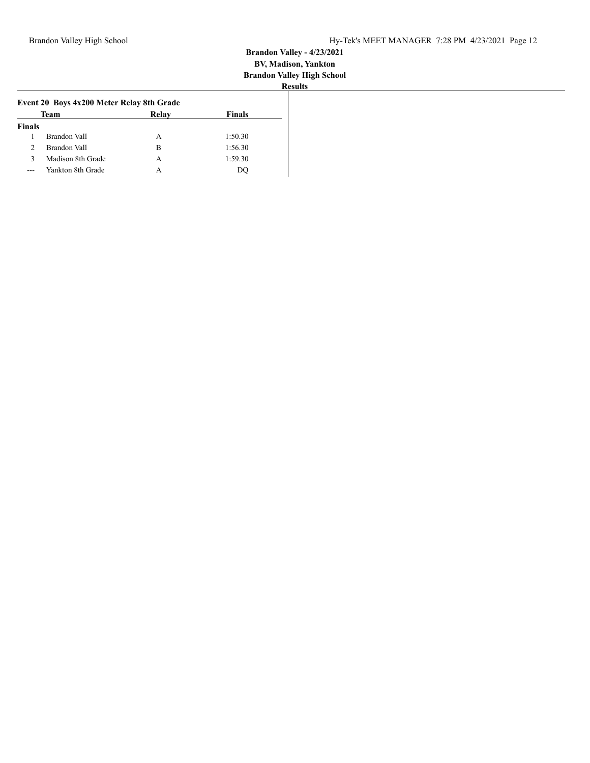**Brandon Valley - 4/23/2021**
**BV, Madison, Yankton**
**Brandon Valley High School**
**Results**

### Event 20 Boys 4x200 Meter Relay 8th Grade

| | Team | Relay | Finals |
|---|---|---|---|
| **Finals** | | | |
| 1 | Brandon Vall | A | 1:50.30 |
| 2 | Brandon Vall | B | 1:56.30 |
| 3 | Madison 8th Grade | A | 1:59.30 |
| --- | Yankton 8th Grade | A | DQ |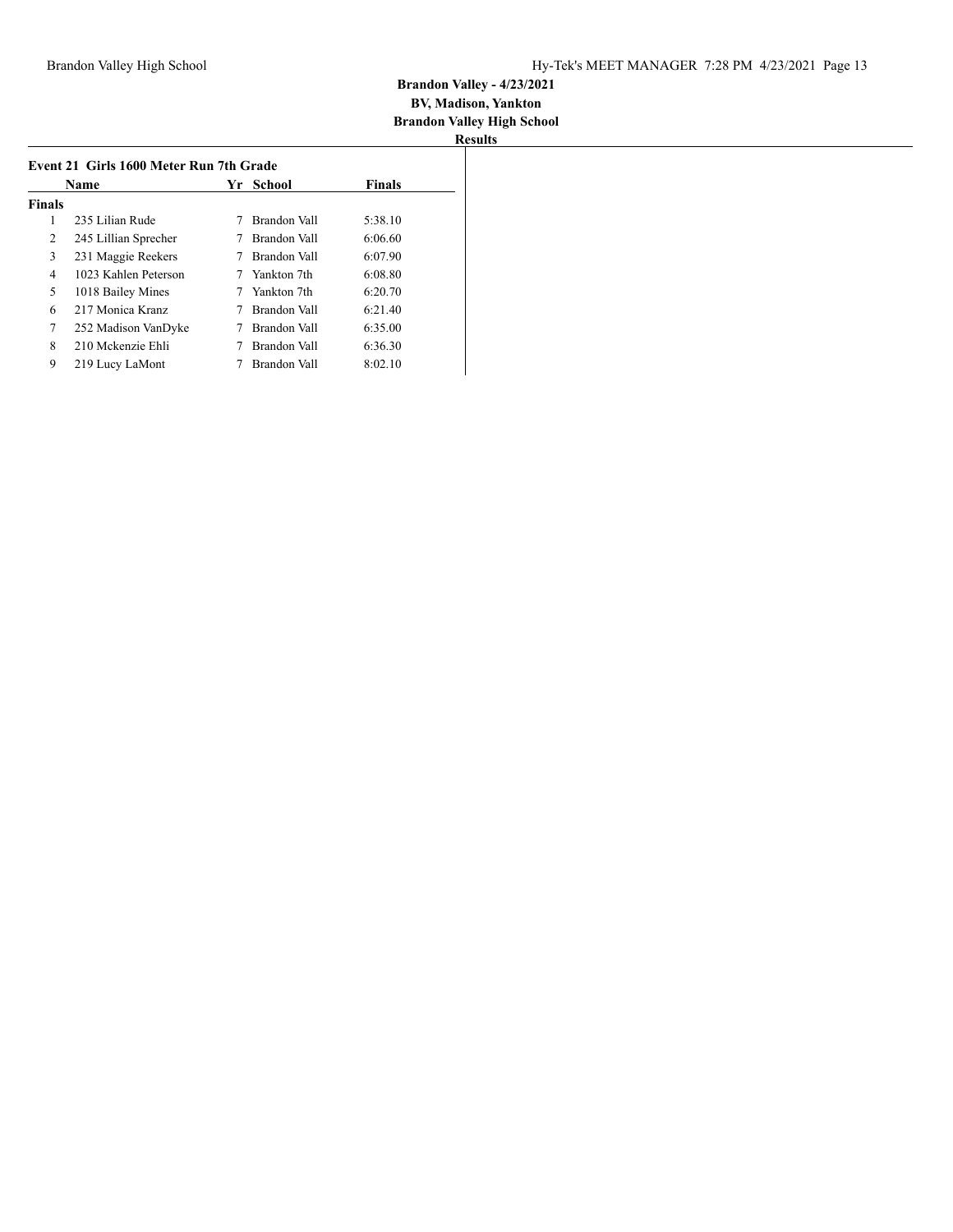**Brandon Valley - 4/23/2021**
**BV, Madison, Yankton**
**Brandon Valley High School**
**Results**

### Event 21 Girls 1600 Meter Run 7th Grade

| | Name | Yr | School | Finals |
|---|---|---|---|---|
| **Finals** | | | | |
| 1 | 235 Lilian Rude | 7 | Brandon Vall | 5:38.10 |
| 2 | 245 Lillian Sprecher | 7 | Brandon Vall | 6:06.60 |
| 3 | 231 Maggie Reekers | 7 | Brandon Vall | 6:07.90 |
| 4 | 1023 Kahlen Peterson | 7 | Yankton 7th | 6:08.80 |
| 5 | 1018 Bailey Mines | 7 | Yankton 7th | 6:20.70 |
| 6 | 217 Monica Kranz | 7 | Brandon Vall | 6:21.40 |
| 7 | 252 Madison VanDyke | 7 | Brandon Vall | 6:35.00 |
| 8 | 210 Mckenzie Ehli | 7 | Brandon Vall | 6:36.30 |
| 9 | 219 Lucy LaMont | 7 | Brandon Vall | 8:02.10 |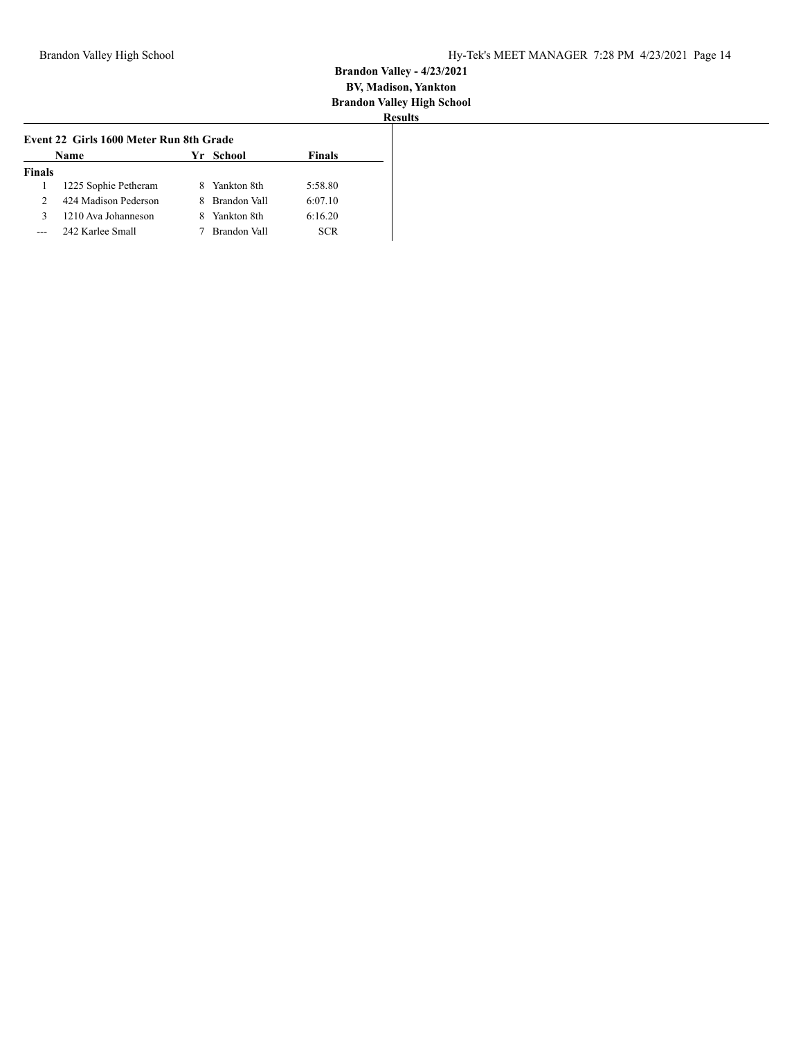**Brandon Valley - 4/23/2021**
**BV, Madison, Yankton**
**Brandon Valley High School**
**Results**

### Event 22 Girls 1600 Meter Run 8th Grade

| | Name | Yr | School | Finals |
|---|---|---|---|---|
| **Finals** | | | | |
| 1 | 1225 Sophie Petheram | 8 | Yankton 8th | 5:58.80 |
| 2 | 424 Madison Pederson | 8 | Brandon Vall | 6:07.10 |
| 3 | 1210 Ava Johanneson | 8 | Yankton 8th | 6:16.20 |
| --- | 242 Karlee Small | 7 | Brandon Vall | SCR |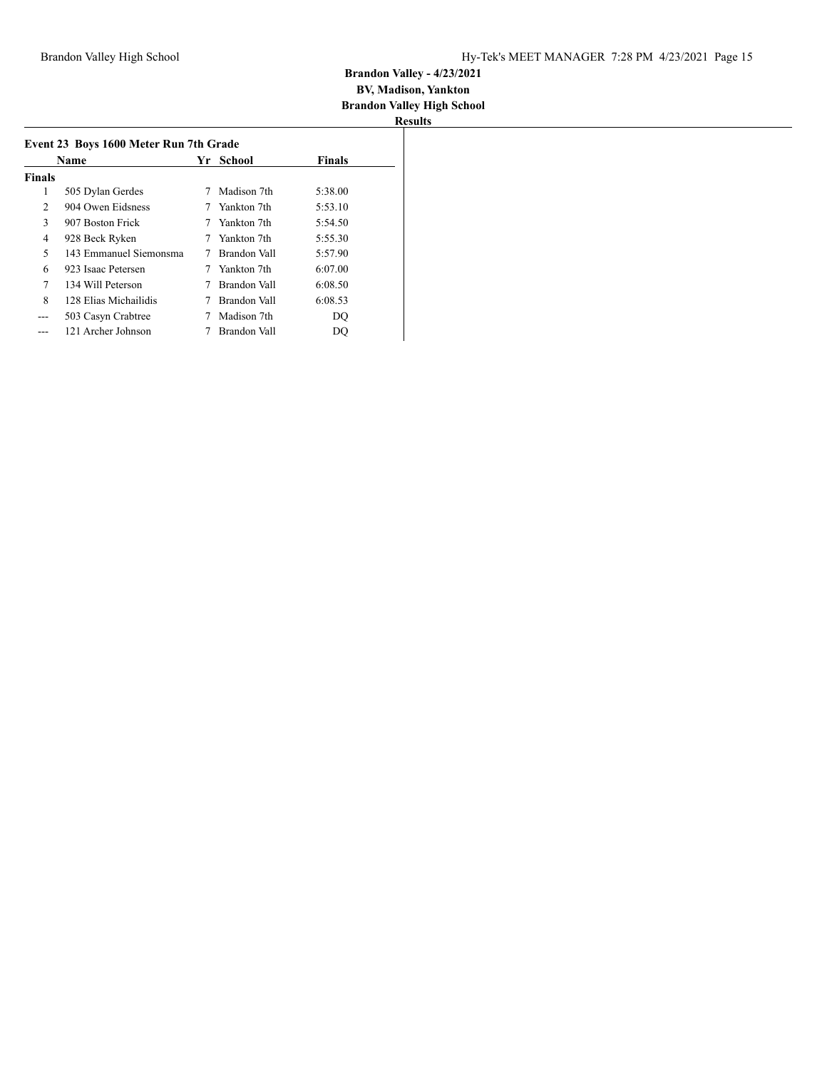**Brandon Valley - 4/23/2021**
**BV, Madison, Yankton**
**Brandon Valley High School**
**Results**

### Event 23 Boys 1600 Meter Run 7th Grade

| | Name | Yr | School | Finals |
|---|---|---|---|---|
| **Finals** | | | | |
| 1 | 505 Dylan Gerdes | 7 | Madison 7th | 5:38.00 |
| 2 | 904 Owen Eidsness | 7 | Yankton 7th | 5:53.10 |
| 3 | 907 Boston Frick | 7 | Yankton 7th | 5:54.50 |
| 4 | 928 Beck Ryken | 7 | Yankton 7th | 5:55.30 |
| 5 | 143 Emmanuel Siemonsma | 7 | Brandon Vall | 5:57.90 |
| 6 | 923 Isaac Petersen | 7 | Yankton 7th | 6:07.00 |
| 7 | 134 Will Peterson | 7 | Brandon Vall | 6:08.50 |
| 8 | 128 Elias Michailidis | 7 | Brandon Vall | 6:08.53 |
| --- | 503 Casyn Crabtree | 7 | Madison 7th | DQ |
| --- | 121 Archer Johnson | 7 | Brandon Vall | DQ |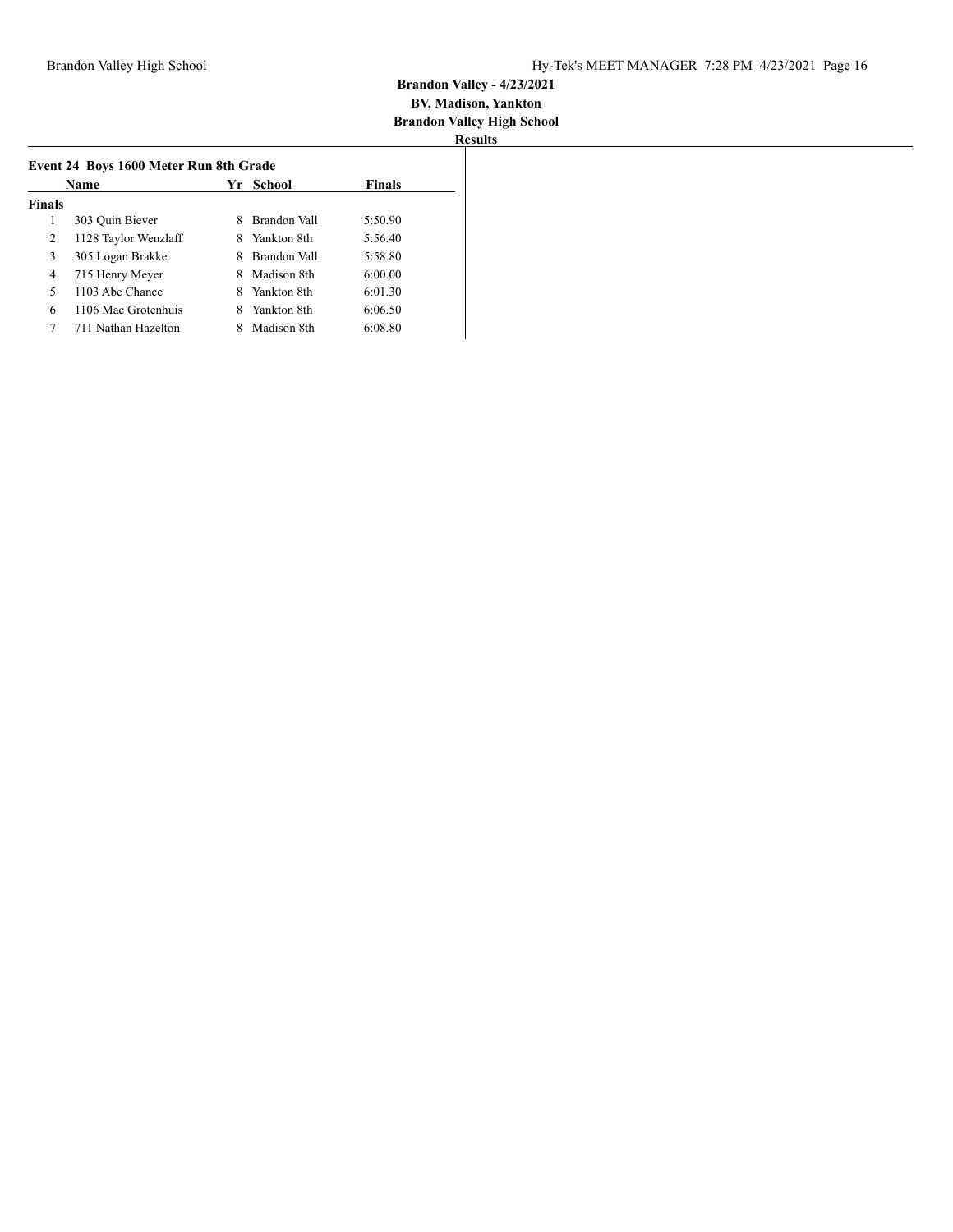**Brandon Valley - 4/23/2021**
**BV, Madison, Yankton**
**Brandon Valley High School**
**Results**

### Event 24 Boys 1600 Meter Run 8th Grade

| | Name | Yr | School | Finals |
|---|---|---|---|---|
| **Finals** | | | | |
| 1 | 303 Quin Biever | 8 | Brandon Vall | 5:50.90 |
| 2 | 1128 Taylor Wenzlaff | 8 | Yankton 8th | 5:56.40 |
| 3 | 305 Logan Brakke | 8 | Brandon Vall | 5:58.80 |
| 4 | 715 Henry Meyer | 8 | Madison 8th | 6:00.00 |
| 5 | 1103 Abe Chance | 8 | Yankton 8th | 6:01.30 |
| 6 | 1106 Mac Grotenhuis | 8 | Yankton 8th | 6:06.50 |
| 7 | 711 Nathan Hazelton | 8 | Madison 8th | 6:08.80 |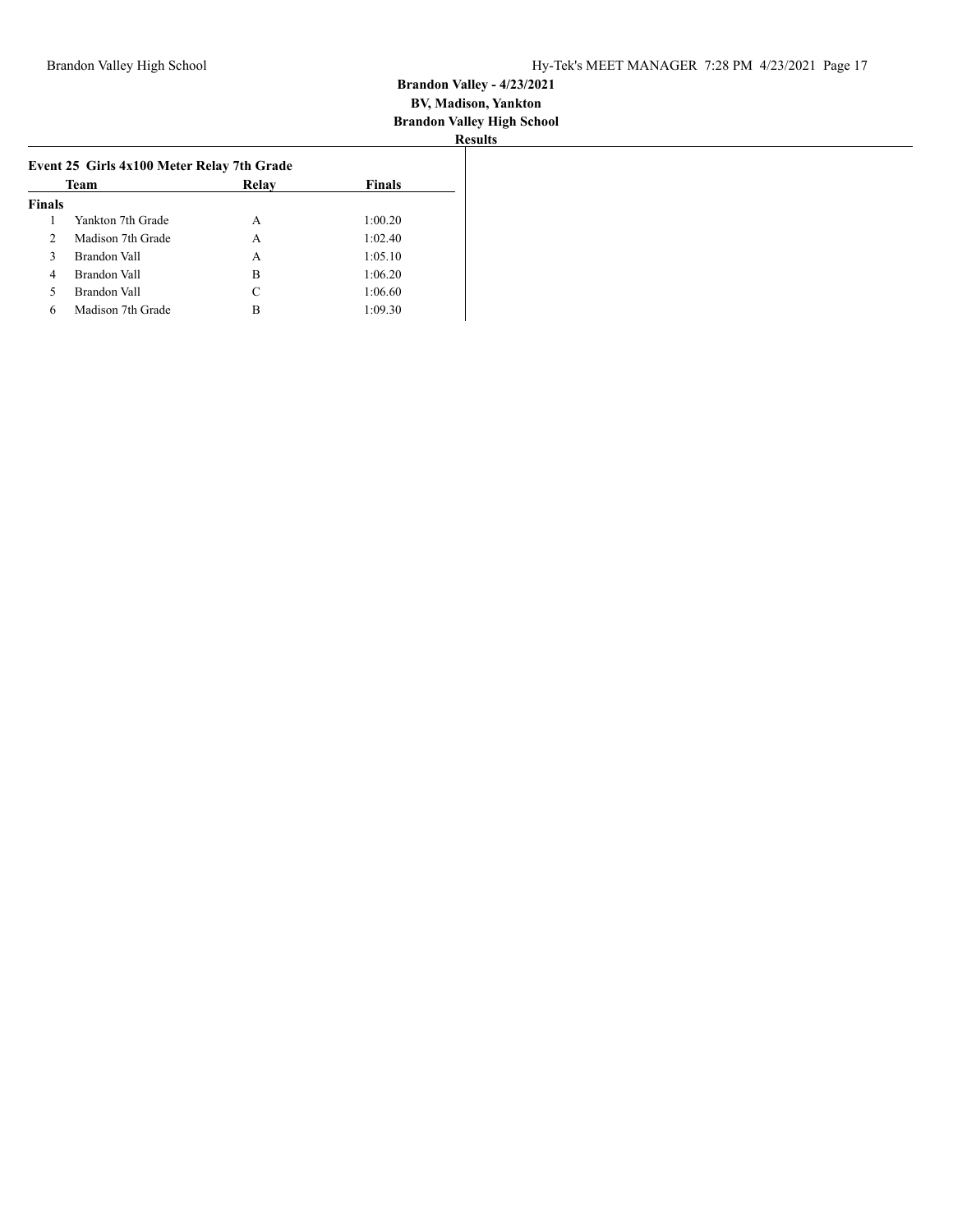**Brandon Valley - 4/23/2021**
**BV, Madison, Yankton**
**Brandon Valley High School**
**Results**

### Event 25 Girls 4x100 Meter Relay 7th Grade

| | Team | Relay | Finals |
|---|---|---|---|
| **Finals** | | | |
| 1 | Yankton 7th Grade | A | 1:00.20 |
| 2 | Madison 7th Grade | A | 1:02.40 |
| 3 | Brandon Vall | A | 1:05.10 |
| 4 | Brandon Vall | B | 1:06.20 |
| 5 | Brandon Vall | C | 1:06.60 |
| 6 | Madison 7th Grade | B | 1:09.30 |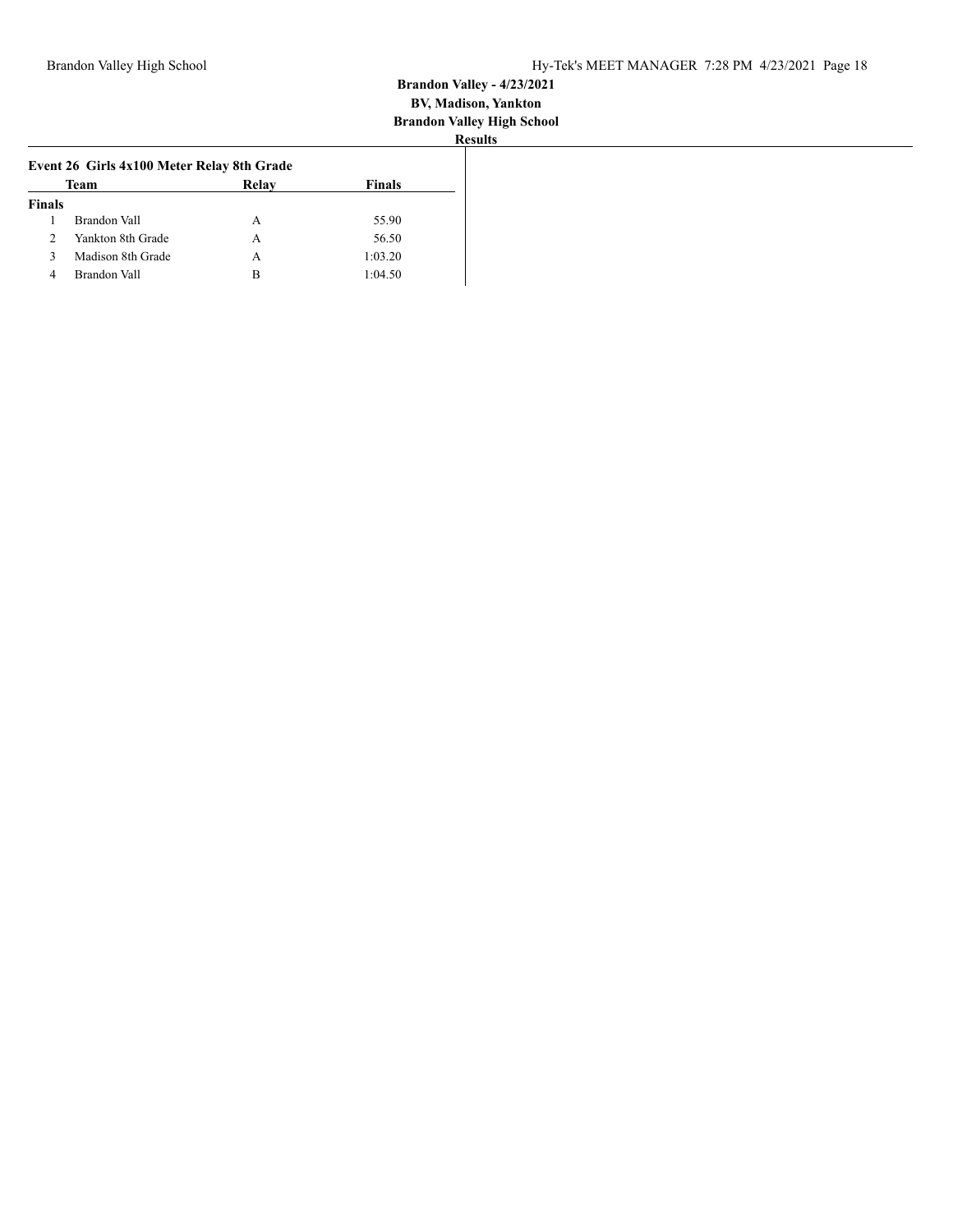**Brandon Valley - 4/23/2021**
**BV, Madison, Yankton**
**Brandon Valley High School**
**Results**

### Event 26 Girls 4x100 Meter Relay 8th Grade

| | Team | Relay | Finals |
|---|---|---|---|
| **Finals** | | | |
| 1 | Brandon Vall | A | 55.90 |
| 2 | Yankton 8th Grade | A | 56.50 |
| 3 | Madison 8th Grade | A | 1:03.20 |
| 4 | Brandon Vall | B | 1:04.50 |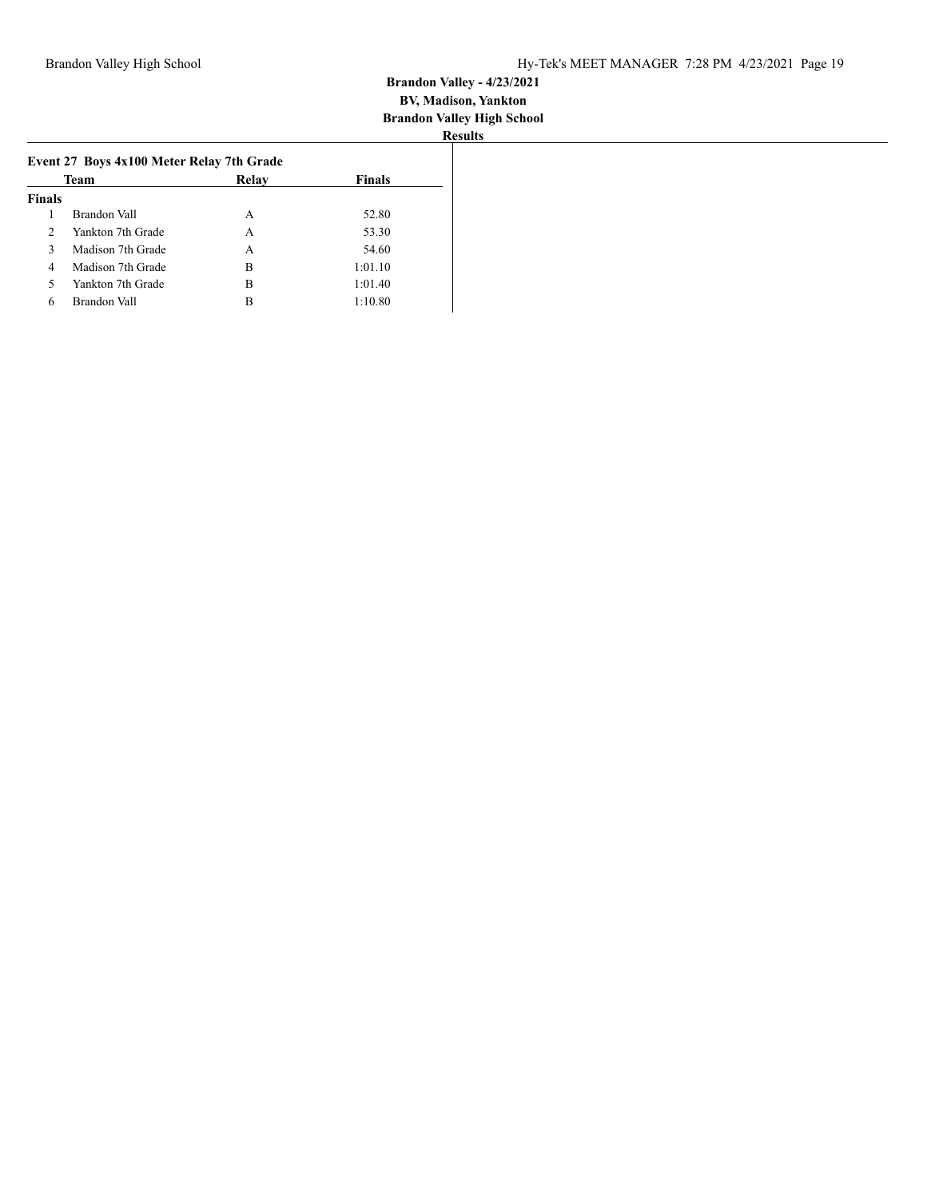**Brandon Valley - 4/23/2021**
**BV, Madison, Yankton**
**Brandon Valley High School**
**Results**

### Event 27 Boys 4x100 Meter Relay 7th Grade

| | Team | Relay | Finals |
|---|---|---|---|
| **Finals** | | | |
| 1 | Brandon Vall | A | 52.80 |
| 2 | Yankton 7th Grade | A | 53.30 |
| 3 | Madison 7th Grade | A | 54.60 |
| 4 | Madison 7th Grade | B | 1:01.10 |
| 5 | Yankton 7th Grade | B | 1:01.40 |
| 6 | Brandon Vall | B | 1:10.80 |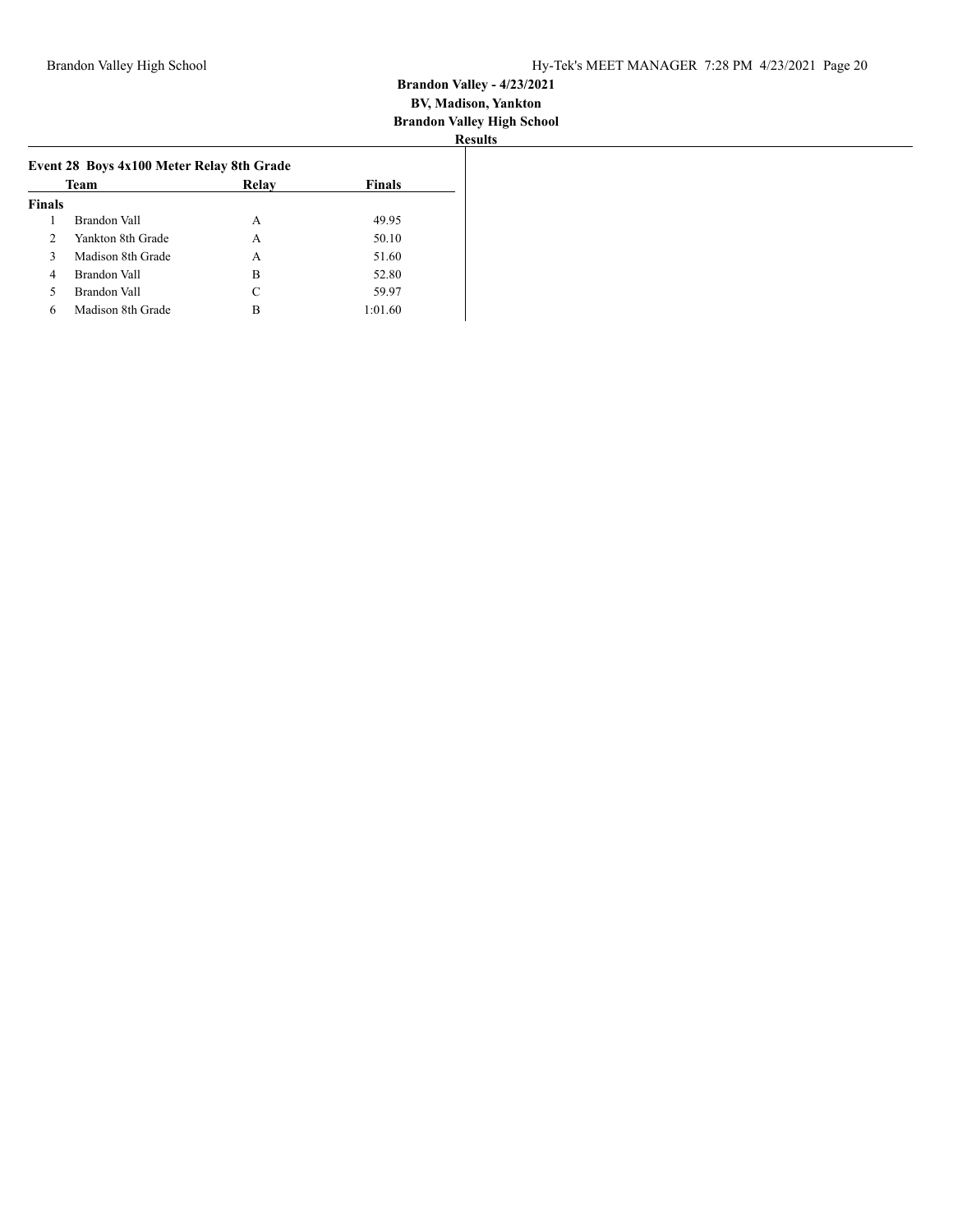**Brandon Valley - 4/23/2021**
**BV, Madison, Yankton**
**Brandon Valley High School**
**Results**

### Event 28 Boys 4x100 Meter Relay 8th Grade

| | Team | Relay | Finals |
|---|---|---|---|
| **Finals** | | | |
| 1 | Brandon Vall | A | 49.95 |
| 2 | Yankton 8th Grade | A | 50.10 |
| 3 | Madison 8th Grade | A | 51.60 |
| 4 | Brandon Vall | B | 52.80 |
| 5 | Brandon Vall | C | 59.97 |
| 6 | Madison 8th Grade | B | 1:01.60 |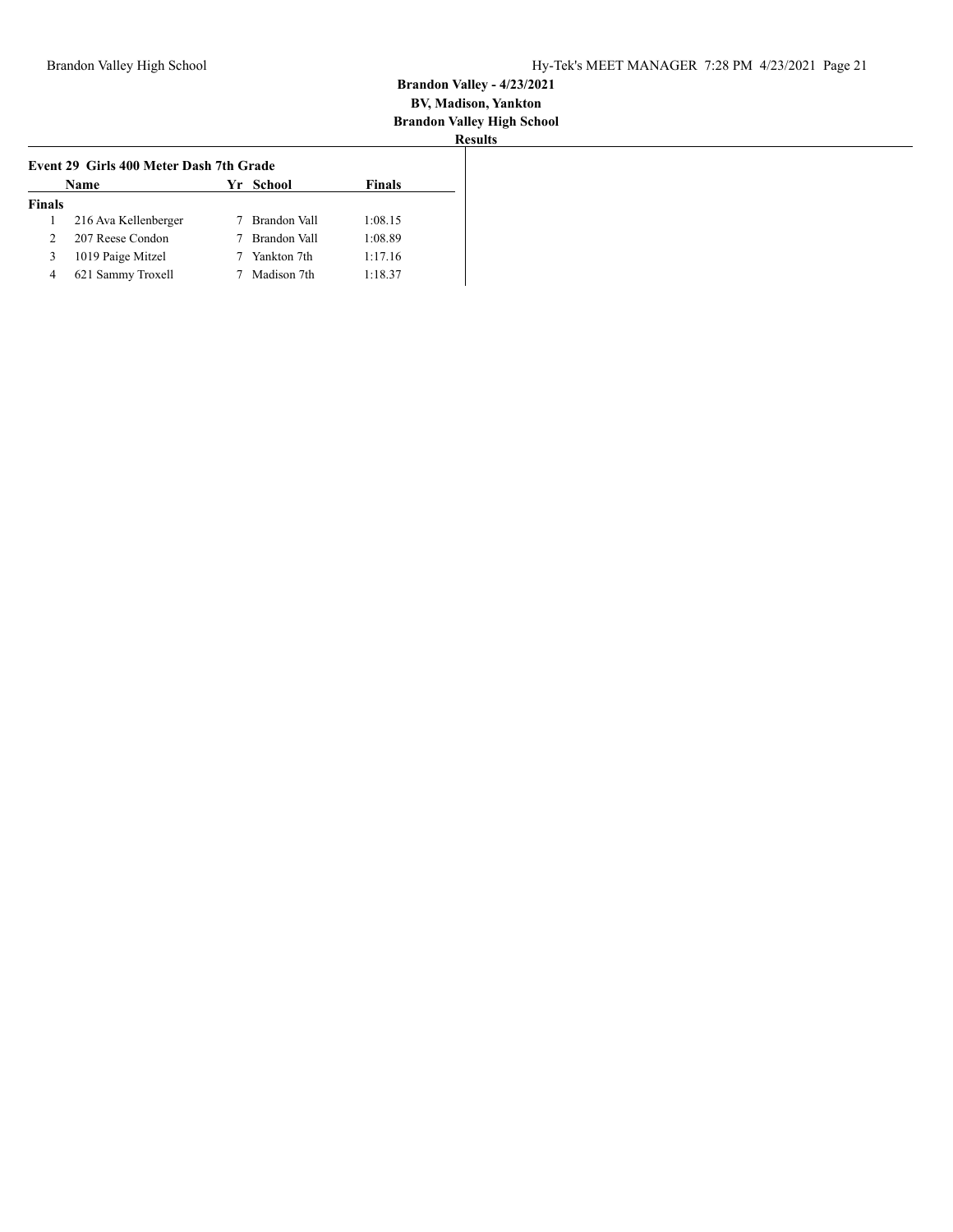**Brandon Valley - 4/23/2021**
**BV, Madison, Yankton**
**Brandon Valley High School**
**Results**

### Event 29 Girls 400 Meter Dash 7th Grade

| | Name | Yr | School | Finals |
|---|---|---|---|---|
| **Finals** | | | | |
| 1 | 216 Ava Kellenberger | 7 | Brandon Vall | 1:08.15 |
| 2 | 207 Reese Condon | 7 | Brandon Vall | 1:08.89 |
| 3 | 1019 Paige Mitzel | 7 | Yankton 7th | 1:17.16 |
| 4 | 621 Sammy Troxell | 7 | Madison 7th | 1:18.37 |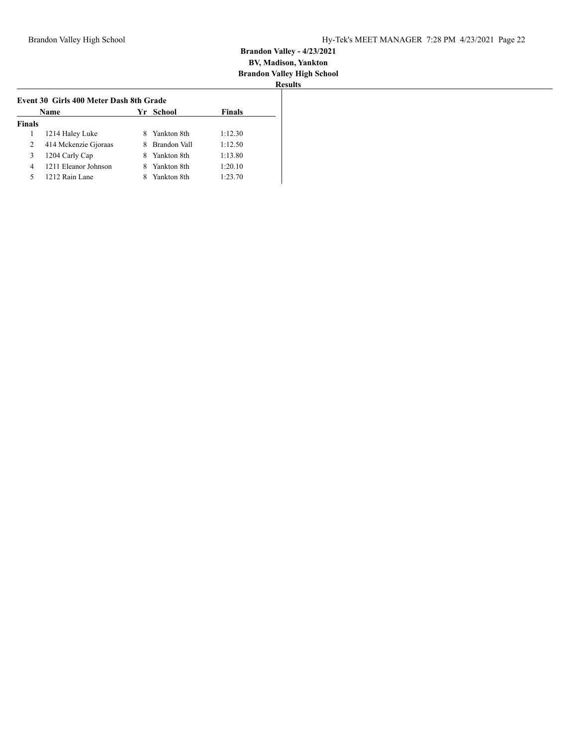**Brandon Valley - 4/23/2021**
**BV, Madison, Yankton**
**Brandon Valley High School**
**Results**

### Event 30 Girls 400 Meter Dash 8th Grade

| | Name | Yr | School | Finals |
|---|---|---|---|---|
| **Finals** | | | | |
| 1 | 1214 Haley Luke | 8 | Yankton 8th | 1:12.30 |
| 2 | 414 Mckenzie Gjoraas | 8 | Brandon Vall | 1:12.50 |
| 3 | 1204 Carly Cap | 8 | Yankton 8th | 1:13.80 |
| 4 | 1211 Eleanor Johnson | 8 | Yankton 8th | 1:20.10 |
| 5 | 1212 Rain Lane | 8 | Yankton 8th | 1:23.70 |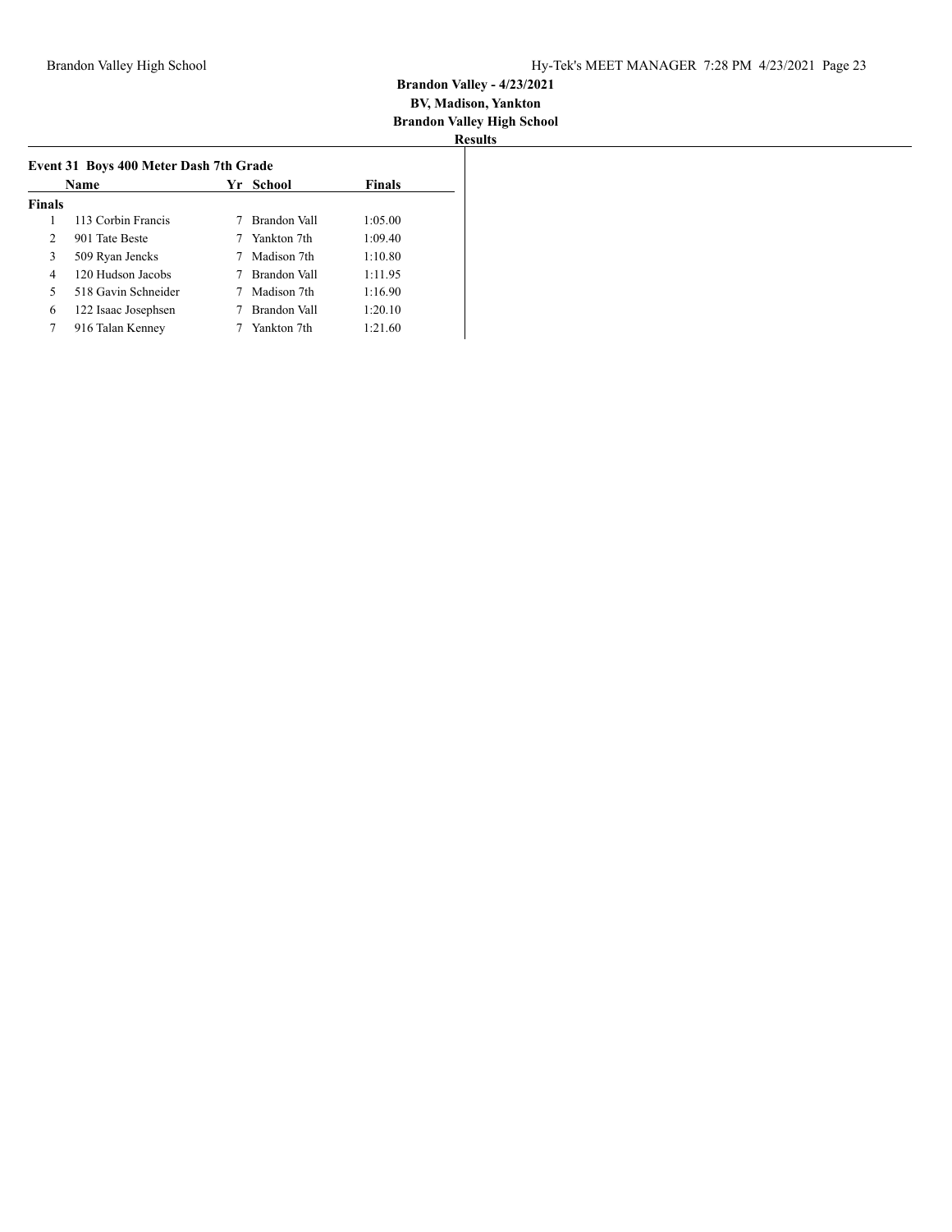**Brandon Valley - 4/23/2021**
**BV, Madison, Yankton**
**Brandon Valley High School**
**Results**

### Event 31 Boys 400 Meter Dash 7th Grade

| | Name | Yr | School | Finals |
|---|---|---|---|---|
| **Finals** | | | | |
| 1 | 113 Corbin Francis | 7 | Brandon Vall | 1:05.00 |
| 2 | 901 Tate Beste | 7 | Yankton 7th | 1:09.40 |
| 3 | 509 Ryan Jencks | 7 | Madison 7th | 1:10.80 |
| 4 | 120 Hudson Jacobs | 7 | Brandon Vall | 1:11.95 |
| 5 | 518 Gavin Schneider | 7 | Madison 7th | 1:16.90 |
| 6 | 122 Isaac Josephsen | 7 | Brandon Vall | 1:20.10 |
| 7 | 916 Talan Kenney | 7 | Yankton 7th | 1:21.60 |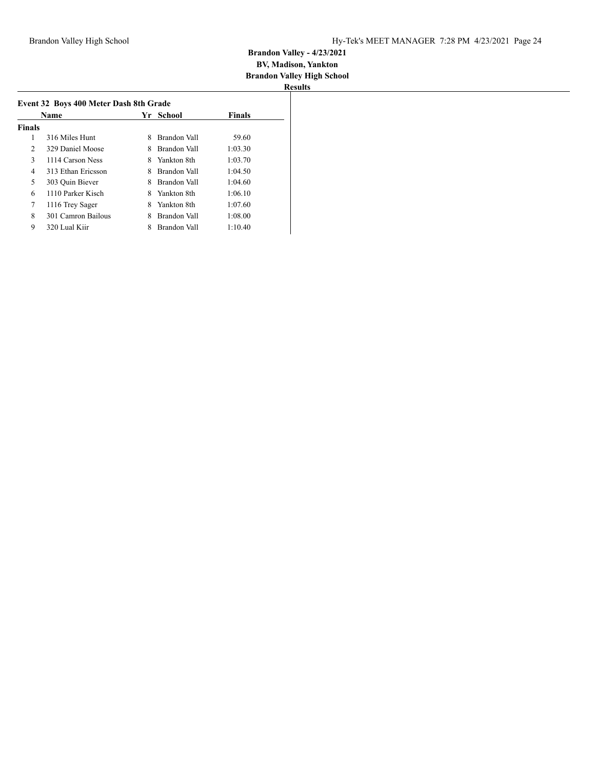**Brandon Valley - 4/23/2021**
**BV, Madison, Yankton**
**Brandon Valley High School**
**Results**

### Event 32 Boys 400 Meter Dash 8th Grade

| | Name | Yr | School | Finals |
|---|---|---|---|---|
| **Finals** | | | | |
| 1 | 316 Miles Hunt | 8 | Brandon Vall | 59.60 |
| 2 | 329 Daniel Moose | 8 | Brandon Vall | 1:03.30 |
| 3 | 1114 Carson Ness | 8 | Yankton 8th | 1:03.70 |
| 4 | 313 Ethan Ericsson | 8 | Brandon Vall | 1:04.50 |
| 5 | 303 Quin Biever | 8 | Brandon Vall | 1:04.60 |
| 6 | 1110 Parker Kisch | 8 | Yankton 8th | 1:06.10 |
| 7 | 1116 Trey Sager | 8 | Yankton 8th | 1:07.60 |
| 8 | 301 Camron Bailous | 8 | Brandon Vall | 1:08.00 |
| 9 | 320 Lual Kiir | 8 | Brandon Vall | 1:10.40 |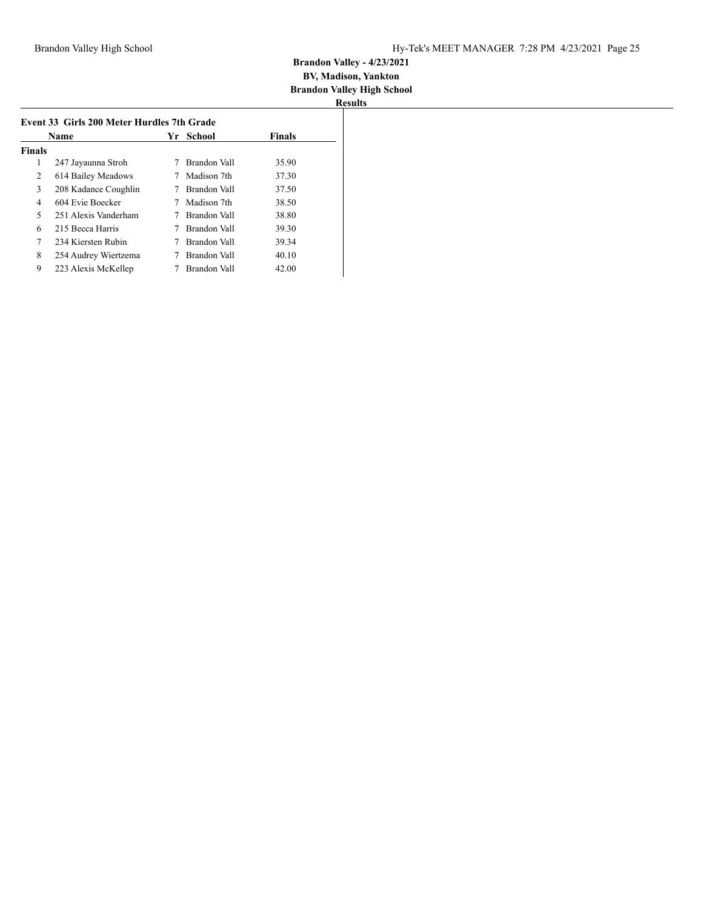**Brandon Valley - 4/23/2021**
**BV, Madison, Yankton**
**Brandon Valley High School**
**Results**

### Event 33 Girls 200 Meter Hurdles 7th Grade

| | Name | Yr | School | Finals |
|---|---|---|---|---|
| **Finals** | | | | |
| 1 | 247 Jayaunna Stroh | 7 | Brandon Vall | 35.90 |
| 2 | 614 Bailey Meadows | 7 | Madison 7th | 37.30 |
| 3 | 208 Kadance Coughlin | 7 | Brandon Vall | 37.50 |
| 4 | 604 Evie Boecker | 7 | Madison 7th | 38.50 |
| 5 | 251 Alexis Vanderham | 7 | Brandon Vall | 38.80 |
| 6 | 215 Becca Harris | 7 | Brandon Vall | 39.30 |
| 7 | 234 Kiersten Rubin | 7 | Brandon Vall | 39.34 |
| 8 | 254 Audrey Wiertzema | 7 | Brandon Vall | 40.10 |
| 9 | 223 Alexis McKellep | 7 | Brandon Vall | 42.00 |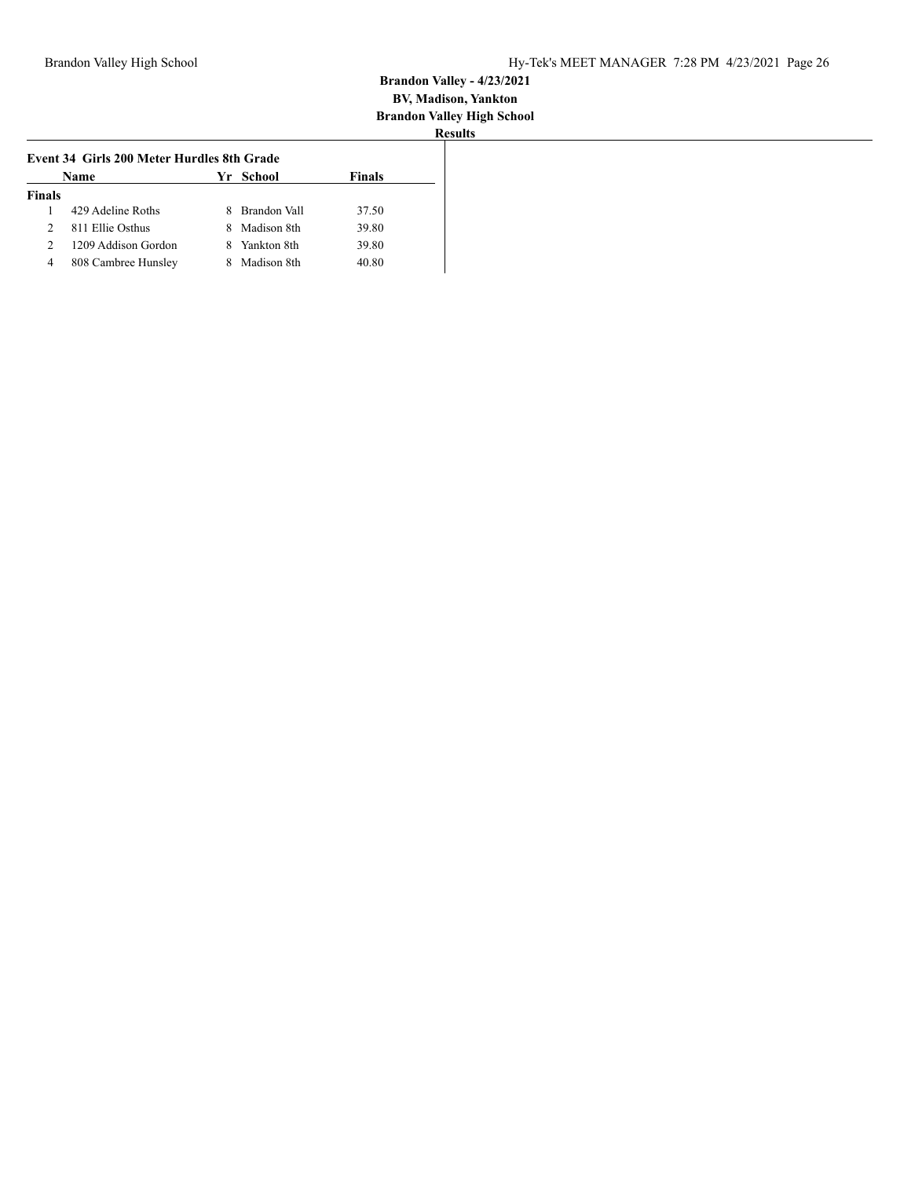**Brandon Valley - 4/23/2021**
**BV, Madison, Yankton**
**Brandon Valley High School**
**Results**

### Event 34 Girls 200 Meter Hurdles 8th Grade

| | Name | Yr | School | Finals |
|---|---|---|---|---|
| **Finals** | | | | |
| 1 | 429 Adeline Roths | 8 | Brandon Vall | 37.50 |
| 2 | 811 Ellie Osthus | 8 | Madison 8th | 39.80 |
| 2 | 1209 Addison Gordon | 8 | Yankton 8th | 39.80 |
| 4 | 808 Cambree Hunsley | 8 | Madison 8th | 40.80 |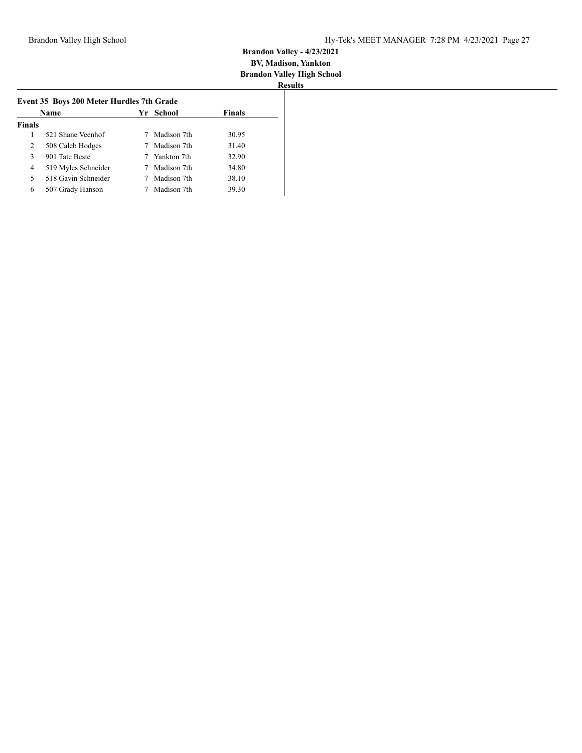**Brandon Valley - 4/23/2021**
**BV, Madison, Yankton**
**Brandon Valley High School**
**Results**

### Event 35 Boys 200 Meter Hurdles 7th Grade

| | Name | Yr | School | Finals |
|---|---|---|---|---|
| **Finals** | | | | |
| 1 | 521 Shane Veenhof | 7 | Madison 7th | 30.95 |
| 2 | 508 Caleb Hodges | 7 | Madison 7th | 31.40 |
| 3 | 901 Tate Beste | 7 | Yankton 7th | 32.90 |
| 4 | 519 Myles Schneider | 7 | Madison 7th | 34.80 |
| 5 | 518 Gavin Schneider | 7 | Madison 7th | 38.10 |
| 6 | 507 Grady Hanson | 7 | Madison 7th | 39.30 |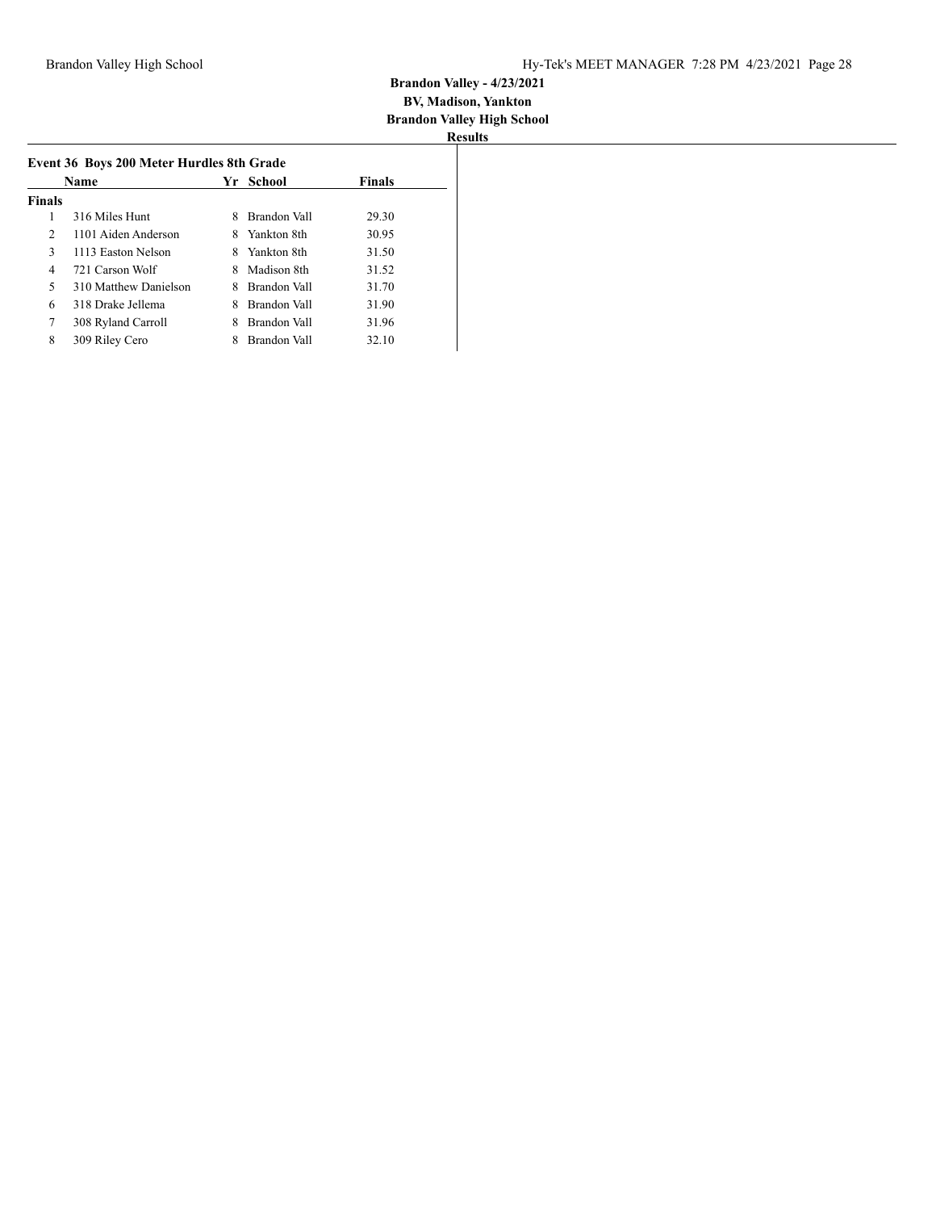**Brandon Valley - 4/23/2021**
**BV, Madison, Yankton**
**Brandon Valley High School**
**Results**

### Event 36 Boys 200 Meter Hurdles 8th Grade

| | Name | Yr | School | Finals |
|---|---|---|---|---|
| **Finals** | | | | |
| 1 | 316 Miles Hunt | 8 | Brandon Vall | 29.30 |
| 2 | 1101 Aiden Anderson | 8 | Yankton 8th | 30.95 |
| 3 | 1113 Easton Nelson | 8 | Yankton 8th | 31.50 |
| 4 | 721 Carson Wolf | 8 | Madison 8th | 31.52 |
| 5 | 310 Matthew Danielson | 8 | Brandon Vall | 31.70 |
| 6 | 318 Drake Jellema | 8 | Brandon Vall | 31.90 |
| 7 | 308 Ryland Carroll | 8 | Brandon Vall | 31.96 |
| 8 | 309 Riley Cero | 8 | Brandon Vall | 32.10 |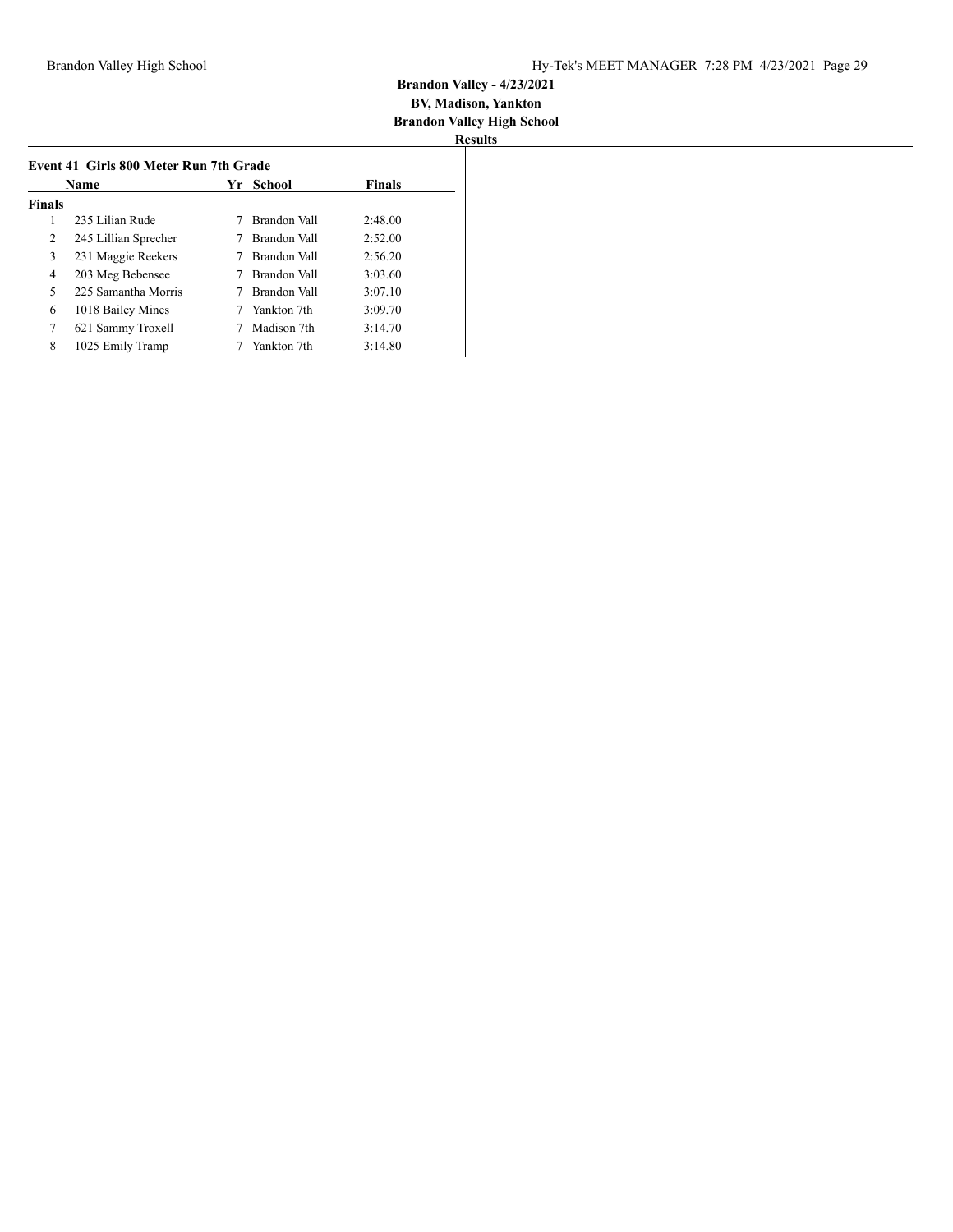**Brandon Valley - 4/23/2021**
**BV, Madison, Yankton**
**Brandon Valley High School**
**Results**

### Event 41 Girls 800 Meter Run 7th Grade

| | Name | Yr | School | Finals |
|---|---|---|---|---|
| **Finals** | | | | |
| 1 | 235 Lilian Rude | 7 | Brandon Vall | 2:48.00 |
| 2 | 245 Lillian Sprecher | 7 | Brandon Vall | 2:52.00 |
| 3 | 231 Maggie Reekers | 7 | Brandon Vall | 2:56.20 |
| 4 | 203 Meg Bebensee | 7 | Brandon Vall | 3:03.60 |
| 5 | 225 Samantha Morris | 7 | Brandon Vall | 3:07.10 |
| 6 | 1018 Bailey Mines | 7 | Yankton 7th | 3:09.70 |
| 7 | 621 Sammy Troxell | 7 | Madison 7th | 3:14.70 |
| 8 | 1025 Emily Tramp | 7 | Yankton 7th | 3:14.80 |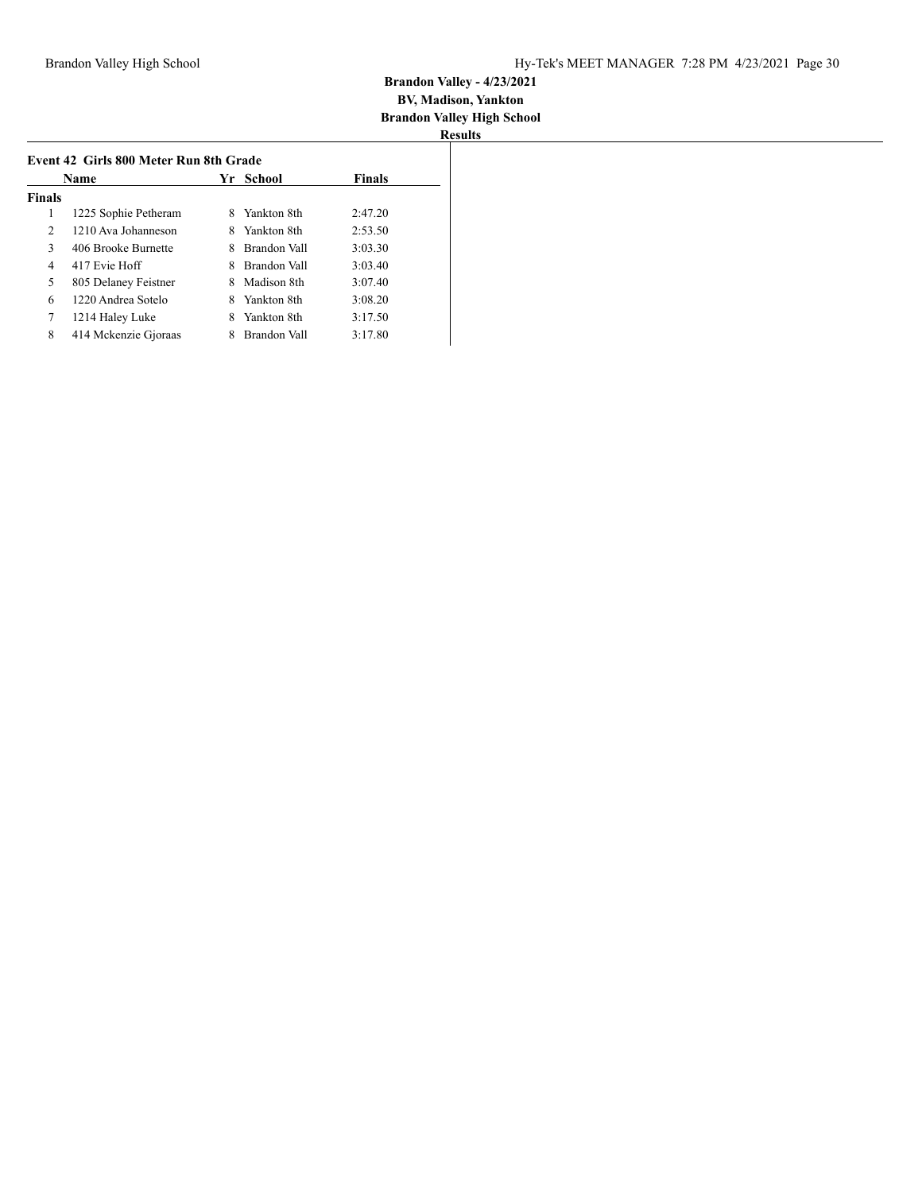**Brandon Valley - 4/23/2021**
**BV, Madison, Yankton**
**Brandon Valley High School**
**Results**

### Event 42 Girls 800 Meter Run 8th Grade

| | Name | Yr | School | Finals |
|---|---|---|---|---|
| **Finals** | | | | |
| 1 | 1225 Sophie Petheram | 8 | Yankton 8th | 2:47.20 |
| 2 | 1210 Ava Johanneson | 8 | Yankton 8th | 2:53.50 |
| 3 | 406 Brooke Burnette | 8 | Brandon Vall | 3:03.30 |
| 4 | 417 Evie Hoff | 8 | Brandon Vall | 3:03.40 |
| 5 | 805 Delaney Feistner | 8 | Madison 8th | 3:07.40 |
| 6 | 1220 Andrea Sotelo | 8 | Yankton 8th | 3:08.20 |
| 7 | 1214 Haley Luke | 8 | Yankton 8th | 3:17.50 |
| 8 | 414 Mckenzie Gjoraas | 8 | Brandon Vall | 3:17.80 |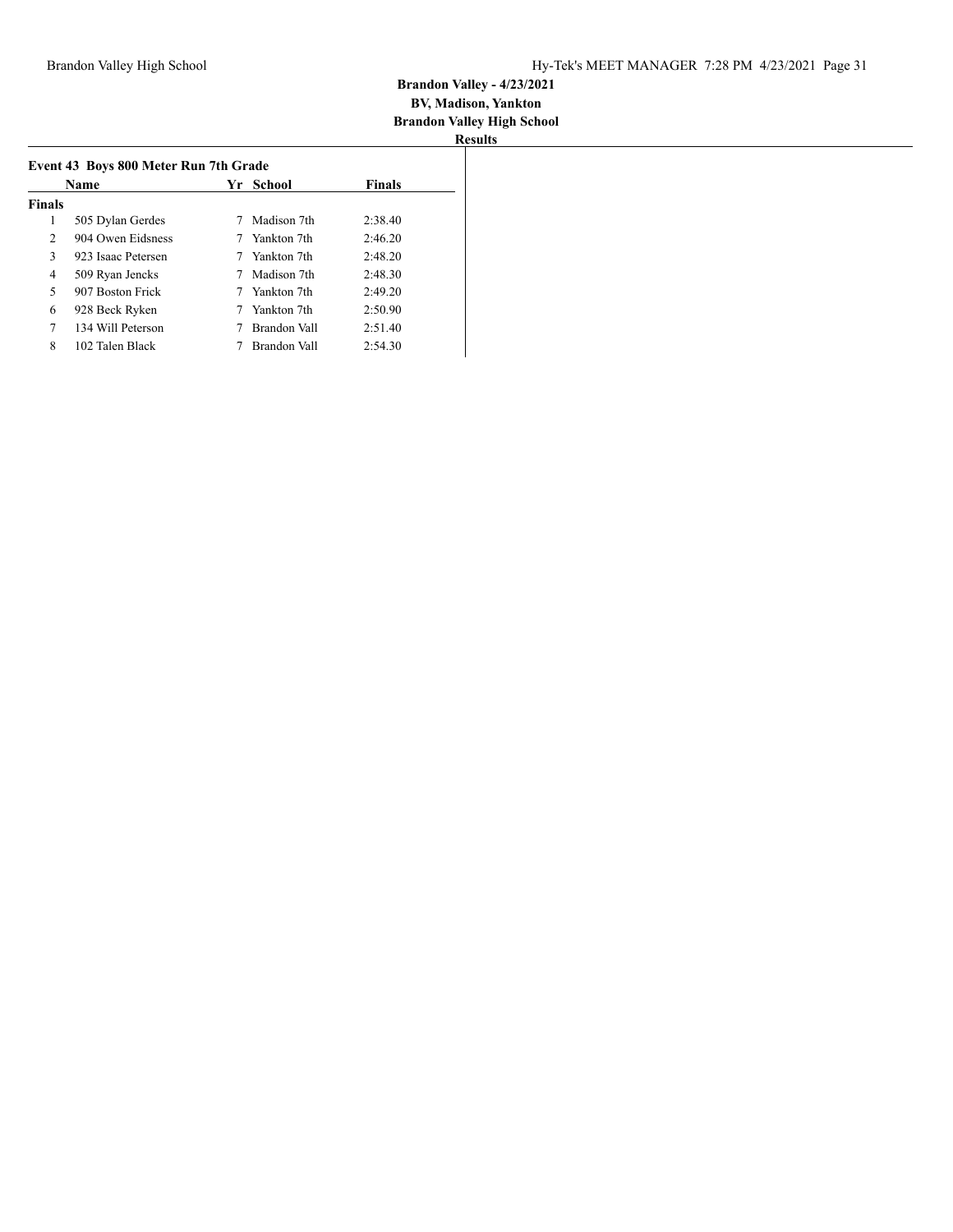**Brandon Valley - 4/23/2021**
**BV, Madison, Yankton**
**Brandon Valley High School**
**Results**

### Event 43 Boys 800 Meter Run 7th Grade

| | Name | Yr | School | Finals |
|---|---|---|---|---|
| **Finals** | | | | |
| 1 | 505 Dylan Gerdes | 7 | Madison 7th | 2:38.40 |
| 2 | 904 Owen Eidsness | 7 | Yankton 7th | 2:46.20 |
| 3 | 923 Isaac Petersen | 7 | Yankton 7th | 2:48.20 |
| 4 | 509 Ryan Jencks | 7 | Madison 7th | 2:48.30 |
| 5 | 907 Boston Frick | 7 | Yankton 7th | 2:49.20 |
| 6 | 928 Beck Ryken | 7 | Yankton 7th | 2:50.90 |
| 7 | 134 Will Peterson | 7 | Brandon Vall | 2:51.40 |
| 8 | 102 Talen Black | 7 | Brandon Vall | 2:54.30 |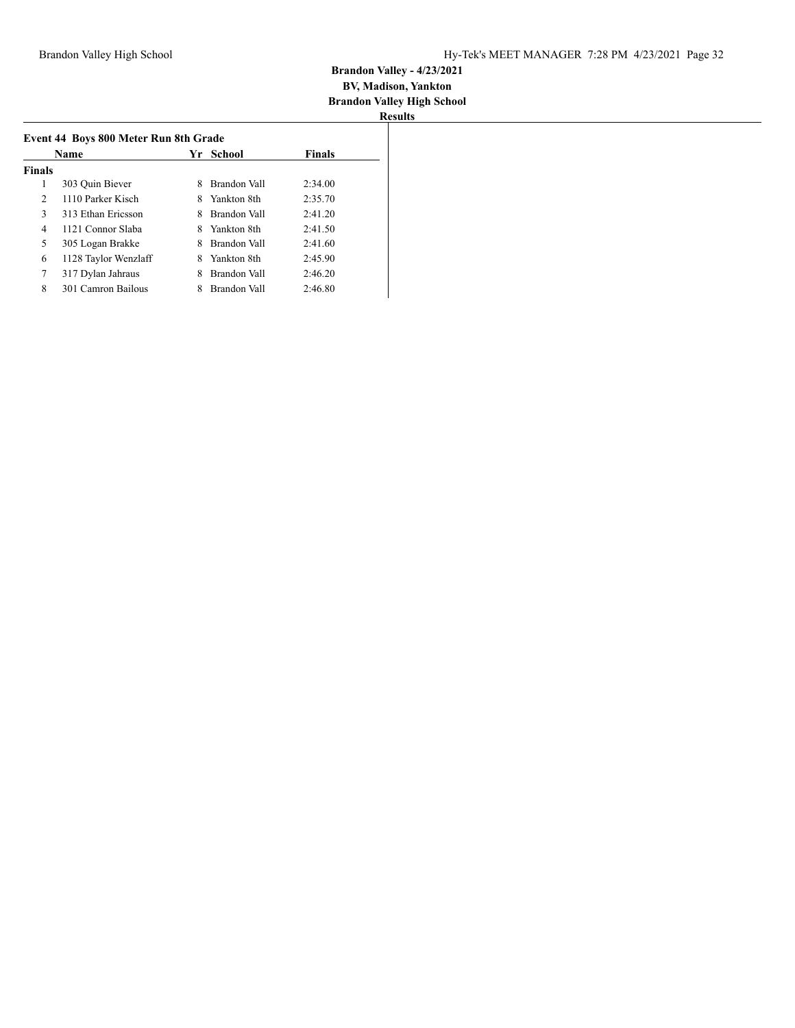**Brandon Valley - 4/23/2021**
**BV, Madison, Yankton**
**Brandon Valley High School**
**Results**

### Event 44 Boys 800 Meter Run 8th Grade

| | Name | Yr | School | Finals |
|---|---|---|---|---|
| **Finals** | | | | |
| 1 | 303 Quin Biever | 8 | Brandon Vall | 2:34.00 |
| 2 | 1110 Parker Kisch | 8 | Yankton 8th | 2:35.70 |
| 3 | 313 Ethan Ericsson | 8 | Brandon Vall | 2:41.20 |
| 4 | 1121 Connor Slaba | 8 | Yankton 8th | 2:41.50 |
| 5 | 305 Logan Brakke | 8 | Brandon Vall | 2:41.60 |
| 6 | 1128 Taylor Wenzlaff | 8 | Yankton 8th | 2:45.90 |
| 7 | 317 Dylan Jahraus | 8 | Brandon Vall | 2:46.20 |
| 8 | 301 Camron Bailous | 8 | Brandon Vall | 2:46.80 |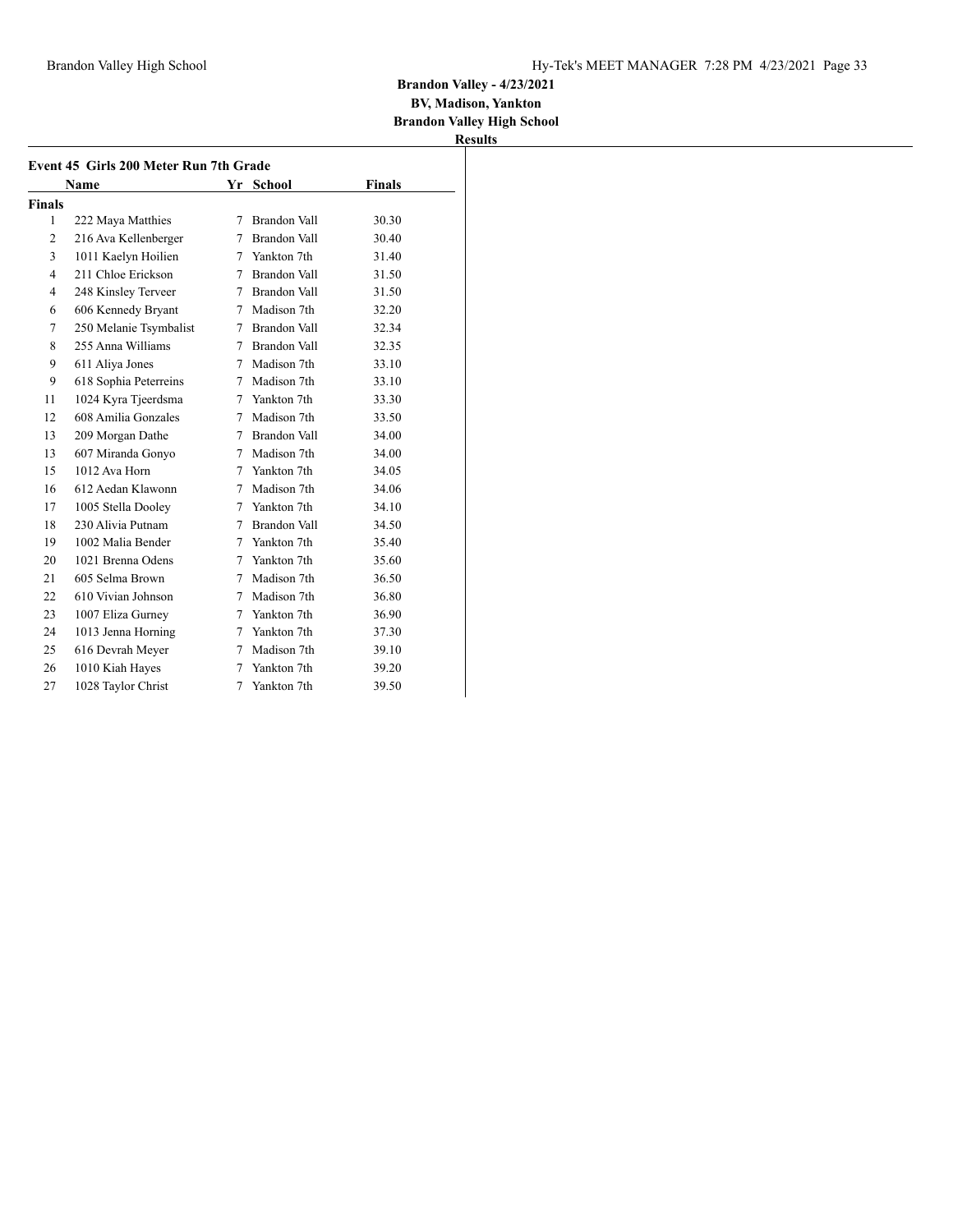**Brandon Valley - 4/23/2021**
**BV, Madison, Yankton**
**Brandon Valley High School**
**Results**

### Event 45 Girls 200 Meter Run 7th Grade

| | Name | Yr | School | Finals |
|---|---|---|---|---|
| **Finals** | | | | |
| 1 | 222 Maya Matthies | 7 | Brandon Vall | 30.30 |
| 2 | 216 Ava Kellenberger | 7 | Brandon Vall | 30.40 |
| 3 | 1011 Kaelyn Hoilien | 7 | Yankton 7th | 31.40 |
| 4 | 211 Chloe Erickson | 7 | Brandon Vall | 31.50 |
| 4 | 248 Kinsley Terveer | 7 | Brandon Vall | 31.50 |
| 6 | 606 Kennedy Bryant | 7 | Madison 7th | 32.20 |
| 7 | 250 Melanie Tsymbalist | 7 | Brandon Vall | 32.34 |
| 8 | 255 Anna Williams | 7 | Brandon Vall | 32.35 |
| 9 | 611 Aliya Jones | 7 | Madison 7th | 33.10 |
| 9 | 618 Sophia Peterreins | 7 | Madison 7th | 33.10 |
| 11 | 1024 Kyra Tjeerdsma | 7 | Yankton 7th | 33.30 |
| 12 | 608 Amilia Gonzales | 7 | Madison 7th | 33.50 |
| 13 | 209 Morgan Dathe | 7 | Brandon Vall | 34.00 |
| 13 | 607 Miranda Gonyo | 7 | Madison 7th | 34.00 |
| 15 | 1012 Ava Horn | 7 | Yankton 7th | 34.05 |
| 16 | 612 Aedan Klawonn | 7 | Madison 7th | 34.06 |
| 17 | 1005 Stella Dooley | 7 | Yankton 7th | 34.10 |
| 18 | 230 Alivia Putnam | 7 | Brandon Vall | 34.50 |
| 19 | 1002 Malia Bender | 7 | Yankton 7th | 35.40 |
| 20 | 1021 Brenna Odens | 7 | Yankton 7th | 35.60 |
| 21 | 605 Selma Brown | 7 | Madison 7th | 36.50 |
| 22 | 610 Vivian Johnson | 7 | Madison 7th | 36.80 |
| 23 | 1007 Eliza Gurney | 7 | Yankton 7th | 36.90 |
| 24 | 1013 Jenna Horning | 7 | Yankton 7th | 37.30 |
| 25 | 616 Devrah Meyer | 7 | Madison 7th | 39.10 |
| 26 | 1010 Kiah Hayes | 7 | Yankton 7th | 39.20 |
| 27 | 1028 Taylor Christ | 7 | Yankton 7th | 39.50 |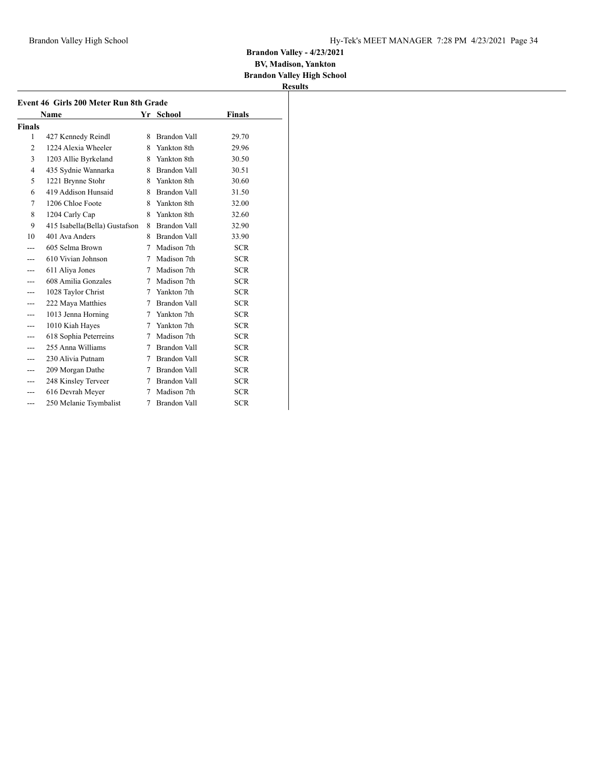**Brandon Valley - 4/23/2021**
**BV, Madison, Yankton**
**Brandon Valley High School**
**Results**

### Event 46 Girls 200 Meter Run 8th Grade

| | Name | Yr | School | Finals |
|---|---|---|---|---|
| **Finals** | | | | |
| 1 | 427 Kennedy Reindl | 8 | Brandon Vall | 29.70 |
| 2 | 1224 Alexia Wheeler | 8 | Yankton 8th | 29.96 |
| 3 | 1203 Allie Byrkeland | 8 | Yankton 8th | 30.50 |
| 4 | 435 Sydnie Wannarka | 8 | Brandon Vall | 30.51 |
| 5 | 1221 Brynne Stohr | 8 | Yankton 8th | 30.60 |
| 6 | 419 Addison Hunsaid | 8 | Brandon Vall | 31.50 |
| 7 | 1206 Chloe Foote | 8 | Yankton 8th | 32.00 |
| 8 | 1204 Carly Cap | 8 | Yankton 8th | 32.60 |
| 9 | 415 Isabella(Bella) Gustafson | 8 | Brandon Vall | 32.90 |
| 10 | 401 Ava Anders | 8 | Brandon Vall | 33.90 |
| --- | 605 Selma Brown | 7 | Madison 7th | SCR |
| --- | 610 Vivian Johnson | 7 | Madison 7th | SCR |
| --- | 611 Aliya Jones | 7 | Madison 7th | SCR |
| --- | 608 Amilia Gonzales | 7 | Madison 7th | SCR |
| --- | 1028 Taylor Christ | 7 | Yankton 7th | SCR |
| --- | 222 Maya Matthies | 7 | Brandon Vall | SCR |
| --- | 1013 Jenna Horning | 7 | Yankton 7th | SCR |
| --- | 1010 Kiah Hayes | 7 | Yankton 7th | SCR |
| --- | 618 Sophia Peterreins | 7 | Madison 7th | SCR |
| --- | 255 Anna Williams | 7 | Brandon Vall | SCR |
| --- | 230 Alivia Putnam | 7 | Brandon Vall | SCR |
| --- | 209 Morgan Dathe | 7 | Brandon Vall | SCR |
| --- | 248 Kinsley Terveer | 7 | Brandon Vall | SCR |
| --- | 616 Devrah Meyer | 7 | Madison 7th | SCR |
| --- | 250 Melanie Tsymbalist | 7 | Brandon Vall | SCR |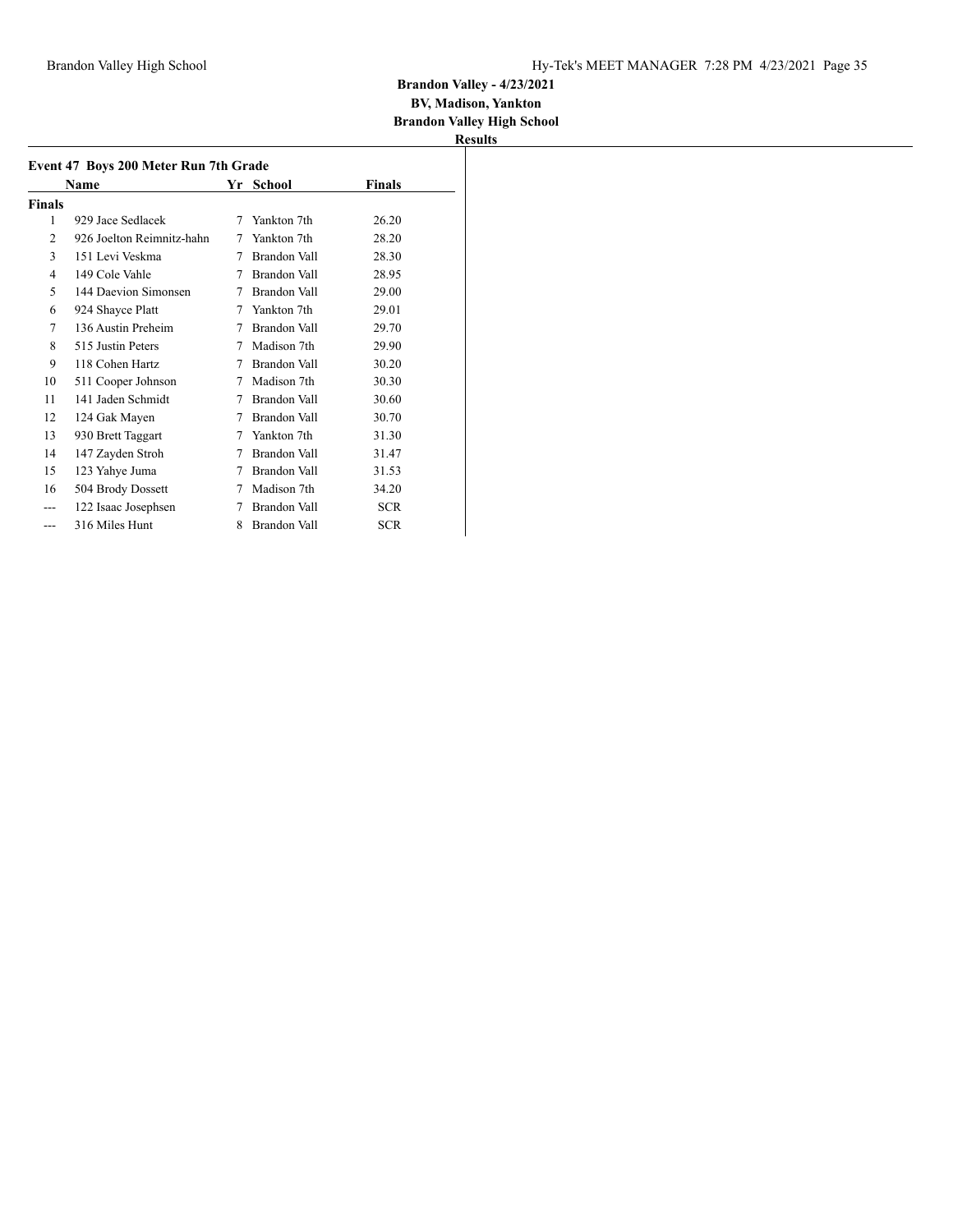**Brandon Valley - 4/23/2021**
**BV, Madison, Yankton**
**Brandon Valley High School**
**Results**

### Event 47 Boys 200 Meter Run 7th Grade

| | Name | Yr | School | Finals |
|---|---|---|---|---|
| **Finals** | | | | |
| 1 | 929 Jace Sedlacek | 7 | Yankton 7th | 26.20 |
| 2 | 926 Joelton Reimnitz-hahn | 7 | Yankton 7th | 28.20 |
| 3 | 151 Levi Veskma | 7 | Brandon Vall | 28.30 |
| 4 | 149 Cole Vahle | 7 | Brandon Vall | 28.95 |
| 5 | 144 Daevion Simonsen | 7 | Brandon Vall | 29.00 |
| 6 | 924 Shayce Platt | 7 | Yankton 7th | 29.01 |
| 7 | 136 Austin Preheim | 7 | Brandon Vall | 29.70 |
| 8 | 515 Justin Peters | 7 | Madison 7th | 29.90 |
| 9 | 118 Cohen Hartz | 7 | Brandon Vall | 30.20 |
| 10 | 511 Cooper Johnson | 7 | Madison 7th | 30.30 |
| 11 | 141 Jaden Schmidt | 7 | Brandon Vall | 30.60 |
| 12 | 124 Gak Mayen | 7 | Brandon Vall | 30.70 |
| 13 | 930 Brett Taggart | 7 | Yankton 7th | 31.30 |
| 14 | 147 Zayden Stroh | 7 | Brandon Vall | 31.47 |
| 15 | 123 Yahye Juma | 7 | Brandon Vall | 31.53 |
| 16 | 504 Brody Dossett | 7 | Madison 7th | 34.20 |
| --- | 122 Isaac Josephsen | 7 | Brandon Vall | SCR |
| --- | 316 Miles Hunt | 8 | Brandon Vall | SCR |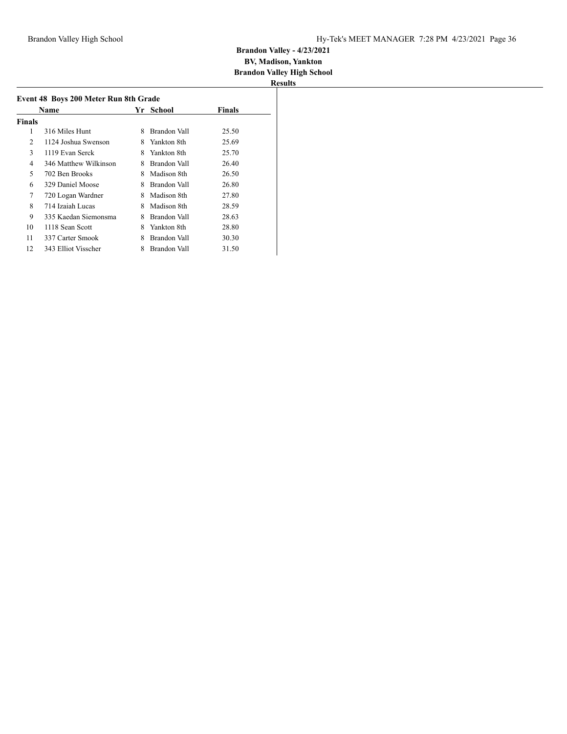**Brandon Valley - 4/23/2021**
**BV, Madison, Yankton**
**Brandon Valley High School**
**Results**

### Event 48 Boys 200 Meter Run 8th Grade

| | Name | Yr | School | Finals |
|---|---|---|---|---|
| **Finals** | | | | |
| 1 | 316 Miles Hunt | 8 | Brandon Vall | 25.50 |
| 2 | 1124 Joshua Swenson | 8 | Yankton 8th | 25.69 |
| 3 | 1119 Evan Serck | 8 | Yankton 8th | 25.70 |
| 4 | 346 Matthew Wilkinson | 8 | Brandon Vall | 26.40 |
| 5 | 702 Ben Brooks | 8 | Madison 8th | 26.50 |
| 6 | 329 Daniel Moose | 8 | Brandon Vall | 26.80 |
| 7 | 720 Logan Wardner | 8 | Madison 8th | 27.80 |
| 8 | 714 Izaiah Lucas | 8 | Madison 8th | 28.59 |
| 9 | 335 Kaedan Siemonsma | 8 | Brandon Vall | 28.63 |
| 10 | 1118 Sean Scott | 8 | Yankton 8th | 28.80 |
| 11 | 337 Carter Smook | 8 | Brandon Vall | 30.30 |
| 12 | 343 Elliot Visscher | 8 | Brandon Vall | 31.50 |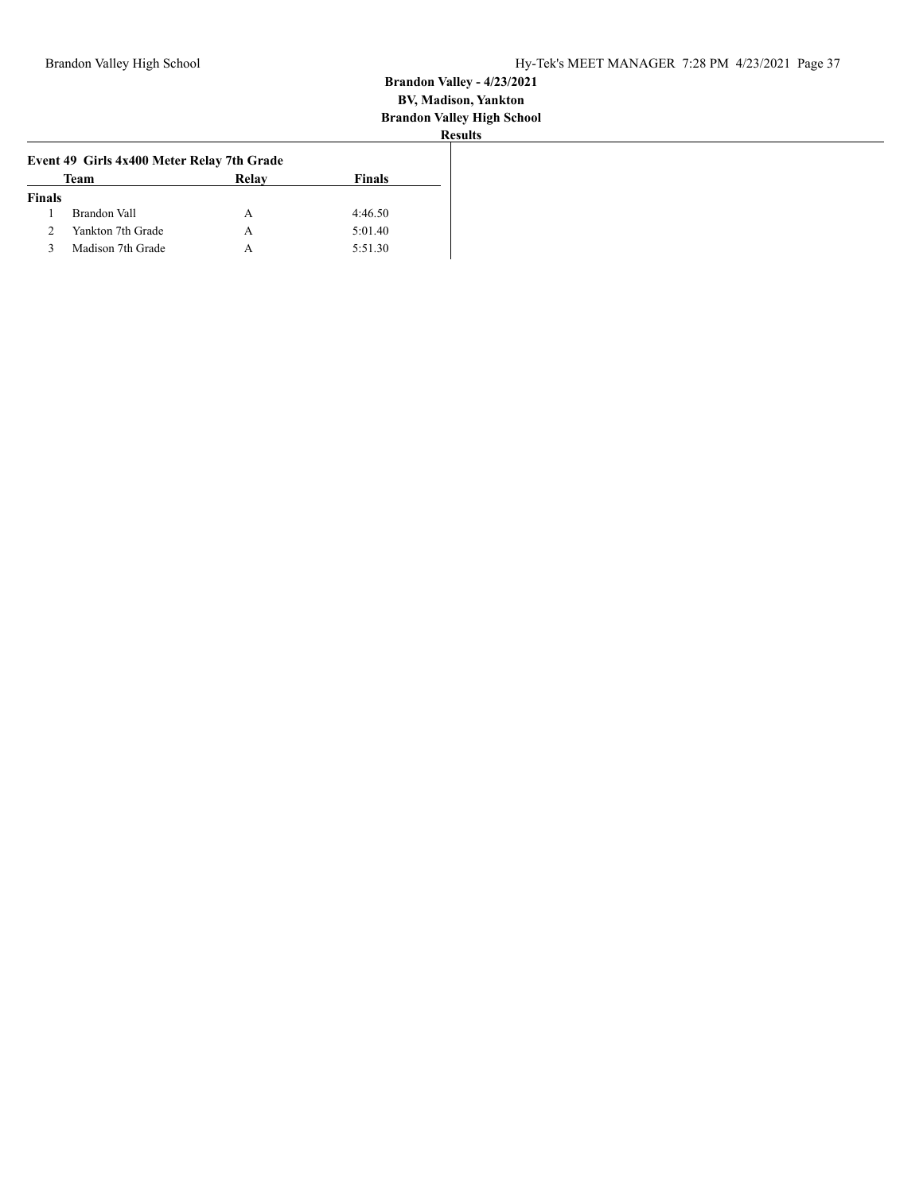**Brandon Valley - 4/23/2021**
**BV, Madison, Yankton**
**Brandon Valley High School**
**Results**

### Event 49 Girls 4x400 Meter Relay 7th Grade

| | Team | Relay | Finals |
|---|---|---|---|
| **Finals** | | | |
| 1 | Brandon Vall | A | 4:46.50 |
| 2 | Yankton 7th Grade | A | 5:01.40 |
| 3 | Madison 7th Grade | A | 5:51.30 |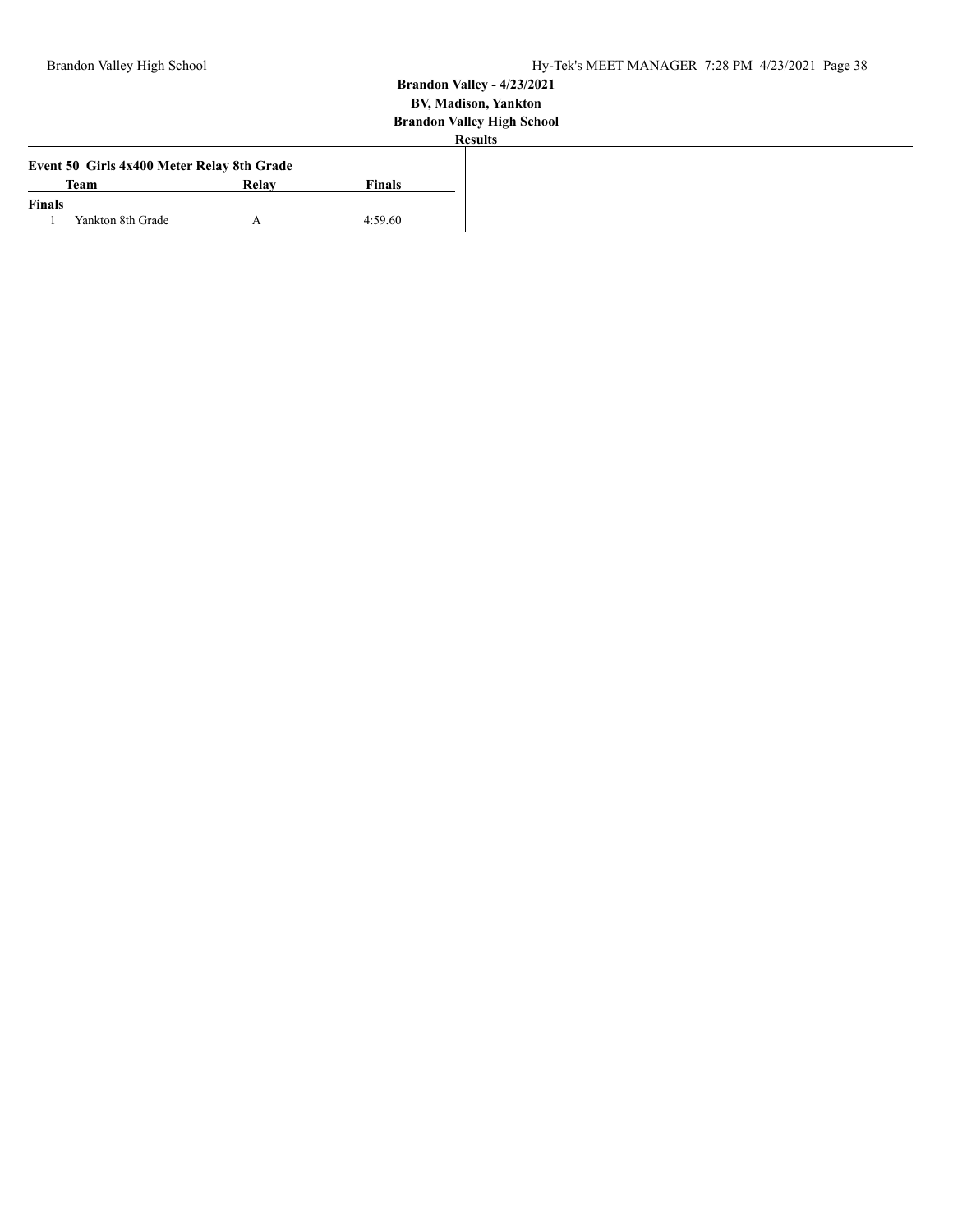**Brandon Valley - 4/23/2021**
**BV, Madison, Yankton**
**Brandon Valley High School**
**Results**

### Event 50 Girls 4x400 Meter Relay 8th Grade

| | Team | Relay | Finals |
|---|---|---|---|
| **Finals** | | | |
| 1 | Yankton 8th Grade | A | 4:59.60 |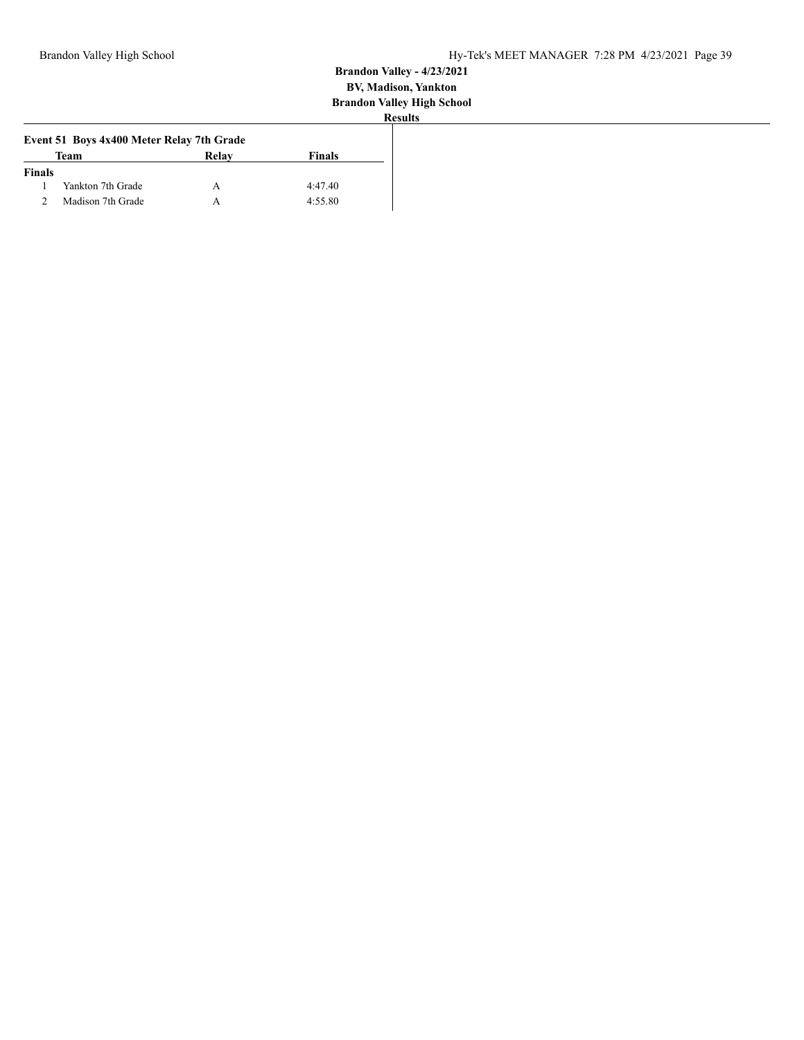**Brandon Valley - 4/23/2021**
**BV, Madison, Yankton**
**Brandon Valley High School**
**Results**

### Event 51 Boys 4x400 Meter Relay 7th Grade

| | Team | Relay | Finals |
|---|---|---|---|
| **Finals** | | | |
| 1 | Yankton 7th Grade | A | 4:47.40 |
| 2 | Madison 7th Grade | A | 4:55.80 |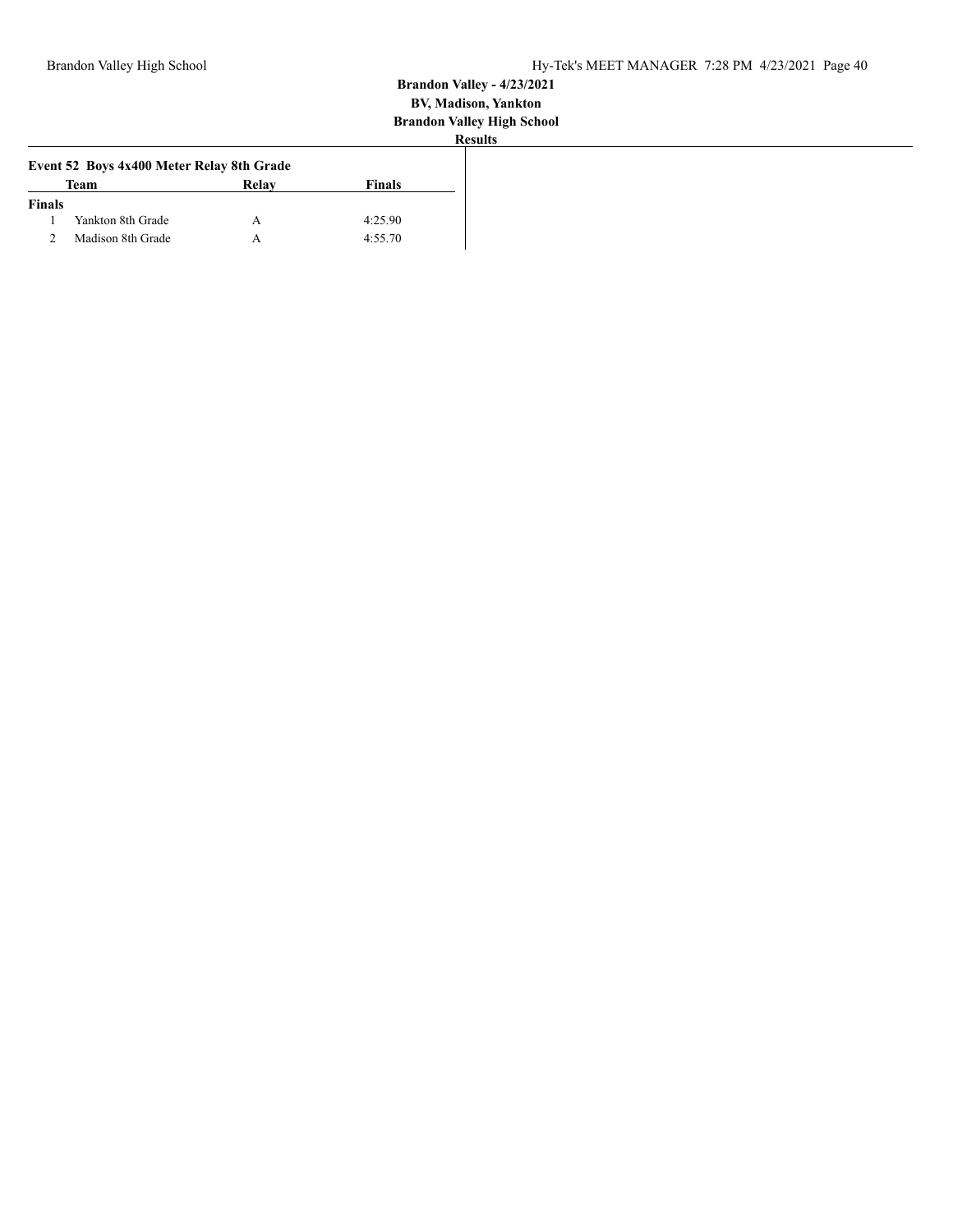**Brandon Valley - 4/23/2021**
**BV, Madison, Yankton**
**Brandon Valley High School**
**Results**

### Event 52 Boys 4x400 Meter Relay 8th Grade

| | Team | Relay | Finals |
|---|---|---|---|
| **Finals** | | | |
| 1 | Yankton 8th Grade | A | 4:25.90 |
| 2 | Madison 8th Grade | A | 4:55.70 |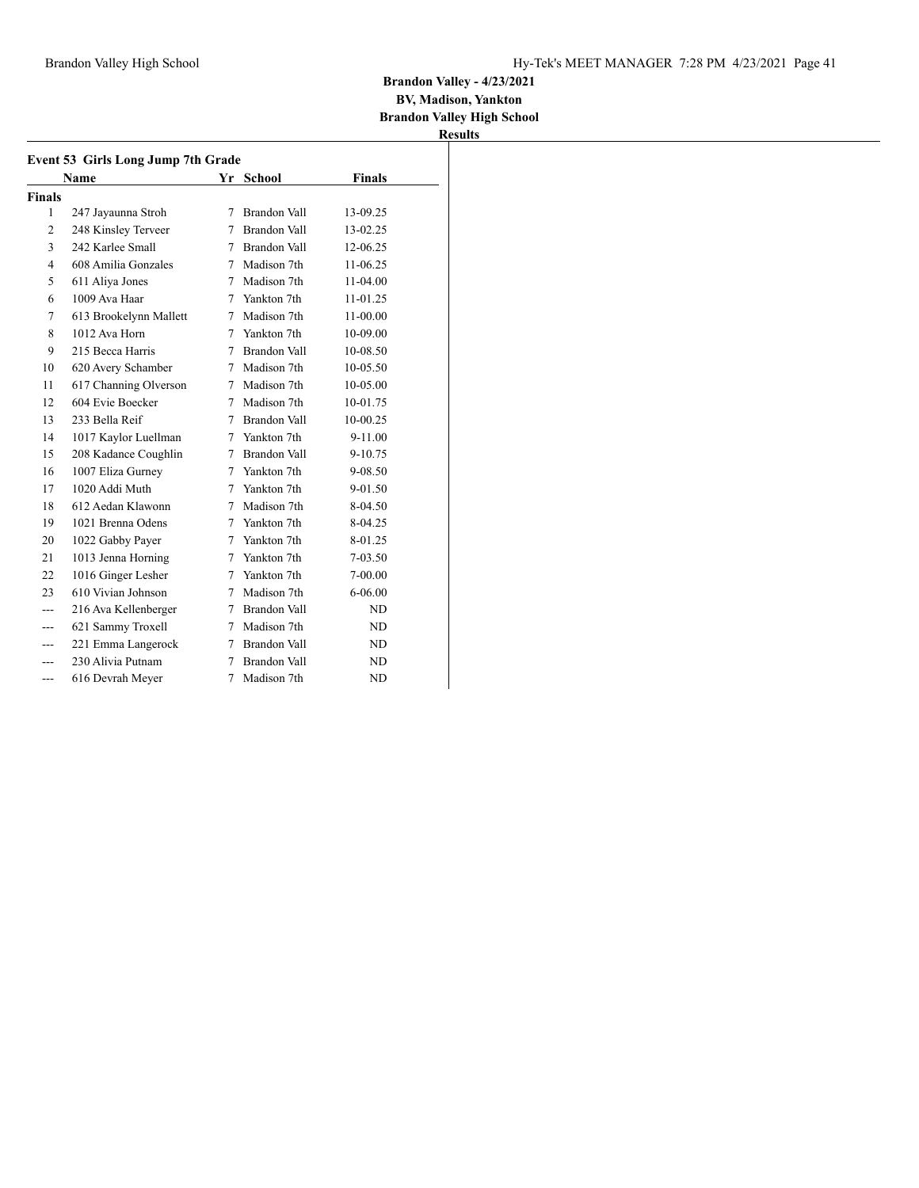**Brandon Valley - 4/23/2021**
**BV, Madison, Yankton**
**Brandon Valley High School**
**Results**

### Event 53 Girls Long Jump 7th Grade

| | Name | Yr | School | Finals |
|---|---|---|---|---|
| **Finals** | | | | |
| 1 | 247 Jayaunna Stroh | 7 | Brandon Vall | 13-09.25 |
| 2 | 248 Kinsley Terveer | 7 | Brandon Vall | 13-02.25 |
| 3 | 242 Karlee Small | 7 | Brandon Vall | 12-06.25 |
| 4 | 608 Amilia Gonzales | 7 | Madison 7th | 11-06.25 |
| 5 | 611 Aliya Jones | 7 | Madison 7th | 11-04.00 |
| 6 | 1009 Ava Haar | 7 | Yankton 7th | 11-01.25 |
| 7 | 613 Brookelynn Mallett | 7 | Madison 7th | 11-00.00 |
| 8 | 1012 Ava Horn | 7 | Yankton 7th | 10-09.00 |
| 9 | 215 Becca Harris | 7 | Brandon Vall | 10-08.50 |
| 10 | 620 Avery Schamber | 7 | Madison 7th | 10-05.50 |
| 11 | 617 Channing Olverson | 7 | Madison 7th | 10-05.00 |
| 12 | 604 Evie Boecker | 7 | Madison 7th | 10-01.75 |
| 13 | 233 Bella Reif | 7 | Brandon Vall | 10-00.25 |
| 14 | 1017 Kaylor Luellman | 7 | Yankton 7th | 9-11.00 |
| 15 | 208 Kadance Coughlin | 7 | Brandon Vall | 9-10.75 |
| 16 | 1007 Eliza Gurney | 7 | Yankton 7th | 9-08.50 |
| 17 | 1020 Addi Muth | 7 | Yankton 7th | 9-01.50 |
| 18 | 612 Aedan Klawonn | 7 | Madison 7th | 8-04.50 |
| 19 | 1021 Brenna Odens | 7 | Yankton 7th | 8-04.25 |
| 20 | 1022 Gabby Payer | 7 | Yankton 7th | 8-01.25 |
| 21 | 1013 Jenna Horning | 7 | Yankton 7th | 7-03.50 |
| 22 | 1016 Ginger Lesher | 7 | Yankton 7th | 7-00.00 |
| 23 | 610 Vivian Johnson | 7 | Madison 7th | 6-06.00 |
| --- | 216 Ava Kellenberger | 7 | Brandon Vall | ND |
| --- | 621 Sammy Troxell | 7 | Madison 7th | ND |
| --- | 221 Emma Langerock | 7 | Brandon Vall | ND |
| --- | 230 Alivia Putnam | 7 | Brandon Vall | ND |
| --- | 616 Devrah Meyer | 7 | Madison 7th | ND |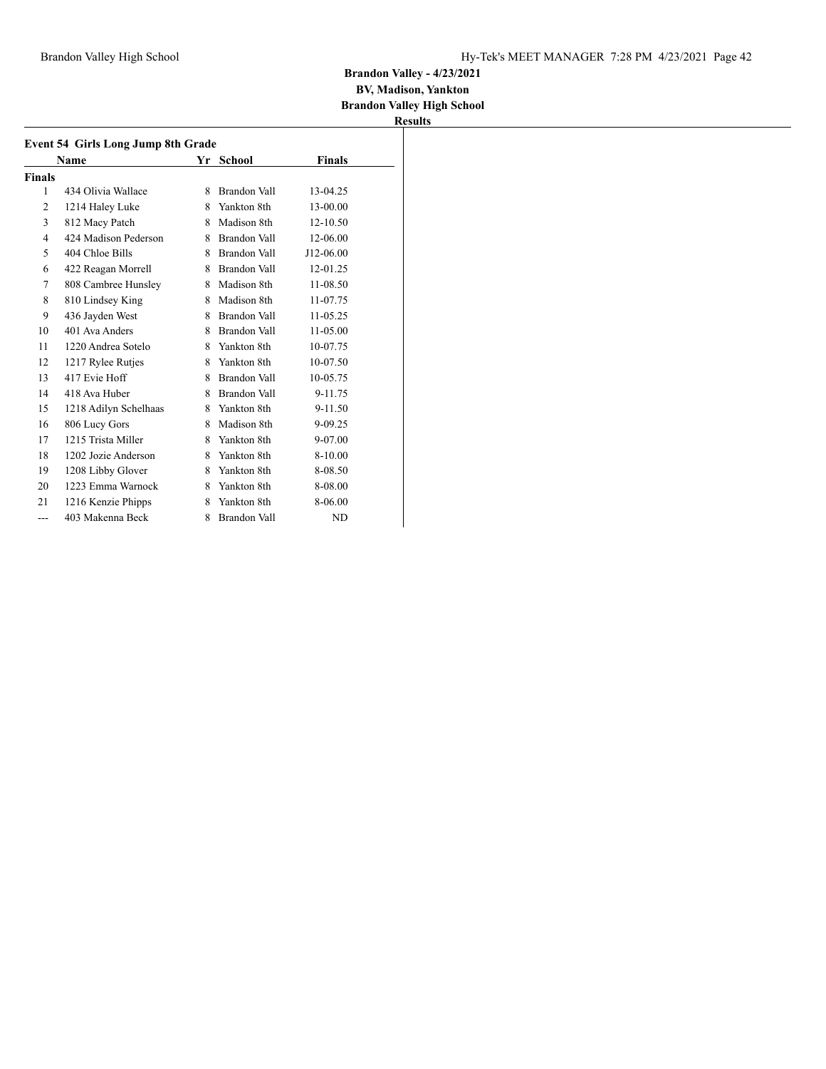**Brandon Valley - 4/23/2021**
**BV, Madison, Yankton**
**Brandon Valley High School**
**Results**

### Event 54 Girls Long Jump 8th Grade

| | Name | Yr | School | Finals |
|---|---|---|---|---|
| **Finals** | | | | |
| 1 | 434 Olivia Wallace | 8 | Brandon Vall | 13-04.25 |
| 2 | 1214 Haley Luke | 8 | Yankton 8th | 13-00.00 |
| 3 | 812 Macy Patch | 8 | Madison 8th | 12-10.50 |
| 4 | 424 Madison Pederson | 8 | Brandon Vall | 12-06.00 |
| 5 | 404 Chloe Bills | 8 | Brandon Vall | J12-06.00 |
| 6 | 422 Reagan Morrell | 8 | Brandon Vall | 12-01.25 |
| 7 | 808 Cambree Hunsley | 8 | Madison 8th | 11-08.50 |
| 8 | 810 Lindsey King | 8 | Madison 8th | 11-07.75 |
| 9 | 436 Jayden West | 8 | Brandon Vall | 11-05.25 |
| 10 | 401 Ava Anders | 8 | Brandon Vall | 11-05.00 |
| 11 | 1220 Andrea Sotelo | 8 | Yankton 8th | 10-07.75 |
| 12 | 1217 Rylee Rutjes | 8 | Yankton 8th | 10-07.50 |
| 13 | 417 Evie Hoff | 8 | Brandon Vall | 10-05.75 |
| 14 | 418 Ava Huber | 8 | Brandon Vall | 9-11.75 |
| 15 | 1218 Adilyn Schelhaas | 8 | Yankton 8th | 9-11.50 |
| 16 | 806 Lucy Gors | 8 | Madison 8th | 9-09.25 |
| 17 | 1215 Trista Miller | 8 | Yankton 8th | 9-07.00 |
| 18 | 1202 Jozie Anderson | 8 | Yankton 8th | 8-10.00 |
| 19 | 1208 Libby Glover | 8 | Yankton 8th | 8-08.50 |
| 20 | 1223 Emma Warnock | 8 | Yankton 8th | 8-08.00 |
| 21 | 1216 Kenzie Phipps | 8 | Yankton 8th | 8-06.00 |
| --- | 403 Makenna Beck | 8 | Brandon Vall | ND |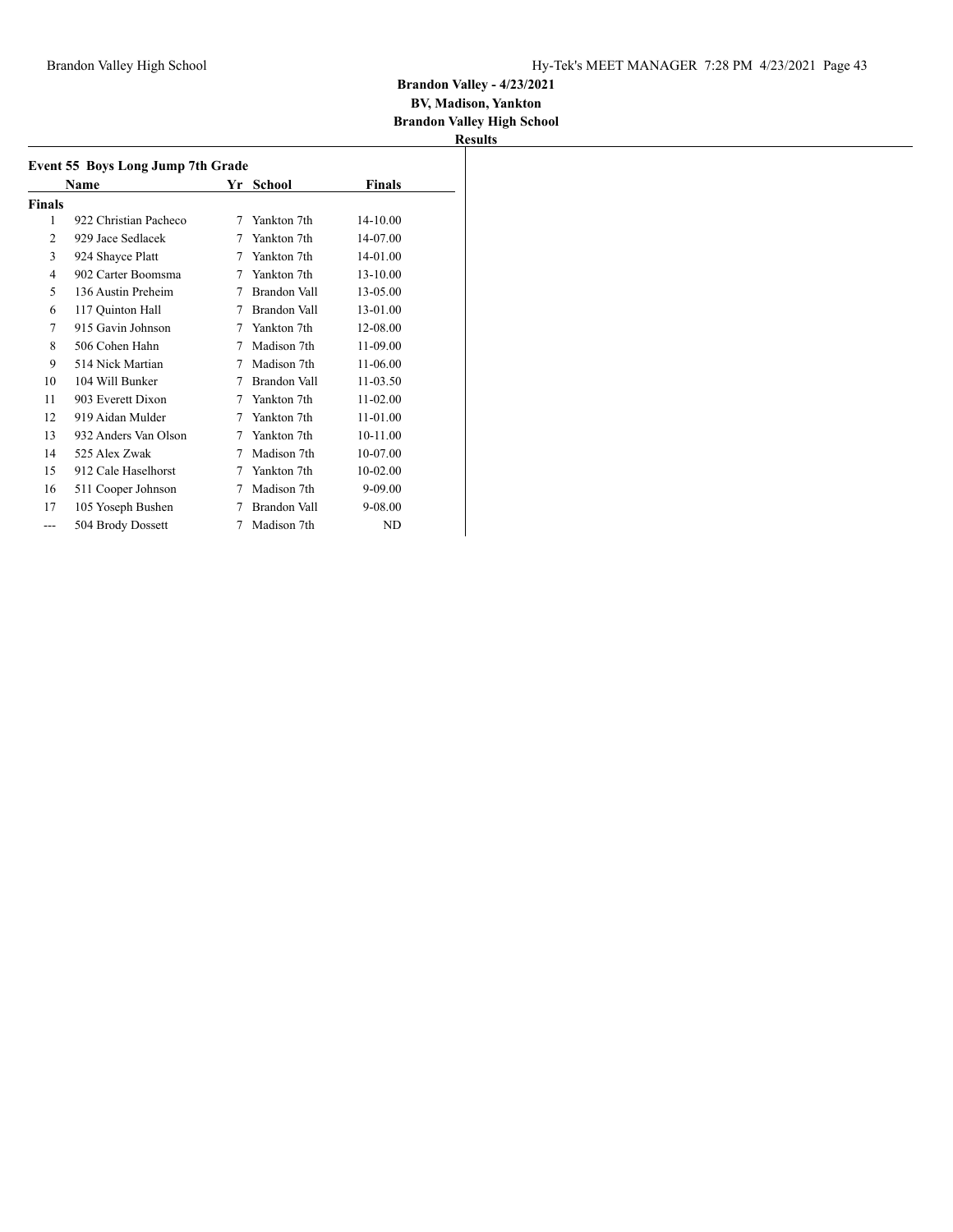**Brandon Valley - 4/23/2021**
**BV, Madison, Yankton**
**Brandon Valley High School**
**Results**

### Event 55 Boys Long Jump 7th Grade

| | Name | Yr | School | Finals |
|---|---|---|---|---|
| **Finals** | | | | |
| 1 | 922 Christian Pacheco | 7 | Yankton 7th | 14-10.00 |
| 2 | 929 Jace Sedlacek | 7 | Yankton 7th | 14-07.00 |
| 3 | 924 Shayce Platt | 7 | Yankton 7th | 14-01.00 |
| 4 | 902 Carter Boomsma | 7 | Yankton 7th | 13-10.00 |
| 5 | 136 Austin Preheim | 7 | Brandon Vall | 13-05.00 |
| 6 | 117 Quinton Hall | 7 | Brandon Vall | 13-01.00 |
| 7 | 915 Gavin Johnson | 7 | Yankton 7th | 12-08.00 |
| 8 | 506 Cohen Hahn | 7 | Madison 7th | 11-09.00 |
| 9 | 514 Nick Martian | 7 | Madison 7th | 11-06.00 |
| 10 | 104 Will Bunker | 7 | Brandon Vall | 11-03.50 |
| 11 | 903 Everett Dixon | 7 | Yankton 7th | 11-02.00 |
| 12 | 919 Aidan Mulder | 7 | Yankton 7th | 11-01.00 |
| 13 | 932 Anders Van Olson | 7 | Yankton 7th | 10-11.00 |
| 14 | 525 Alex Zwak | 7 | Madison 7th | 10-07.00 |
| 15 | 912 Cale Haselhorst | 7 | Yankton 7th | 10-02.00 |
| 16 | 511 Cooper Johnson | 7 | Madison 7th | 9-09.00 |
| 17 | 105 Yoseph Bushen | 7 | Brandon Vall | 9-08.00 |
| --- | 504 Brody Dossett | 7 | Madison 7th | ND |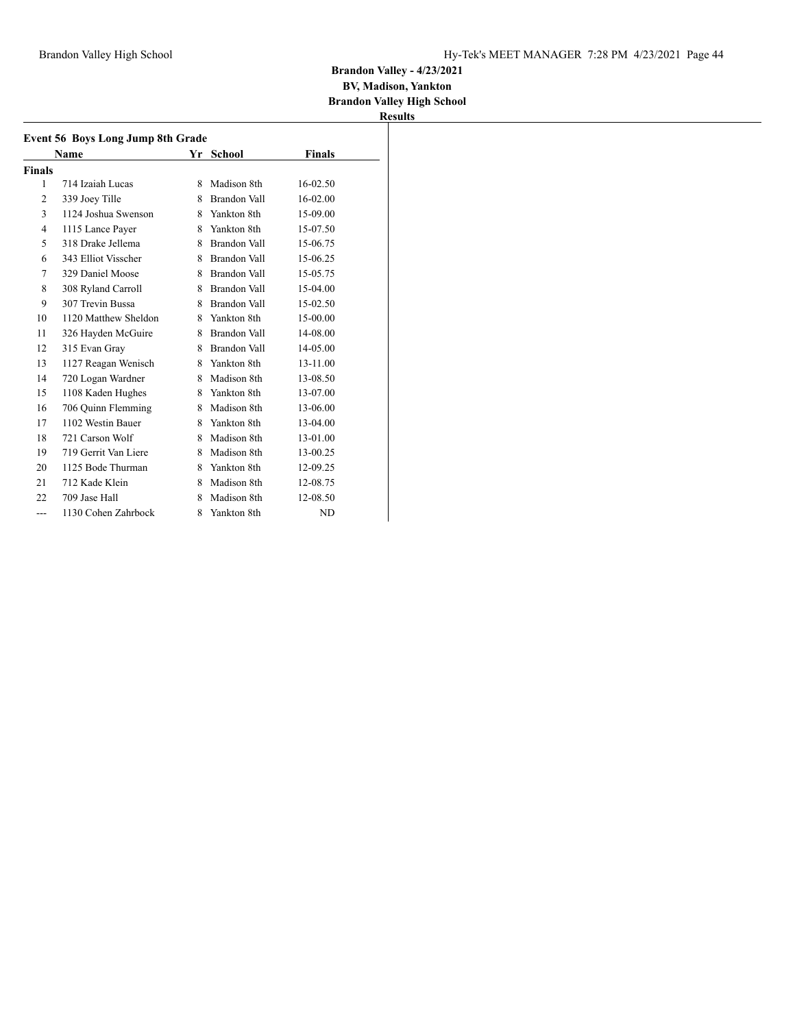**Brandon Valley - 4/23/2021**
**BV, Madison, Yankton**
**Brandon Valley High School**
**Results**

### Event 56 Boys Long Jump 8th Grade

| | Name | Yr | School | Finals |
|---|---|---|---|---|
| **Finals** | | | | |
| 1 | 714 Izaiah Lucas | 8 | Madison 8th | 16-02.50 |
| 2 | 339 Joey Tille | 8 | Brandon Vall | 16-02.00 |
| 3 | 1124 Joshua Swenson | 8 | Yankton 8th | 15-09.00 |
| 4 | 1115 Lance Payer | 8 | Yankton 8th | 15-07.50 |
| 5 | 318 Drake Jellema | 8 | Brandon Vall | 15-06.75 |
| 6 | 343 Elliot Visscher | 8 | Brandon Vall | 15-06.25 |
| 7 | 329 Daniel Moose | 8 | Brandon Vall | 15-05.75 |
| 8 | 308 Ryland Carroll | 8 | Brandon Vall | 15-04.00 |
| 9 | 307 Trevin Bussa | 8 | Brandon Vall | 15-02.50 |
| 10 | 1120 Matthew Sheldon | 8 | Yankton 8th | 15-00.00 |
| 11 | 326 Hayden McGuire | 8 | Brandon Vall | 14-08.00 |
| 12 | 315 Evan Gray | 8 | Brandon Vall | 14-05.00 |
| 13 | 1127 Reagan Wenisch | 8 | Yankton 8th | 13-11.00 |
| 14 | 720 Logan Wardner | 8 | Madison 8th | 13-08.50 |
| 15 | 1108 Kaden Hughes | 8 | Yankton 8th | 13-07.00 |
| 16 | 706 Quinn Flemming | 8 | Madison 8th | 13-06.00 |
| 17 | 1102 Westin Bauer | 8 | Yankton 8th | 13-04.00 |
| 18 | 721 Carson Wolf | 8 | Madison 8th | 13-01.00 |
| 19 | 719 Gerrit Van Liere | 8 | Madison 8th | 13-00.25 |
| 20 | 1125 Bode Thurman | 8 | Yankton 8th | 12-09.25 |
| 21 | 712 Kade Klein | 8 | Madison 8th | 12-08.75 |
| 22 | 709 Jase Hall | 8 | Madison 8th | 12-08.50 |
| --- | 1130 Cohen Zahrbock | 8 | Yankton 8th | ND |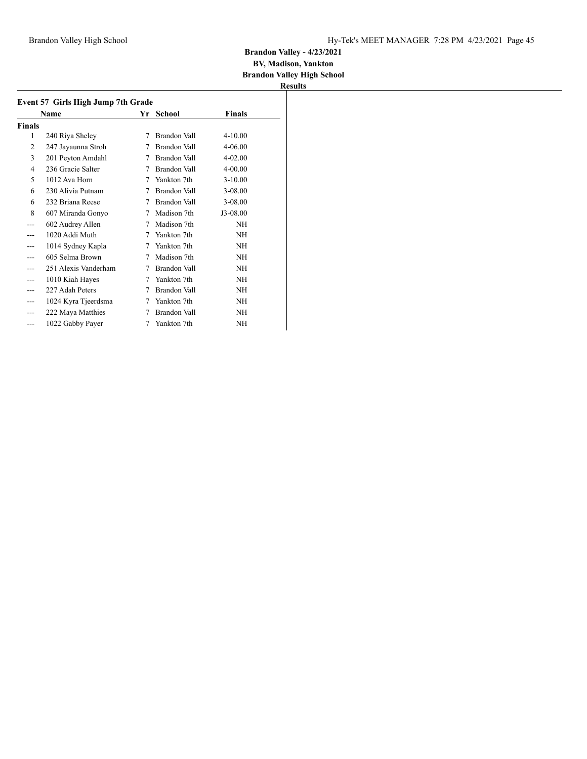**Brandon Valley - 4/23/2021**
**BV, Madison, Yankton**
**Brandon Valley High School**
**Results**

## Event 57 Girls High Jump 7th Grade

| | Name | Yr | School | Finals |
|---|---|---|---|---|
| **Finals** | | | | |
| 1 | 240 Riya Sheley | 7 | Brandon Vall | 4-10.00 |
| 2 | 247 Jayaunna Stroh | 7 | Brandon Vall | 4-06.00 |
| 3 | 201 Peyton Amdahl | 7 | Brandon Vall | 4-02.00 |
| 4 | 236 Gracie Salter | 7 | Brandon Vall | 4-00.00 |
| 5 | 1012 Ava Horn | 7 | Yankton 7th | 3-10.00 |
| 6 | 230 Alivia Putnam | 7 | Brandon Vall | 3-08.00 |
| 6 | 232 Briana Reese | 7 | Brandon Vall | 3-08.00 |
| 8 | 607 Miranda Gonyo | 7 | Madison 7th | J3-08.00 |
| --- | 602 Audrey Allen | 7 | Madison 7th | NH |
| --- | 1020 Addi Muth | 7 | Yankton 7th | NH |
| --- | 1014 Sydney Kapla | 7 | Yankton 7th | NH |
| --- | 605 Selma Brown | 7 | Madison 7th | NH |
| --- | 251 Alexis Vanderham | 7 | Brandon Vall | NH |
| --- | 1010 Kiah Hayes | 7 | Yankton 7th | NH |
| --- | 227 Adah Peters | 7 | Brandon Vall | NH |
| --- | 1024 Kyra Tjeerdsma | 7 | Yankton 7th | NH |
| --- | 222 Maya Matthies | 7 | Brandon Vall | NH |
| --- | 1022 Gabby Payer | 7 | Yankton 7th | NH |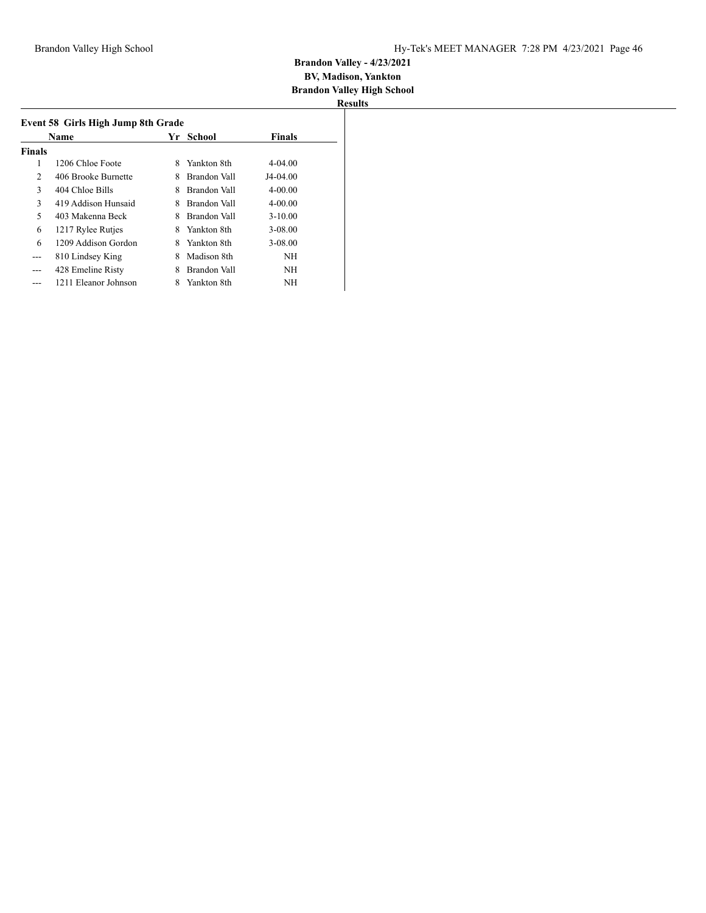**Brandon Valley - 4/23/2021**
**BV, Madison, Yankton**
**Brandon Valley High School**
**Results**

### Event 58 Girls High Jump 8th Grade

| | Name | Yr | School | Finals |
|---|---|---|---|---|
| **Finals** | | | | |
| 1 | 1206 Chloe Foote | 8 | Yankton 8th | 4-04.00 |
| 2 | 406 Brooke Burnette | 8 | Brandon Vall | J4-04.00 |
| 3 | 404 Chloe Bills | 8 | Brandon Vall | 4-00.00 |
| 3 | 419 Addison Hunsaid | 8 | Brandon Vall | 4-00.00 |
| 5 | 403 Makenna Beck | 8 | Brandon Vall | 3-10.00 |
| 6 | 1217 Rylee Rutjes | 8 | Yankton 8th | 3-08.00 |
| 6 | 1209 Addison Gordon | 8 | Yankton 8th | 3-08.00 |
| --- | 810 Lindsey King | 8 | Madison 8th | NH |
| --- | 428 Emeline Risty | 8 | Brandon Vall | NH |
| --- | 1211 Eleanor Johnson | 8 | Yankton 8th | NH |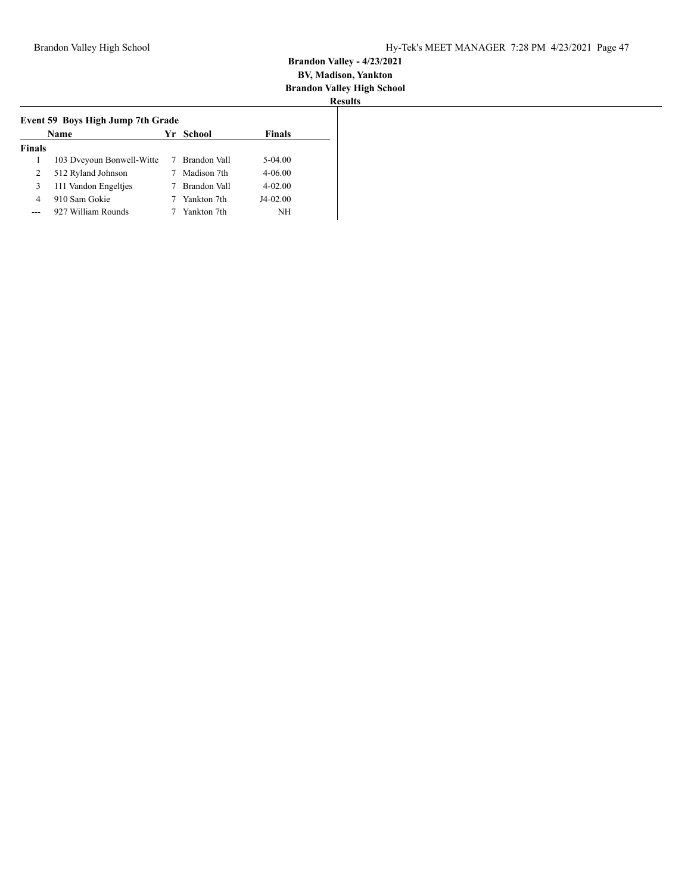**Brandon Valley - 4/23/2021**
**BV, Madison, Yankton**
**Brandon Valley High School**
**Results**

### Event 59 Boys High Jump 7th Grade

| | Name | Yr | School | Finals |
|---|---|---|---|---|
| **Finals** | | | | |
| 1 | 103 Dveyoun Bonwell-Witte | 7 | Brandon Vall | 5-04.00 |
| 2 | 512 Ryland Johnson | 7 | Madison 7th | 4-06.00 |
| 3 | 111 Vandon Engeltjes | 7 | Brandon Vall | 4-02.00 |
| 4 | 910 Sam Gokie | 7 | Yankton 7th | J4-02.00 |
| --- | 927 William Rounds | 7 | Yankton 7th | NH |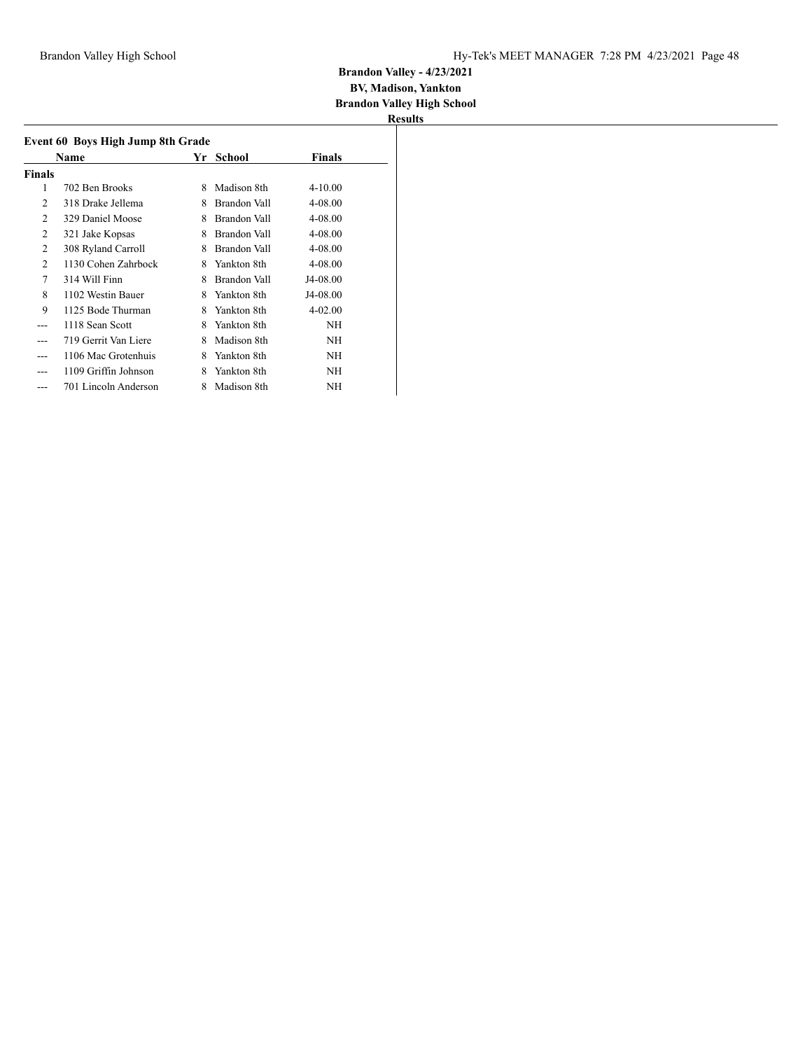**Brandon Valley - 4/23/2021**
**BV, Madison, Yankton**
**Brandon Valley High School**
**Results**

### Event 60 Boys High Jump 8th Grade

| | Name | Yr | School | Finals |
|---|---|---|---|---|
| **Finals** | | | | |
| 1 | 702 Ben Brooks | 8 | Madison 8th | 4-10.00 |
| 2 | 318 Drake Jellema | 8 | Brandon Vall | 4-08.00 |
| 2 | 329 Daniel Moose | 8 | Brandon Vall | 4-08.00 |
| 2 | 321 Jake Kopsas | 8 | Brandon Vall | 4-08.00 |
| 2 | 308 Ryland Carroll | 8 | Brandon Vall | 4-08.00 |
| 2 | 1130 Cohen Zahrbock | 8 | Yankton 8th | 4-08.00 |
| 7 | 314 Will Finn | 8 | Brandon Vall | J4-08.00 |
| 8 | 1102 Westin Bauer | 8 | Yankton 8th | J4-08.00 |
| 9 | 1125 Bode Thurman | 8 | Yankton 8th | 4-02.00 |
| --- | 1118 Sean Scott | 8 | Yankton 8th | NH |
| --- | 719 Gerrit Van Liere | 8 | Madison 8th | NH |
| --- | 1106 Mac Grotenhuis | 8 | Yankton 8th | NH |
| --- | 1109 Griffin Johnson | 8 | Yankton 8th | NH |
| --- | 701 Lincoln Anderson | 8 | Madison 8th | NH |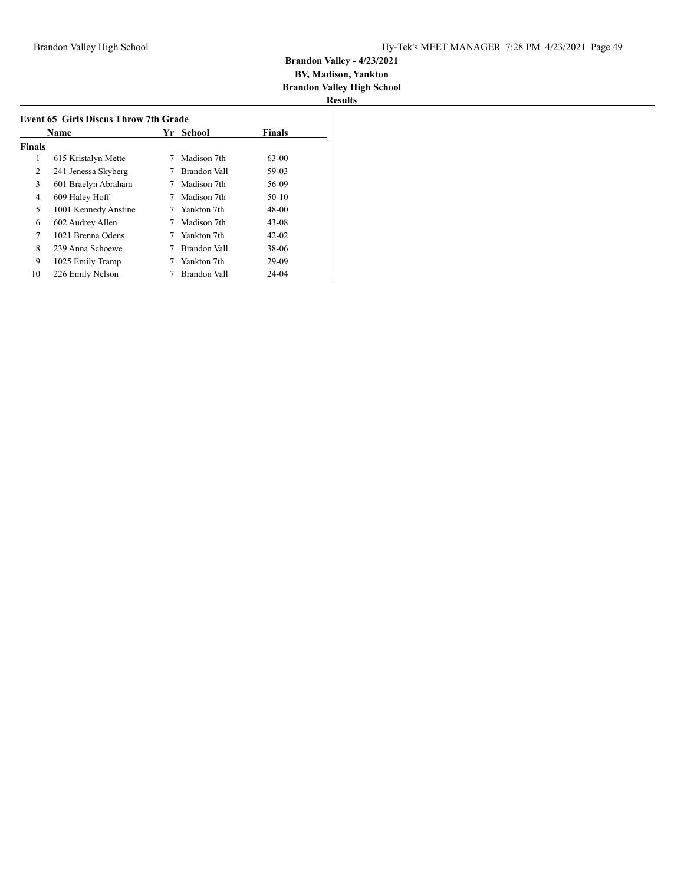**Brandon Valley - 4/23/2021**
**BV, Madison, Yankton**
**Brandon Valley High School**
**Results**

### Event 65 Girls Discus Throw 7th Grade

| | Name | Yr | School | Finals |
|---|---|---|---|---|
| **Finals** | | | | |
| 1 | 615 Kristalyn Mette | 7 | Madison 7th | 63-00 |
| 2 | 241 Jenessa Skyberg | 7 | Brandon Vall | 59-03 |
| 3 | 601 Braelyn Abraham | 7 | Madison 7th | 56-09 |
| 4 | 609 Haley Hoff | 7 | Madison 7th | 50-10 |
| 5 | 1001 Kennedy Anstine | 7 | Yankton 7th | 48-00 |
| 6 | 602 Audrey Allen | 7 | Madison 7th | 43-08 |
| 7 | 1021 Brenna Odens | 7 | Yankton 7th | 42-02 |
| 8 | 239 Anna Schoewe | 7 | Brandon Vall | 38-06 |
| 9 | 1025 Emily Tramp | 7 | Yankton 7th | 29-09 |
| 10 | 226 Emily Nelson | 7 | Brandon Vall | 24-04 |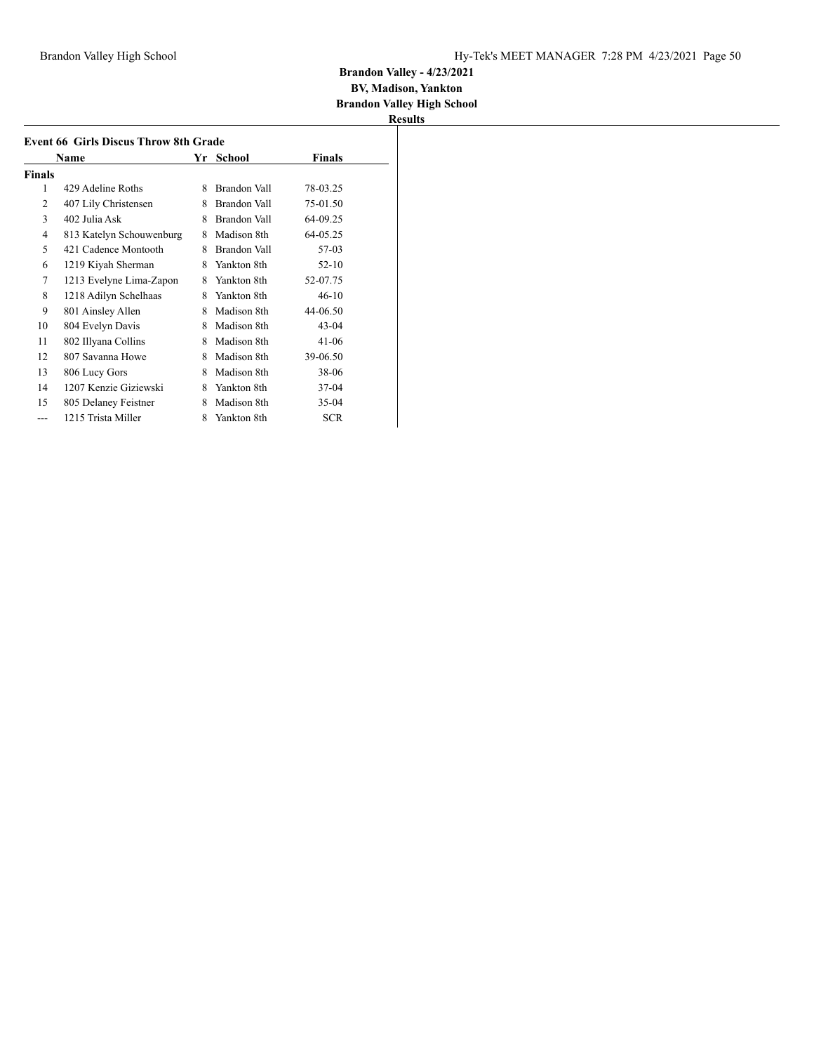**Brandon Valley - 4/23/2021**

**BV, Madison, Yankton**

**Brandon Valley High School**

**Results**

### Event 66 Girls Discus Throw 8th Grade

| | Name | Yr | School | Finals |
|---|---|---|---|---|
| **Finals** | | | | |
| 1 | 429 Adeline Roths | 8 | Brandon Vall | 78-03.25 |
| 2 | 407 Lily Christensen | 8 | Brandon Vall | 75-01.50 |
| 3 | 402 Julia Ask | 8 | Brandon Vall | 64-09.25 |
| 4 | 813 Katelyn Schouwenburg | 8 | Madison 8th | 64-05.25 |
| 5 | 421 Cadence Montooth | 8 | Brandon Vall | 57-03 |
| 6 | 1219 Kiyah Sherman | 8 | Yankton 8th | 52-10 |
| 7 | 1213 Evelyne Lima-Zapon | 8 | Yankton 8th | 52-07.75 |
| 8 | 1218 Adilyn Schelhaas | 8 | Yankton 8th | 46-10 |
| 9 | 801 Ainsley Allen | 8 | Madison 8th | 44-06.50 |
| 10 | 804 Evelyn Davis | 8 | Madison 8th | 43-04 |
| 11 | 802 Illyana Collins | 8 | Madison 8th | 41-06 |
| 12 | 807 Savanna Howe | 8 | Madison 8th | 39-06.50 |
| 13 | 806 Lucy Gors | 8 | Madison 8th | 38-06 |
| 14 | 1207 Kenzie Giziewski | 8 | Yankton 8th | 37-04 |
| 15 | 805 Delaney Feistner | 8 | Madison 8th | 35-04 |
| --- | 1215 Trista Miller | 8 | Yankton 8th | SCR |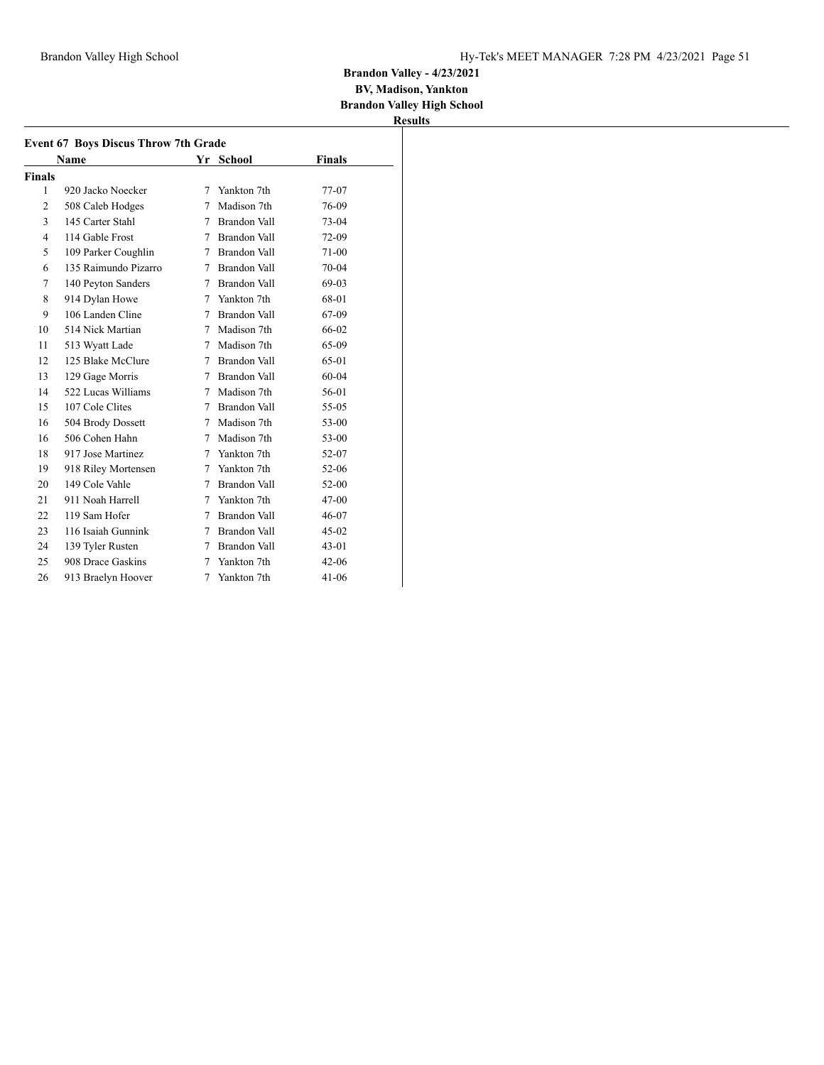**Brandon Valley - 4/23/2021**
**BV, Madison, Yankton**
**Brandon Valley High School**
**Results**

### Event 67 Boys Discus Throw 7th Grade

| | Name | Yr | School | Finals |
|---|---|---|---|---|
| **Finals** | | | | |
| 1 | 920 Jacko Noecker | 7 | Yankton 7th | 77-07 |
| 2 | 508 Caleb Hodges | 7 | Madison 7th | 76-09 |
| 3 | 145 Carter Stahl | 7 | Brandon Vall | 73-04 |
| 4 | 114 Gable Frost | 7 | Brandon Vall | 72-09 |
| 5 | 109 Parker Coughlin | 7 | Brandon Vall | 71-00 |
| 6 | 135 Raimundo Pizarro | 7 | Brandon Vall | 70-04 |
| 7 | 140 Peyton Sanders | 7 | Brandon Vall | 69-03 |
| 8 | 914 Dylan Howe | 7 | Yankton 7th | 68-01 |
| 9 | 106 Landen Cline | 7 | Brandon Vall | 67-09 |
| 10 | 514 Nick Martian | 7 | Madison 7th | 66-02 |
| 11 | 513 Wyatt Lade | 7 | Madison 7th | 65-09 |
| 12 | 125 Blake McClure | 7 | Brandon Vall | 65-01 |
| 13 | 129 Gage Morris | 7 | Brandon Vall | 60-04 |
| 14 | 522 Lucas Williams | 7 | Madison 7th | 56-01 |
| 15 | 107 Cole Clites | 7 | Brandon Vall | 55-05 |
| 16 | 504 Brody Dossett | 7 | Madison 7th | 53-00 |
| 16 | 506 Cohen Hahn | 7 | Madison 7th | 53-00 |
| 18 | 917 Jose Martinez | 7 | Yankton 7th | 52-07 |
| 19 | 918 Riley Mortensen | 7 | Yankton 7th | 52-06 |
| 20 | 149 Cole Vahle | 7 | Brandon Vall | 52-00 |
| 21 | 911 Noah Harrell | 7 | Yankton 7th | 47-00 |
| 22 | 119 Sam Hofer | 7 | Brandon Vall | 46-07 |
| 23 | 116 Isaiah Gunnink | 7 | Brandon Vall | 45-02 |
| 24 | 139 Tyler Rusten | 7 | Brandon Vall | 43-01 |
| 25 | 908 Drace Gaskins | 7 | Yankton 7th | 42-06 |
| 26 | 913 Braelyn Hoover | 7 | Yankton 7th | 41-06 |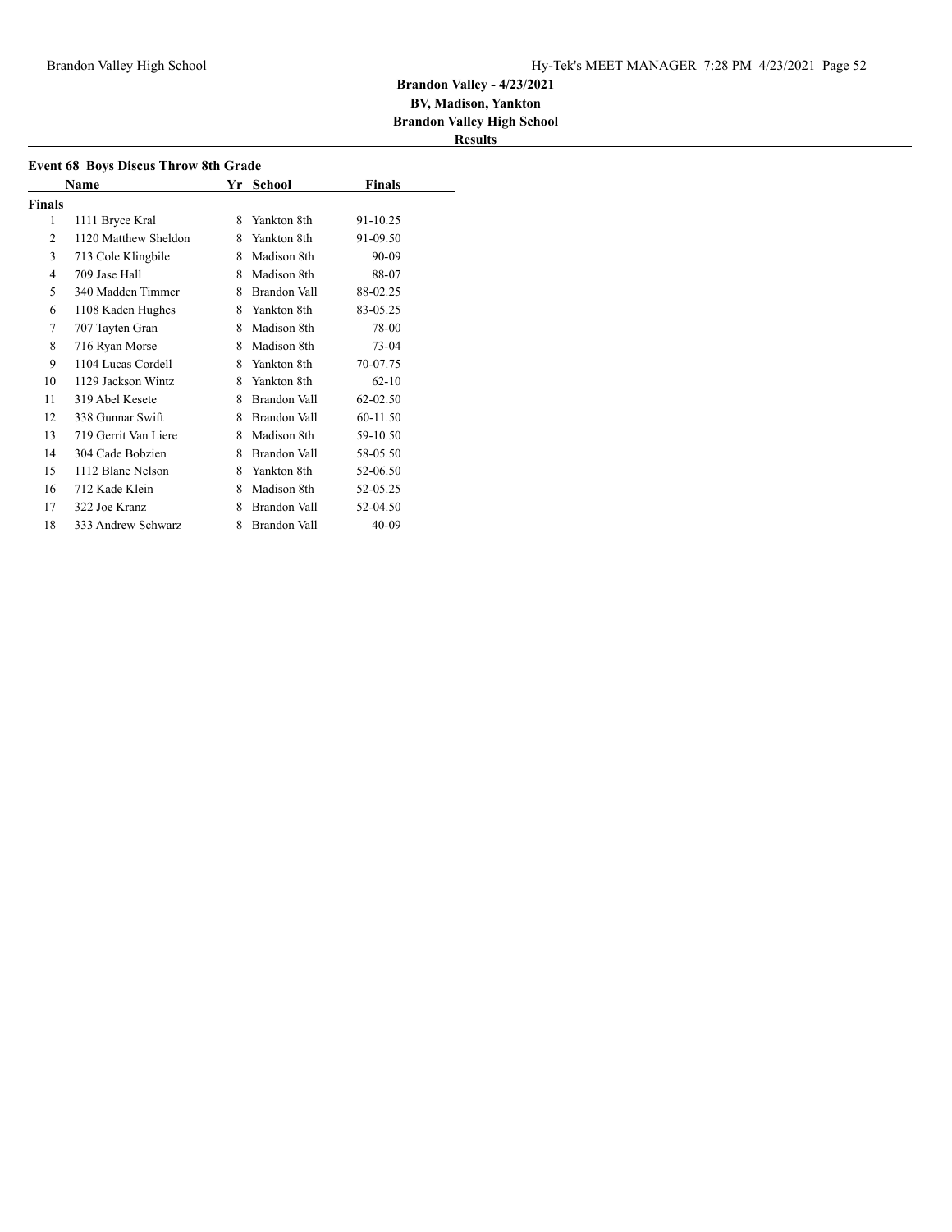**Brandon Valley - 4/23/2021**

**BV, Madison, Yankton**

**Brandon Valley High School**

**Results**

### Event 68 Boys Discus Throw 8th Grade

| | Name | Yr | School | Finals |
|---|---|---|---|---|
| **Finals** | | | | |
| 1 | 1111 Bryce Kral | 8 | Yankton 8th | 91-10.25 |
| 2 | 1120 Matthew Sheldon | 8 | Yankton 8th | 91-09.50 |
| 3 | 713 Cole Klingbile | 8 | Madison 8th | 90-09 |
| 4 | 709 Jase Hall | 8 | Madison 8th | 88-07 |
| 5 | 340 Madden Timmer | 8 | Brandon Vall | 88-02.25 |
| 6 | 1108 Kaden Hughes | 8 | Yankton 8th | 83-05.25 |
| 7 | 707 Tayten Gran | 8 | Madison 8th | 78-00 |
| 8 | 716 Ryan Morse | 8 | Madison 8th | 73-04 |
| 9 | 1104 Lucas Cordell | 8 | Yankton 8th | 70-07.75 |
| 10 | 1129 Jackson Wintz | 8 | Yankton 8th | 62-10 |
| 11 | 319 Abel Kesete | 8 | Brandon Vall | 62-02.50 |
| 12 | 338 Gunnar Swift | 8 | Brandon Vall | 60-11.50 |
| 13 | 719 Gerrit Van Liere | 8 | Madison 8th | 59-10.50 |
| 14 | 304 Cade Bobzien | 8 | Brandon Vall | 58-05.50 |
| 15 | 1112 Blane Nelson | 8 | Yankton 8th | 52-06.50 |
| 16 | 712 Kade Klein | 8 | Madison 8th | 52-05.25 |
| 17 | 322 Joe Kranz | 8 | Brandon Vall | 52-04.50 |
| 18 | 333 Andrew Schwarz | 8 | Brandon Vall | 40-09 |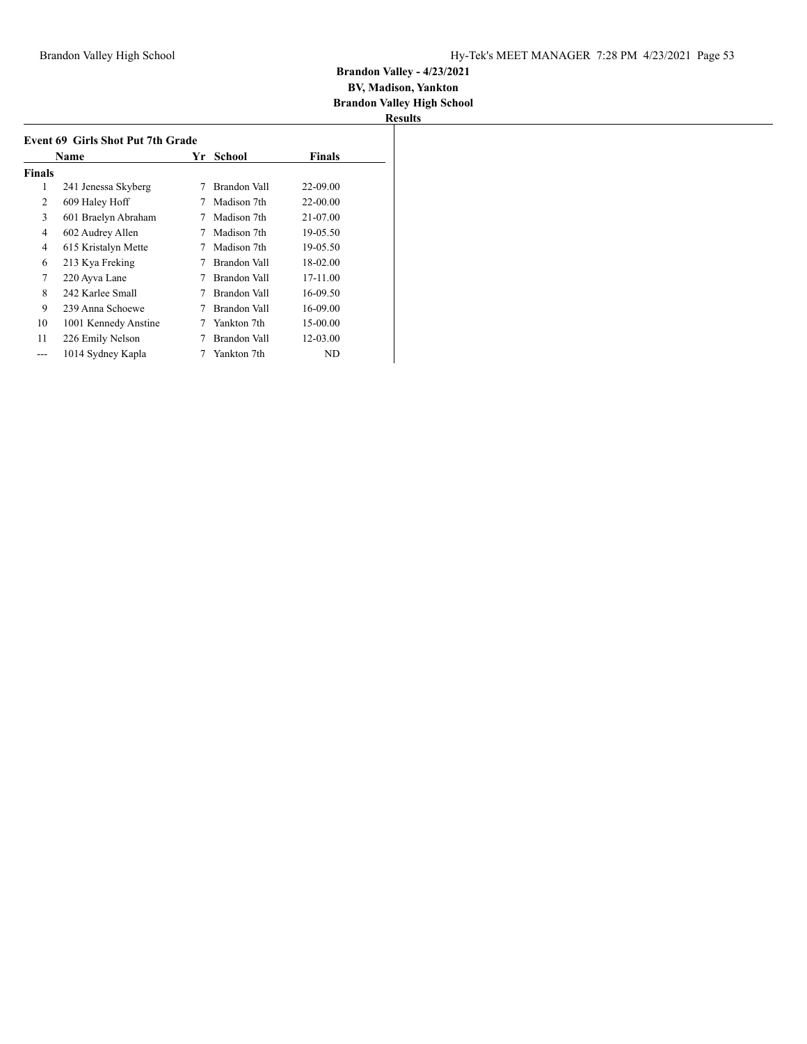**Brandon Valley - 4/23/2021**

**BV, Madison, Yankton**

**Brandon Valley High School**

**Results**

### Event 69 Girls Shot Put 7th Grade

| | Name | Yr | School | Finals |
|---|---|---|---|---|
| **Finals** | | | | |
| 1 | 241 Jenessa Skyberg | 7 | Brandon Vall | 22-09.00 |
| 2 | 609 Haley Hoff | 7 | Madison 7th | 22-00.00 |
| 3 | 601 Braelyn Abraham | 7 | Madison 7th | 21-07.00 |
| 4 | 602 Audrey Allen | 7 | Madison 7th | 19-05.50 |
| 4 | 615 Kristalyn Mette | 7 | Madison 7th | 19-05.50 |
| 6 | 213 Kya Freking | 7 | Brandon Vall | 18-02.00 |
| 7 | 220 Ayva Lane | 7 | Brandon Vall | 17-11.00 |
| 8 | 242 Karlee Small | 7 | Brandon Vall | 16-09.50 |
| 9 | 239 Anna Schoewe | 7 | Brandon Vall | 16-09.00 |
| 10 | 1001 Kennedy Anstine | 7 | Yankton 7th | 15-00.00 |
| 11 | 226 Emily Nelson | 7 | Brandon Vall | 12-03.00 |
| --- | 1014 Sydney Kapla | 7 | Yankton 7th | ND |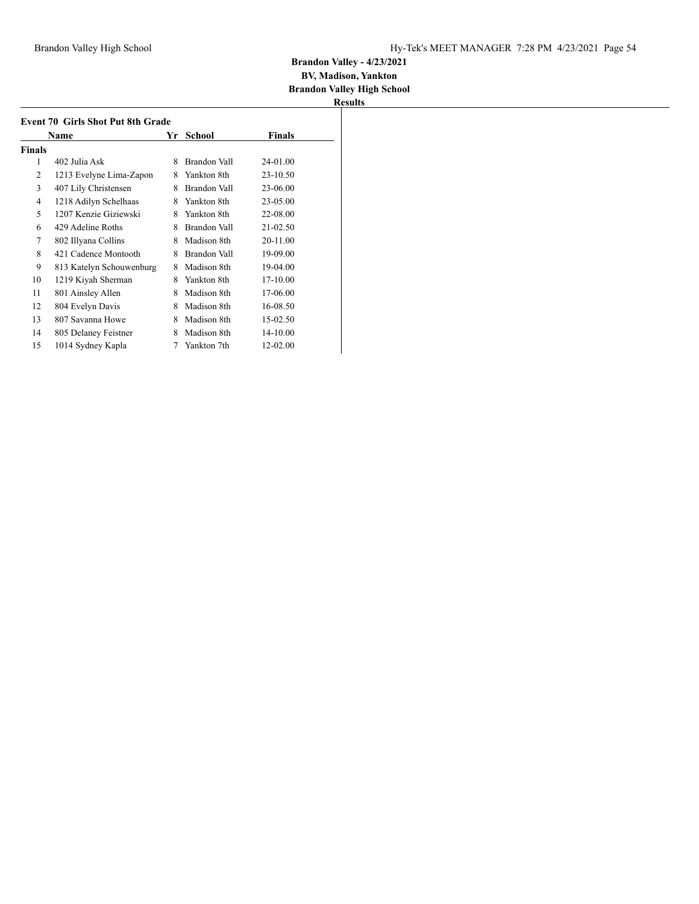**Brandon Valley - 4/23/2021**
**BV, Madison, Yankton**
**Brandon Valley High School**
**Results**

### Event 70 Girls Shot Put 8th Grade

| | Name | Yr | School | Finals |
|---|---|---|---|---|
| **Finals** | | | | |
| 1 | 402 Julia Ask | 8 | Brandon Vall | 24-01.00 |
| 2 | 1213 Evelyne Lima-Zapon | 8 | Yankton 8th | 23-10.50 |
| 3 | 407 Lily Christensen | 8 | Brandon Vall | 23-06.00 |
| 4 | 1218 Adilyn Schelhaas | 8 | Yankton 8th | 23-05.00 |
| 5 | 1207 Kenzie Giziewski | 8 | Yankton 8th | 22-08.00 |
| 6 | 429 Adeline Roths | 8 | Brandon Vall | 21-02.50 |
| 7 | 802 Illyana Collins | 8 | Madison 8th | 20-11.00 |
| 8 | 421 Cadence Montooth | 8 | Brandon Vall | 19-09.00 |
| 9 | 813 Katelyn Schouwenburg | 8 | Madison 8th | 19-04.00 |
| 10 | 1219 Kiyah Sherman | 8 | Yankton 8th | 17-10.00 |
| 11 | 801 Ainsley Allen | 8 | Madison 8th | 17-06.00 |
| 12 | 804 Evelyn Davis | 8 | Madison 8th | 16-08.50 |
| 13 | 807 Savanna Howe | 8 | Madison 8th | 15-02.50 |
| 14 | 805 Delaney Feistner | 8 | Madison 8th | 14-10.00 |
| 15 | 1014 Sydney Kapla | 7 | Yankton 7th | 12-02.00 |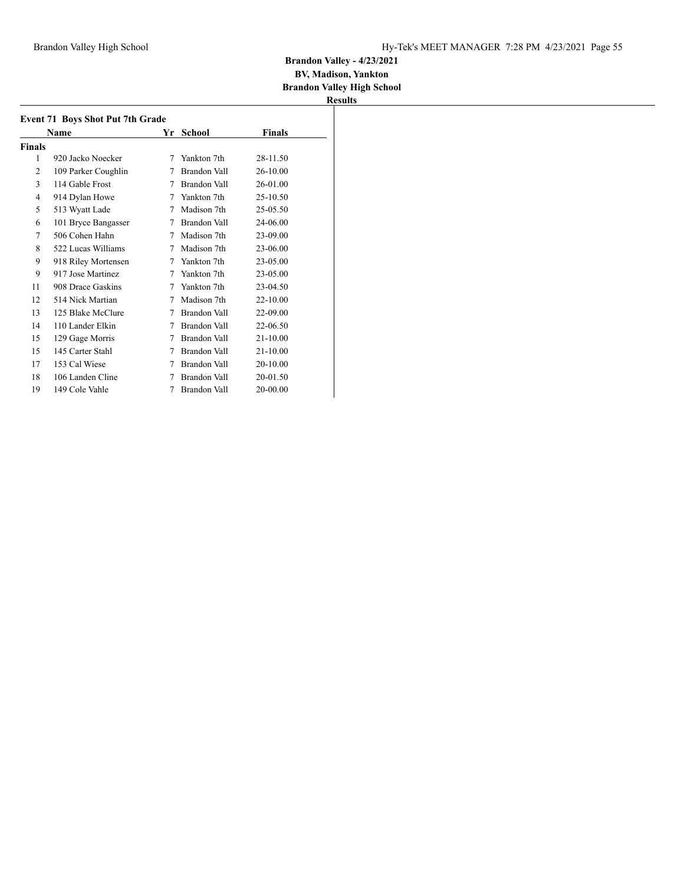**Brandon Valley - 4/23/2021**
**BV, Madison, Yankton**
**Brandon Valley High School**
**Results**

### Event 71 Boys Shot Put 7th Grade

| | Name | Yr | School | Finals |
|---|---|---|---|---|
| **Finals** | | | | |
| 1 | 920 Jacko Noecker | 7 | Yankton 7th | 28-11.50 |
| 2 | 109 Parker Coughlin | 7 | Brandon Vall | 26-10.00 |
| 3 | 114 Gable Frost | 7 | Brandon Vall | 26-01.00 |
| 4 | 914 Dylan Howe | 7 | Yankton 7th | 25-10.50 |
| 5 | 513 Wyatt Lade | 7 | Madison 7th | 25-05.50 |
| 6 | 101 Bryce Bangasser | 7 | Brandon Vall | 24-06.00 |
| 7 | 506 Cohen Hahn | 7 | Madison 7th | 23-09.00 |
| 8 | 522 Lucas Williams | 7 | Madison 7th | 23-06.00 |
| 9 | 918 Riley Mortensen | 7 | Yankton 7th | 23-05.00 |
| 9 | 917 Jose Martinez | 7 | Yankton 7th | 23-05.00 |
| 11 | 908 Drace Gaskins | 7 | Yankton 7th | 23-04.50 |
| 12 | 514 Nick Martian | 7 | Madison 7th | 22-10.00 |
| 13 | 125 Blake McClure | 7 | Brandon Vall | 22-09.00 |
| 14 | 110 Lander Elkin | 7 | Brandon Vall | 22-06.50 |
| 15 | 129 Gage Morris | 7 | Brandon Vall | 21-10.00 |
| 15 | 145 Carter Stahl | 7 | Brandon Vall | 21-10.00 |
| 17 | 153 Cal Wiese | 7 | Brandon Vall | 20-10.00 |
| 18 | 106 Landen Cline | 7 | Brandon Vall | 20-01.50 |
| 19 | 149 Cole Vahle | 7 | Brandon Vall | 20-00.00 |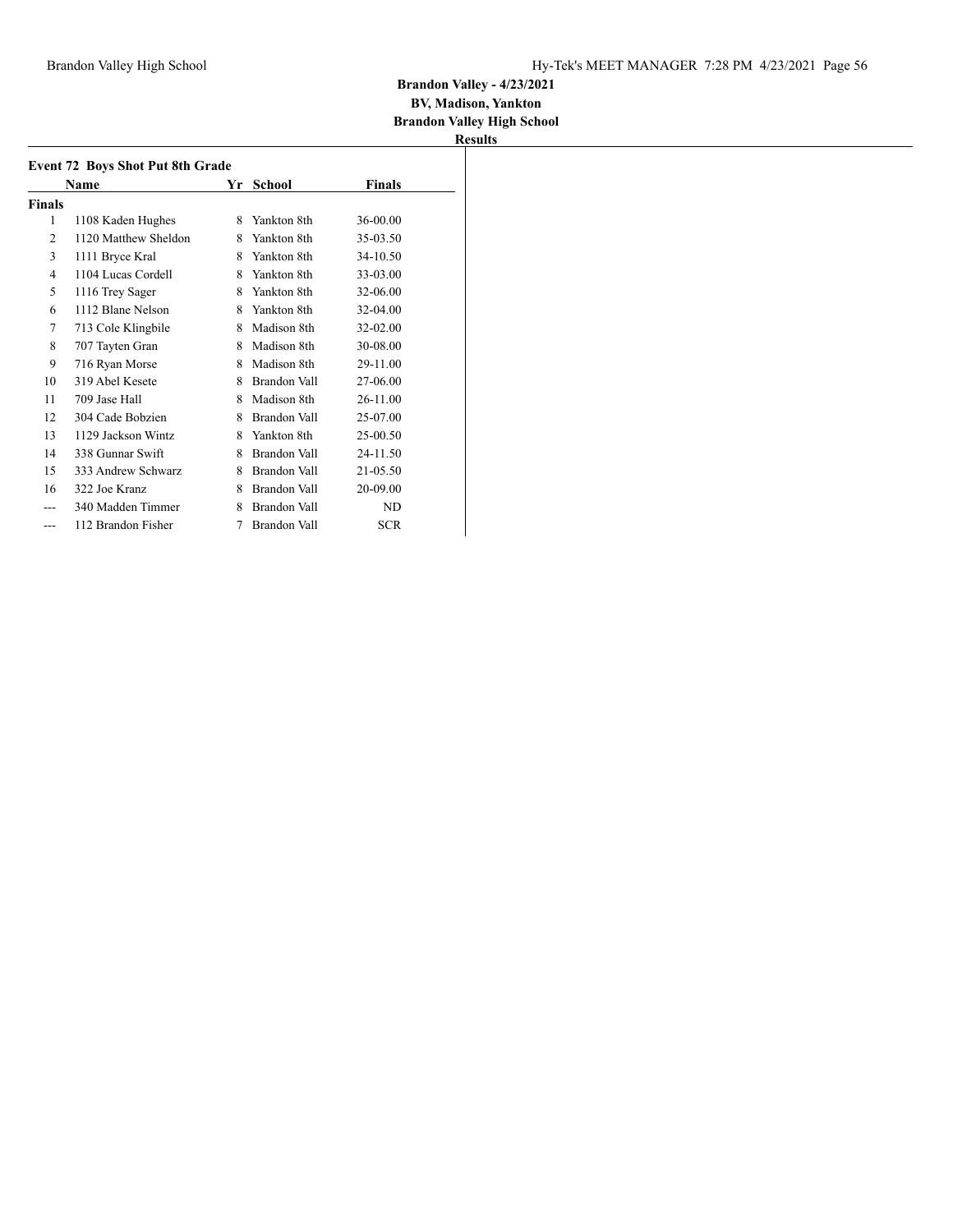**Brandon Valley - 4/23/2021**
**BV, Madison, Yankton**
**Brandon Valley High School**
**Results**

### Event 72 Boys Shot Put 8th Grade

| | Name | Yr | School | Finals |
|---|---|---|---|---|
| **Finals** | | | | |
| 1 | 1108 Kaden Hughes | 8 | Yankton 8th | 36-00.00 |
| 2 | 1120 Matthew Sheldon | 8 | Yankton 8th | 35-03.50 |
| 3 | 1111 Bryce Kral | 8 | Yankton 8th | 34-10.50 |
| 4 | 1104 Lucas Cordell | 8 | Yankton 8th | 33-03.00 |
| 5 | 1116 Trey Sager | 8 | Yankton 8th | 32-06.00 |
| 6 | 1112 Blane Nelson | 8 | Yankton 8th | 32-04.00 |
| 7 | 713 Cole Klingbile | 8 | Madison 8th | 32-02.00 |
| 8 | 707 Tayten Gran | 8 | Madison 8th | 30-08.00 |
| 9 | 716 Ryan Morse | 8 | Madison 8th | 29-11.00 |
| 10 | 319 Abel Kesete | 8 | Brandon Vall | 27-06.00 |
| 11 | 709 Jase Hall | 8 | Madison 8th | 26-11.00 |
| 12 | 304 Cade Bobzien | 8 | Brandon Vall | 25-07.00 |
| 13 | 1129 Jackson Wintz | 8 | Yankton 8th | 25-00.50 |
| 14 | 338 Gunnar Swift | 8 | Brandon Vall | 24-11.50 |
| 15 | 333 Andrew Schwarz | 8 | Brandon Vall | 21-05.50 |
| 16 | 322 Joe Kranz | 8 | Brandon Vall | 20-09.00 |
| --- | 340 Madden Timmer | 8 | Brandon Vall | ND |
| --- | 112 Brandon Fisher | 7 | Brandon Vall | SCR |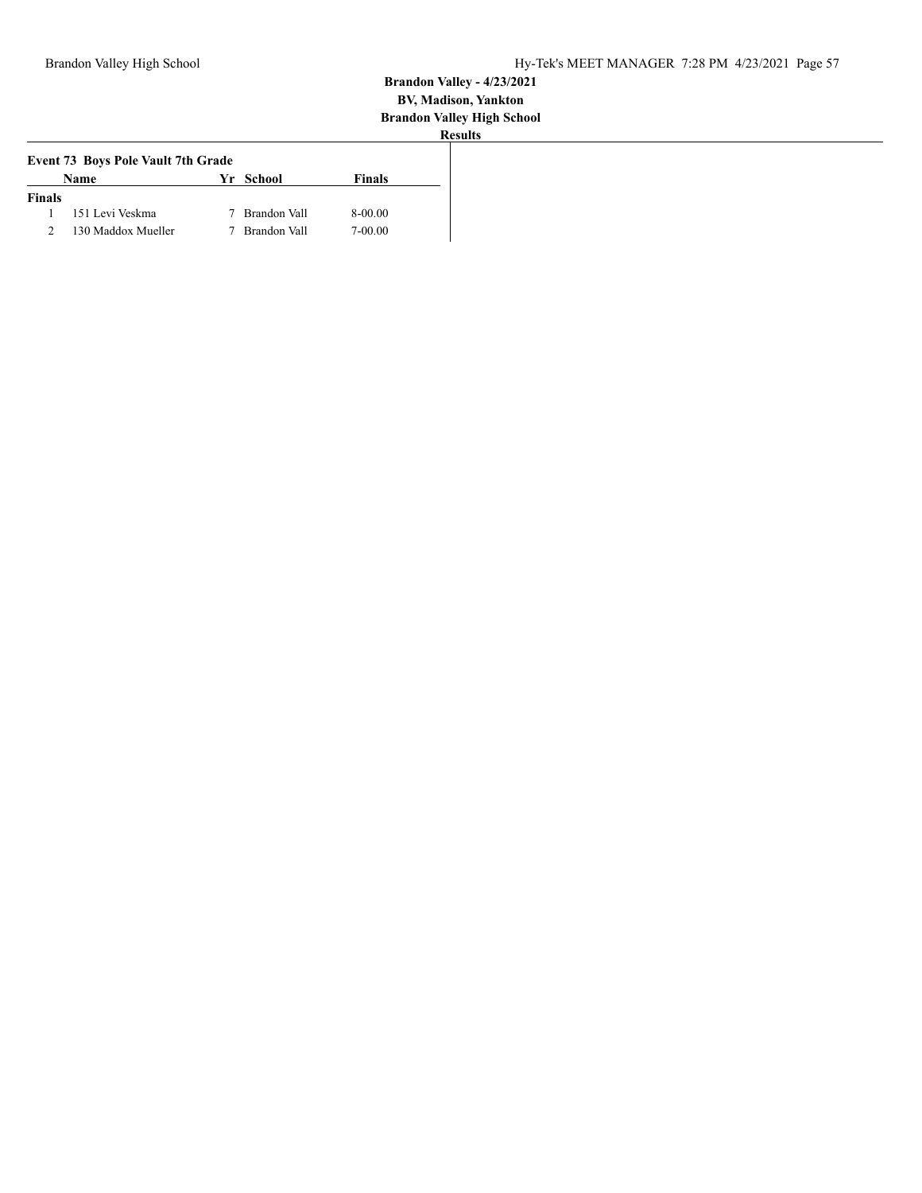**Brandon Valley - 4/23/2021**
**BV, Madison, Yankton**
**Brandon Valley High School**
**Results**

### Event 73 Boys Pole Vault 7th Grade

| | Name | Yr | School | Finals |
|---|---|---|---|---|
| **Finals** | | | | |
| 1 | 151 Levi Veskma | 7 | Brandon Vall | 8-00.00 |
| 2 | 130 Maddox Mueller | 7 | Brandon Vall | 7-00.00 |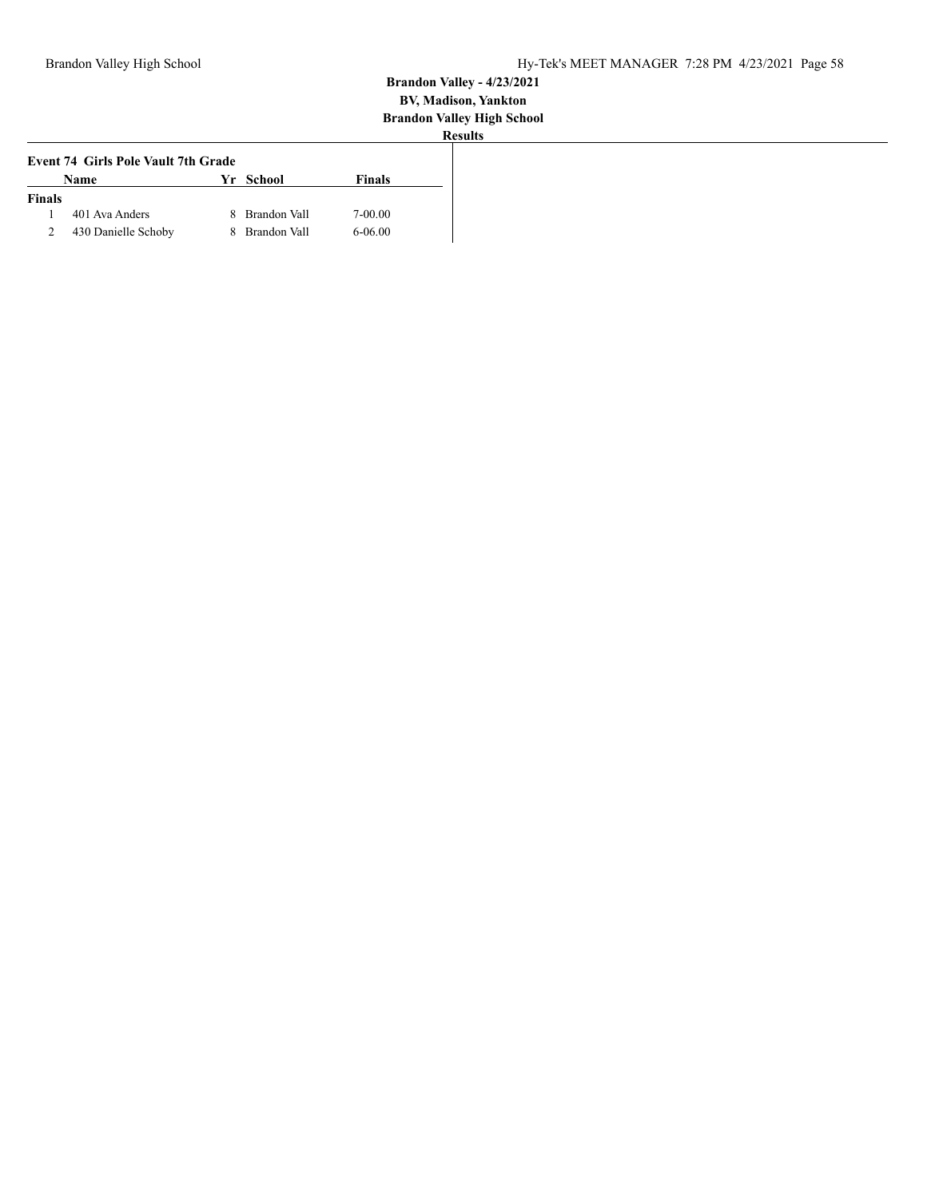**Brandon Valley - 4/23/2021**

**BV, Madison, Yankton**

**Brandon Valley High School**

**Results**

### Event 74 Girls Pole Vault 7th Grade

| | Name | Yr | School | Finals |
|---|---|---|---|---|
| **Finals** | | | | |
| 1 | 401 Ava Anders | 8 | Brandon Vall | 7-00.00 |
| 2 | 430 Danielle Schoby | 8 | Brandon Vall | 6-06.00 |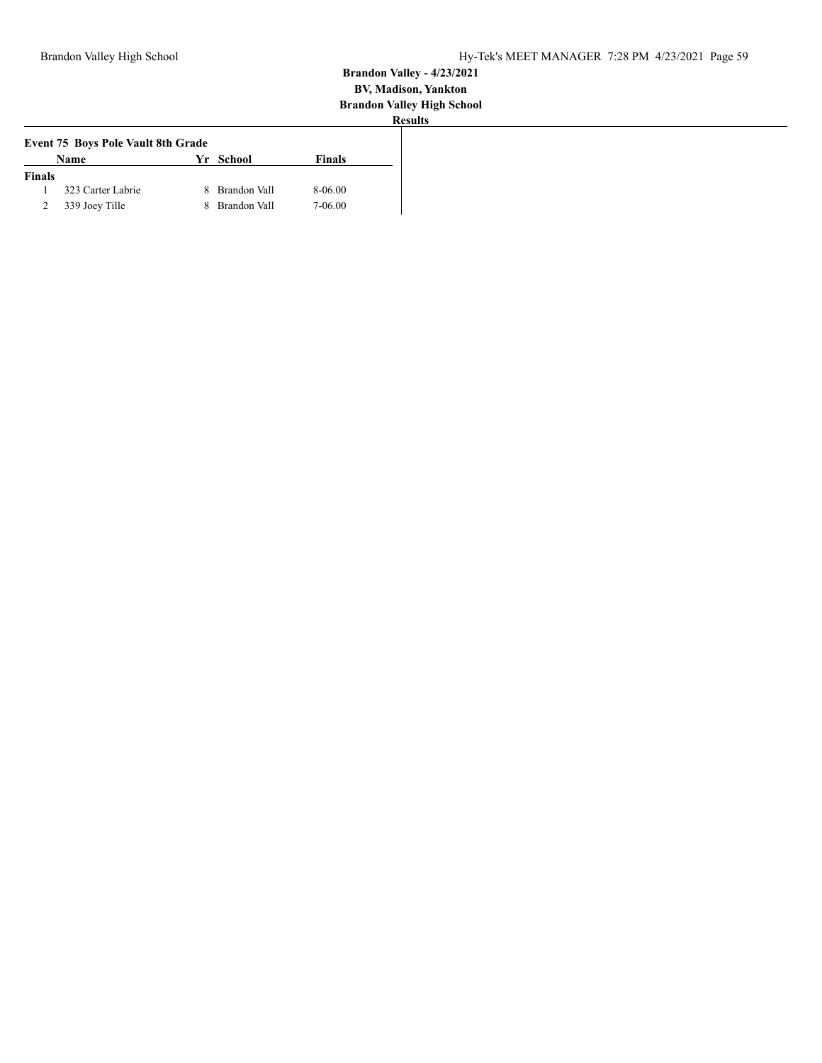**Brandon Valley - 4/23/2021**
**BV, Madison, Yankton**
**Brandon Valley High School**
**Results**

### Event 75 Boys Pole Vault 8th Grade

| | Name | Yr | School | Finals |
|---|---|---|---|---|
| **Finals** | | | | |
| 1 | 323 Carter Labrie | 8 | Brandon Vall | 8-06.00 |
| 2 | 339 Joey Tille | 8 | Brandon Vall | 7-06.00 |